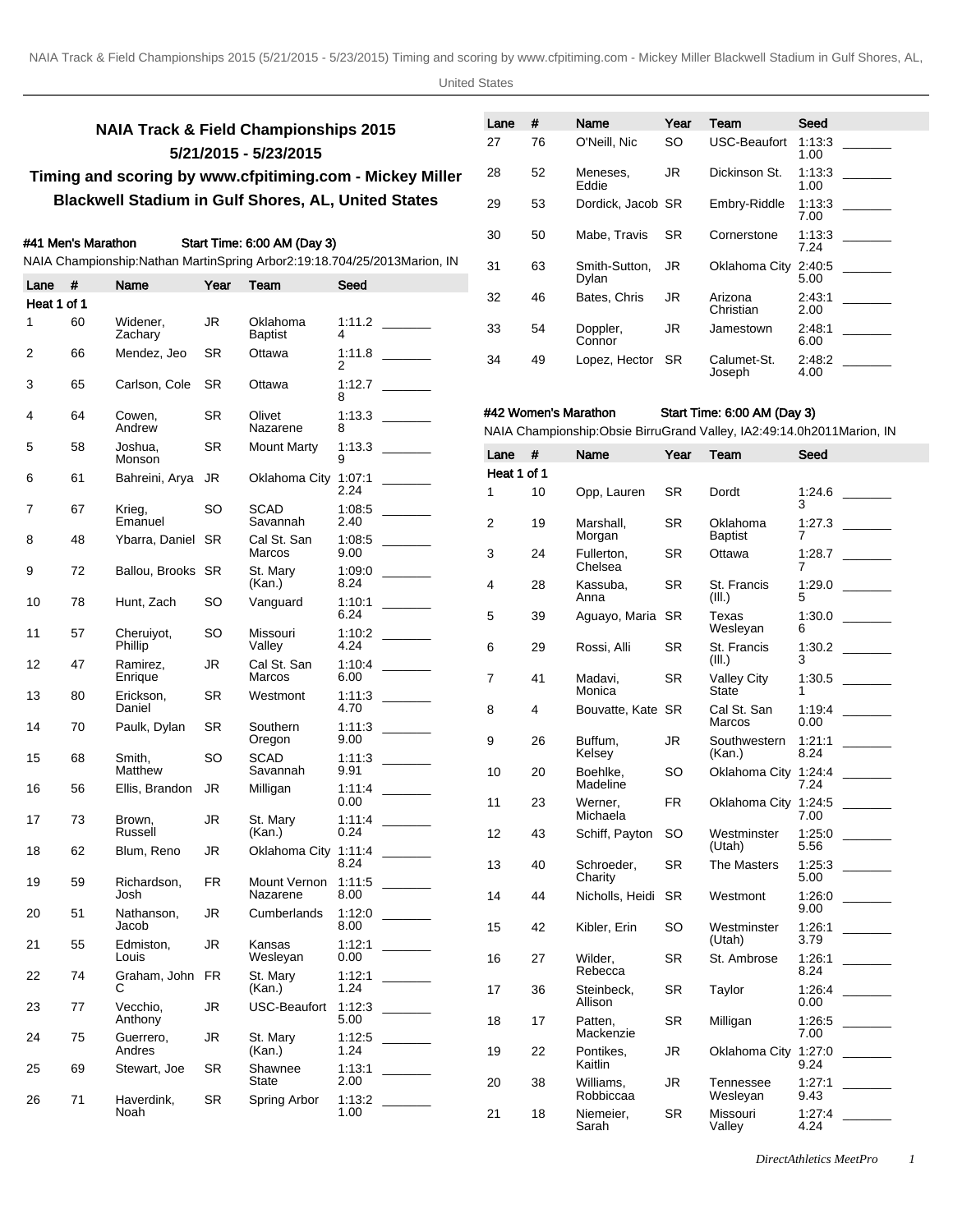# NAIA Track & Field Championships 2015

## 5/21/2015 - 5/23/2015

## Timing and scoring by www.cfpitiming.com - Mickey Miller Blackwell Stadium in Gulf Shores, AL, United States

### #41 Men's Marathon

Start Time: 6:00 AM (Day 3)

NAIA Championship:Nathan MartinSpring Arbor2:19:18.704/25/2013Marion, IN

| Lane | # | Name | Year | Team | Seed | |
|---|---|---|---|---|---|---|
| Heat 1 of 1 | | | | | | |
| 1 | 60 | Widener, Zachary | JR | Oklahoma Baptist | 1:11.24 | _______ |
| 2 | 66 | Mendez, Jeo | SR | Ottawa | 1:11.82 | _______ |
| 3 | 65 | Carlson, Cole | SR | Ottawa | 1:12.78 | _______ |
| 4 | 64 | Cowen, Andrew | SR | Olivet Nazarene | 1:13.38 | _______ |
| 5 | 58 | Joshua, Monson | SR | Mount Marty | 1:13.39 | _______ |
| 6 | 61 | Bahreini, Arya | JR | Oklahoma City | 1:07:12.24 | _______ |
| 7 | 67 | Krieg, Emanuel | SO | SCAD Savannah | 1:08:52.40 | _______ |
| 8 | 48 | Ybarra, Daniel | SR | Cal St. San Marcos | 1:08:59.00 | _______ |
| 9 | 72 | Ballou, Brooks | SR | St. Mary (Kan.) | 1:09:08.24 | _______ |
| 10 | 78 | Hunt, Zach | SO | Vanguard | 1:10:16.24 | _______ |
| 11 | 57 | Cheruiyot, Phillip | SO | Missouri Valley | 1:10:24.24 | _______ |
| 12 | 47 | Ramirez, Enrique | JR | Cal St. San Marcos | 1:10:46.00 | _______ |
| 13 | 80 | Erickson, Daniel | SR | Westmont | 1:11:34.70 | _______ |
| 14 | 70 | Paulk, Dylan | SR | Southern Oregon | 1:11:39.00 | _______ |
| 15 | 68 | Smith, Matthew | SO | SCAD Savannah | 1:11:39.91 | _______ |
| 16 | 56 | Ellis, Brandon | JR | Milligan | 1:11:40.00 | _______ |
| 17 | 73 | Brown, Russell | JR | St. Mary (Kan.) | 1:11:40.24 | _______ |
| 18 | 62 | Blum, Reno | JR | Oklahoma City | 1:11:48.24 | _______ |
| 19 | 59 | Richardson, Josh | FR | Mount Vernon Nazarene | 1:11:58.00 | _______ |
| 20 | 51 | Nathanson, Jacob | JR | Cumberlands | 1:12:08.00 | _______ |
| 21 | 55 | Edmiston, Louis | JR | Kansas Wesleyan | 1:12:10.00 | _______ |
| 22 | 74 | Graham, John C | FR | St. Mary (Kan.) | 1:12:11.24 | _______ |
| 23 | 77 | Vecchio, Anthony | JR | USC-Beaufort | 1:12:35.00 | _______ |
| 24 | 75 | Guerrero, Andres | JR | St. Mary (Kan.) | 1:12:51.24 | _______ |
| 25 | 69 | Stewart, Joe | SR | Shawnee State | 1:13:12.00 | _______ |
| 26 | 71 | Haverdink, Noah | SR | Spring Arbor | 1:13:21.00 | _______ |
| 27 | 76 | O'Neill, Nic | SO | USC-Beaufort | 1:13:31.00 | _______ |
| 28 | 52 | Meneses, Eddie | JR | Dickinson St. | 1:13:31.00 | _______ |
| 29 | 53 | Dordick, Jacob | SR | Embry-Riddle | 1:13:37.00 | _______ |
| 30 | 50 | Mabe, Travis | SR | Cornerstone | 1:13:37.24 | _______ |
| 31 | 63 | Smith-Sutton, Dylan | JR | Oklahoma City | 2:40:55.00 | _______ |
| 32 | 46 | Bates, Chris | JR | Arizona Christian | 2:43:12.00 | _______ |
| 33 | 54 | Doppler, Connor | JR | Jamestown | 2:48:16.00 | _______ |
| 34 | 49 | Lopez, Hector | SR | Calumet-St. Joseph | 2:48:24.00 | _______ |

### #42 Women's Marathon

Start Time: 6:00 AM (Day 3)

NAIA Championship:Obsie BirruGrand Valley, IA2:49:14.0h2011Marion, IN

| Lane | # | Name | Year | Team | Seed | |
|---|---|---|---|---|---|---|
| Heat 1 of 1 | | | | | | |
| 1 | 10 | Opp, Lauren | SR | Dordt | 1:24.63 | _______ |
| 2 | 19 | Marshall, Morgan | SR | Oklahoma Baptist | 1:27.37 | _______ |
| 3 | 24 | Fullerton, Chelsea | SR | Ottawa | 1:28.77 | _______ |
| 4 | 28 | Kassuba, Anna | SR | St. Francis (Ill.) | 1:29.05 | _______ |
| 5 | 39 | Aguayo, Maria | SR | Texas Wesleyan | 1:30.06 | _______ |
| 6 | 29 | Rossi, Alli | SR | St. Francis (Ill.) | 1:30.23 | _______ |
| 7 | 41 | Madavi, Monica | SR | Valley City State | 1:30.51 | _______ |
| 8 | 4 | Bouvatte, Kate | SR | Cal St. San Marcos | 1:19:40.00 | _______ |
| 9 | 26 | Buffum, Kelsey | JR | Southwestern (Kan.) | 1:21:18.24 | _______ |
| 10 | 20 | Boehlke, Madeline | SO | Oklahoma City | 1:24:47.24 | _______ |
| 11 | 23 | Werner, Michaela | FR | Oklahoma City | 1:24:57.00 | _______ |
| 12 | 43 | Schiff, Payton | SO | Westminster (Utah) | 1:25:05.56 | _______ |
| 13 | 40 | Schroeder, Charity | SR | The Masters | 1:25:35.00 | _______ |
| 14 | 44 | Nicholls, Heidi | SR | Westmont | 1:26:09.00 | _______ |
| 15 | 42 | Kibler, Erin | SO | Westminster (Utah) | 1:26:13.79 | _______ |
| 16 | 27 | Wilder, Rebecca | SR | St. Ambrose | 1:26:18.24 | _______ |
| 17 | 36 | Steinbeck, Allison | SR | Taylor | 1:26:40.00 | _______ |
| 18 | 17 | Patten, Mackenzie | SR | Milligan | 1:26:57.00 | _______ |
| 19 | 22 | Pontikes, Kaitlin | JR | Oklahoma City | 1:27:09.24 | _______ |
| 20 | 38 | Williams, Robbiccaa | JR | Tennessee Wesleyan | 1:27:19.43 | _______ |
| 21 | 18 | Niemeier, Sarah | SR | Missouri Valley | 1:27:44.24 | _______ |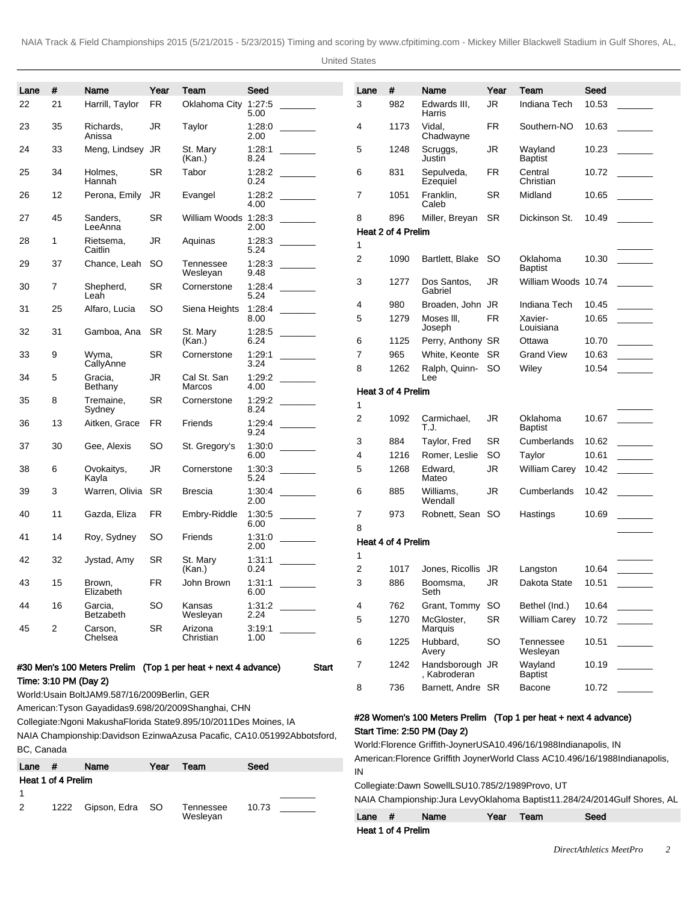| Lane | # | Name | Year | Team | Seed | |
|---|---|---|---|---|---|---|
| 22 | 21 | Harrill, Taylor | FR | Oklahoma City | 1:27:55.00 | _______ |
| 23 | 35 | Richards, Anissa | JR | Taylor | 1:28:02.00 | _______ |
| 24 | 33 | Meng, Lindsey | JR | St. Mary (Kan.) | 1:28:18.24 | _______ |
| 25 | 34 | Holmes, Hannah | SR | Tabor | 1:28:20.24 | _______ |
| 26 | 12 | Perona, Emily | JR | Evangel | 1:28:24.00 | _______ |
| 27 | 45 | Sanders, LeeAnna | SR | William Woods | 1:28:32.00 | _______ |
| 28 | 1 | Rietsema, Caitlin | JR | Aquinas | 1:28:35.24 | _______ |
| 29 | 37 | Chance, Leah | SO | Tennessee Wesleyan | 1:28:39.48 | _______ |
| 30 | 7 | Shepherd, Leah | SR | Cornerstone | 1:28:45.24 | _______ |
| 31 | 25 | Alfaro, Lucia | SO | Siena Heights | 1:28:48.00 | _______ |
| 32 | 31 | Gamboa, Ana | SR | St. Mary (Kan.) | 1:28:56.24 | _______ |
| 33 | 9 | Wyma, CallyAnne | SR | Cornerstone | 1:29:13.24 | _______ |
| 34 | 5 | Gracia, Bethany | JR | Cal St. San Marcos | 1:29:24.00 | _______ |
| 35 | 8 | Tremaine, Sydney | SR | Cornerstone | 1:29:28.24 | _______ |
| 36 | 13 | Aitken, Grace | FR | Friends | 1:29:49.24 | _______ |
| 37 | 30 | Gee, Alexis | SO | St. Gregory's | 1:30:06.00 | _______ |
| 38 | 6 | Ovokaitys, Kayla | JR | Cornerstone | 1:30:35.24 | _______ |
| 39 | 3 | Warren, Olivia | SR | Brescia | 1:30:42.00 | _______ |
| 40 | 11 | Gazda, Eliza | FR | Embry-Riddle | 1:30:56.00 | _______ |
| 41 | 14 | Roy, Sydney | SO | Friends | 1:31:02.00 | _______ |
| 42 | 32 | Jystad, Amy | SR | St. Mary (Kan.) | 1:31:10.24 | _______ |
| 43 | 15 | Brown, Elizabeth | FR | John Brown | 1:31:16.00 | _______ |
| 44 | 16 | Garcia, Betzabeth | SO | Kansas Wesleyan | 1:31:22.24 | _______ |
| 45 | 2 | Carson, Chelsea | SR | Arizona Christian | 3:19:11.00 | _______ |

**#30 Men's 100 Meters Prelim (Top 1 per heat + next 4 advance) Start Time: 3:10 PM (Day 2)**

World:Usain BoltJAM9.587/16/2009Berlin, GER

American:Tyson Gayadidas9.698/20/2009Shanghai, CHN

Collegiate:Ngoni MakushaFlorida State9.895/10/2011Des Moines, IA

NAIA Championship:Davidson EzinwaAzusa Pacific, CA10.051992Abbotsford, BC, Canada

| Lane | # | Name | Year | Team | Seed | |
|---|---|---|---|---|---|---|
| **Heat 1 of 4 Prelim** | | | | | | |
| 1 | | | | | | _______ |
| 2 | 1222 | Gipson, Edra | SO | Tennessee Wesleyan | 10.73 | _______ |
| 3 | 982 | Edwards III, Harris | JR | Indiana Tech | 10.53 | _______ |
| 4 | 1173 | Vidal, Chadwayne | FR | Southern-NO | 10.63 | _______ |
| 5 | 1248 | Scruggs, Justin | JR | Wayland Baptist | 10.23 | _______ |
| 6 | 831 | Sepulveda, Ezequiel | FR | Central Christian | 10.72 | _______ |
| 7 | 1051 | Franklin, Caleb | SR | Midland | 10.65 | _______ |
| 8 | 896 | Miller, Breyan | SR | Dickinson St. | 10.49 | _______ |
| **Heat 2 of 4 Prelim** | | | | | | |
| 1 | | | | | | _______ |
| 2 | 1090 | Bartlett, Blake | SO | Oklahoma Baptist | 10.30 | _______ |
| 3 | 1277 | Dos Santos, Gabriel | JR | William Woods | 10.74 | _______ |
| 4 | 980 | Broaden, John | JR | Indiana Tech | 10.45 | _______ |
| 5 | 1279 | Moses lll, Joseph | FR | Xavier-Louisiana | 10.65 | _______ |
| 6 | 1125 | Perry, Anthony | SR | Ottawa | 10.70 | _______ |
| 7 | 965 | White, Keonte | SR | Grand View | 10.63 | _______ |
| 8 | 1262 | Ralph, Quinn-Lee | SO | Wiley | 10.54 | _______ |
| **Heat 3 of 4 Prelim** | | | | | | |
| 1 | | | | | | _______ |
| 2 | 1092 | Carmichael, T.J. | JR | Oklahoma Baptist | 10.67 | _______ |
| 3 | 884 | Taylor, Fred | SR | Cumberlands | 10.62 | _______ |
| 4 | 1216 | Romer, Leslie | SO | Taylor | 10.61 | _______ |
| 5 | 1268 | Edward, Mateo | JR | William Carey | 10.42 | _______ |
| 6 | 885 | Williams, Wendall | JR | Cumberlands | 10.42 | _______ |
| 7 | 973 | Robnett, Sean | SO | Hastings | 10.69 | _______ |
| 8 | | | | | | _______ |
| **Heat 4 of 4 Prelim** | | | | | | |
| 1 | | | | | | _______ |
| 2 | 1017 | Jones, Ricollis | JR | Langston | 10.64 | _______ |
| 3 | 886 | Boomsma, Seth | JR | Dakota State | 10.51 | _______ |
| 4 | 762 | Grant, Tommy | SO | Bethel (Ind.) | 10.64 | _______ |
| 5 | 1270 | McGloster, Marquis | SR | William Carey | 10.72 | _______ |
| 6 | 1225 | Hubbard, Avery | SO | Tennessee Wesleyan | 10.51 | _______ |
| 7 | 1242 | Handsborough, Kabroderan | JR | Wayland Baptist | 10.19 | _______ |
| 8 | 736 | Barnett, Andre | SR | Bacone | 10.72 | _______ |

**#28 Women's 100 Meters Prelim (Top 1 per heat + next 4 advance) Start Time: 2:50 PM (Day 2)**

World:Florence Griffith-JoynerUSA10.496/16/1988Indianapolis, IN

American:Florence Griffith JoynerWorld Class AC10.496/16/1988Indianapolis, IN

Collegiate:Dawn SowellLSU10.785/2/1989Provo, UT

NAIA Championship:Jura LevyOklahoma Baptist11.284/24/2014Gulf Shores, AL

| Lane | # | Name | Year | Team | Seed |
|---|---|---|---|---|---|
| **Heat 1 of 4 Prelim** | | | | | |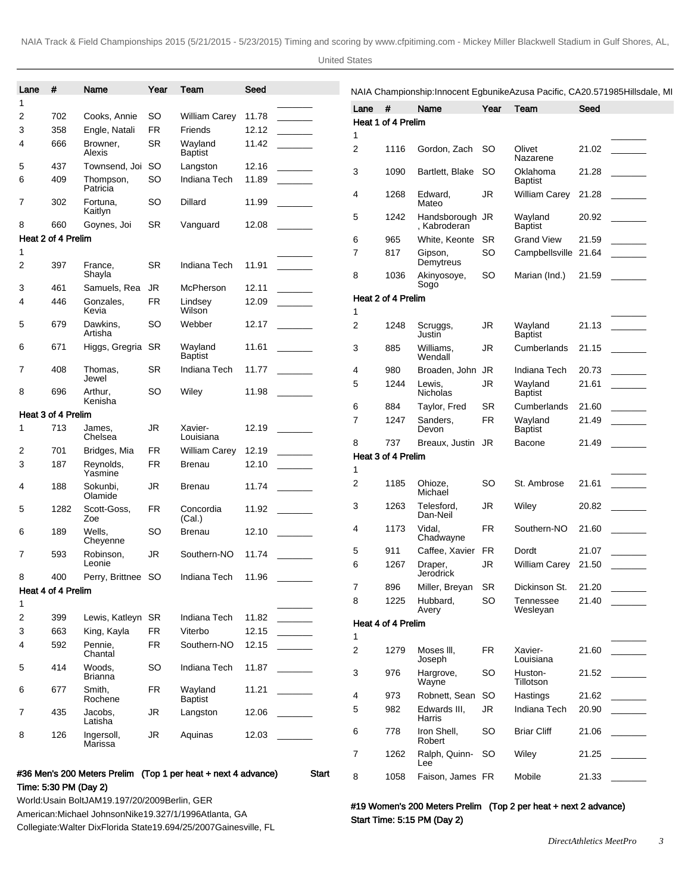| Lane | # | Name | Year | Team | Seed | |
|---|---|---|---|---|---|---|
| 1 | | | | | | _______ |
| 2 | 702 | Cooks, Annie | SO | William Carey | 11.78 | _______ |
| 3 | 358 | Engle, Natali | FR | Friends | 12.12 | _______ |
| 4 | 666 | Browner, Alexis | SR | Wayland Baptist | 11.42 | _______ |
| 5 | 437 | Townsend, Joi | SO | Langston | 12.16 | _______ |
| 6 | 409 | Thompson, Patricia | SO | Indiana Tech | 11.89 | _______ |
| 7 | 302 | Fortuna, Kaitlyn | SO | Dillard | 11.99 | _______ |
| 8 | 660 | Goynes, Joi | SR | Vanguard | 12.08 | _______ |
| **Heat 2 of 4 Prelim** | | | | | | |
| 1 | | | | | | _______ |
| 2 | 397 | France, Shayla | SR | Indiana Tech | 11.91 | _______ |
| 3 | 461 | Samuels, Rea | JR | McPherson | 12.11 | _______ |
| 4 | 446 | Gonzales, Kevia | FR | Lindsey Wilson | 12.09 | _______ |
| 5 | 679 | Dawkins, Artisha | SO | Webber | 12.17 | _______ |
| 6 | 671 | Higgs, Gregria | SR | Wayland Baptist | 11.61 | _______ |
| 7 | 408 | Thomas, Jewel | SR | Indiana Tech | 11.77 | _______ |
| 8 | 696 | Arthur, Kenisha | SO | Wiley | 11.98 | _______ |
| **Heat 3 of 4 Prelim** | | | | | | |
| 1 | 713 | James, Chelsea | JR | Xavier-Louisiana | 12.19 | _______ |
| 2 | 701 | Bridges, Mia | FR | William Carey | 12.19 | _______ |
| 3 | 187 | Reynolds, Yasmine | FR | Brenau | 12.10 | _______ |
| 4 | 188 | Sokunbi, Olamide | JR | Brenau | 11.74 | _______ |
| 5 | 1282 | Scott-Goss, Zoe | FR | Concordia (Cal.) | 11.92 | _______ |
| 6 | 189 | Wells, Cheyenne | SO | Brenau | 12.10 | _______ |
| 7 | 593 | Robinson, Leonie | JR | Southern-NO | 11.74 | _______ |
| 8 | 400 | Perry, Brittnee | SO | Indiana Tech | 11.96 | _______ |
| **Heat 4 of 4 Prelim** | | | | | | |
| 1 | | | | | | _______ |
| 2 | 399 | Lewis, Katleyn | SR | Indiana Tech | 11.82 | _______ |
| 3 | 663 | King, Kayla | FR | Viterbo | 12.15 | _______ |
| 4 | 592 | Pennie, Chantal | FR | Southern-NO | 12.15 | _______ |
| 5 | 414 | Woods, Brianna | SO | Indiana Tech | 11.87 | _______ |
| 6 | 677 | Smith, Rochene | FR | Wayland Baptist | 11.21 | _______ |
| 7 | 435 | Jacobs, Latisha | JR | Langston | 12.06 | _______ |
| 8 | 126 | Ingersoll, Marissa | JR | Aquinas | 12.03 | _______ |

**#36 Men's 200 Meters Prelim (Top 1 per heat + next 4 advance) Start Time: 5:30 PM (Day 2)**

World:Usain BoltJAM19.197/20/2009Berlin, GER

American:Michael JohnsonNike19.327/1/1996Atlanta, GA

Collegiate:Walter DixFlorida State19.694/25/2007Gainesville, FL

NAIA Championship:Innocent EgbunikeAzusa Pacific, CA20.571985Hillsdale, MI

| Lane | # | Name | Year | Team | Seed | |
|---|---|---|---|---|---|---|
| **Heat 1 of 4 Prelim** | | | | | | |
| 1 | | | | | | _______ |
| 2 | 1116 | Gordon, Zach | SO | Olivet Nazarene | 21.02 | _______ |
| 3 | 1090 | Bartlett, Blake | SO | Oklahoma Baptist | 21.28 | _______ |
| 4 | 1268 | Edward, Mateo | JR | William Carey | 21.28 | _______ |
| 5 | 1242 | Handsborough, Kabroderan | JR | Wayland Baptist | 20.92 | _______ |
| 6 | 965 | White, Keonte | SR | Grand View | 21.59 | _______ |
| 7 | 817 | Gipson, Demytreus | SO | Campbellsville | 21.64 | _______ |
| 8 | 1036 | Akinyosoye, Sogo | SO | Marian (Ind.) | 21.59 | _______ |
| **Heat 2 of 4 Prelim** | | | | | | |
| 1 | | | | | | _______ |
| 2 | 1248 | Scruggs, Justin | JR | Wayland Baptist | 21.13 | _______ |
| 3 | 885 | Williams, Wendall | JR | Cumberlands | 21.15 | _______ |
| 4 | 980 | Broaden, John | JR | Indiana Tech | 20.73 | _______ |
| 5 | 1244 | Lewis, Nicholas | JR | Wayland Baptist | 21.61 | _______ |
| 6 | 884 | Taylor, Fred | SR | Cumberlands | 21.60 | _______ |
| 7 | 1247 | Sanders, Devon | FR | Wayland Baptist | 21.49 | _______ |
| 8 | 737 | Breaux, Justin | JR | Bacone | 21.49 | _______ |
| **Heat 3 of 4 Prelim** | | | | | | |
| 1 | | | | | | _______ |
| 2 | 1185 | Ohioze, Michael | SO | St. Ambrose | 21.61 | _______ |
| 3 | 1263 | Telesford, Dan-Neil | JR | Wiley | 20.82 | _______ |
| 4 | 1173 | Vidal, Chadwayne | FR | Southern-NO | 21.60 | _______ |
| 5 | 911 | Caffee, Xavier | FR | Dordt | 21.07 | _______ |
| 6 | 1267 | Draper, Jerodrick | JR | William Carey | 21.50 | _______ |
| 7 | 896 | Miller, Breyan | SR | Dickinson St. | 21.20 | _______ |
| 8 | 1225 | Hubbard, Avery | SO | Tennessee Wesleyan | 21.40 | _______ |
| **Heat 4 of 4 Prelim** | | | | | | |
| 1 | | | | | | _______ |
| 2 | 1279 | Moses lll, Joseph | FR | Xavier-Louisiana | 21.60 | _______ |
| 3 | 976 | Hargrove, Wayne | SO | Huston-Tillotson | 21.52 | _______ |
| 4 | 973 | Robnett, Sean | SO | Hastings | 21.62 | _______ |
| 5 | 982 | Edwards III, Harris | JR | Indiana Tech | 20.90 | _______ |
| 6 | 778 | Iron Shell, Robert | SO | Briar Cliff | 21.06 | _______ |
| 7 | 1262 | Ralph, Quinn-Lee | SO | Wiley | 21.25 | _______ |
| 8 | 1058 | Faison, James | FR | Mobile | 21.33 | _______ |

**#19 Women's 200 Meters Prelim (Top 2 per heat + next 2 advance) Start Time: 5:15 PM (Day 2)**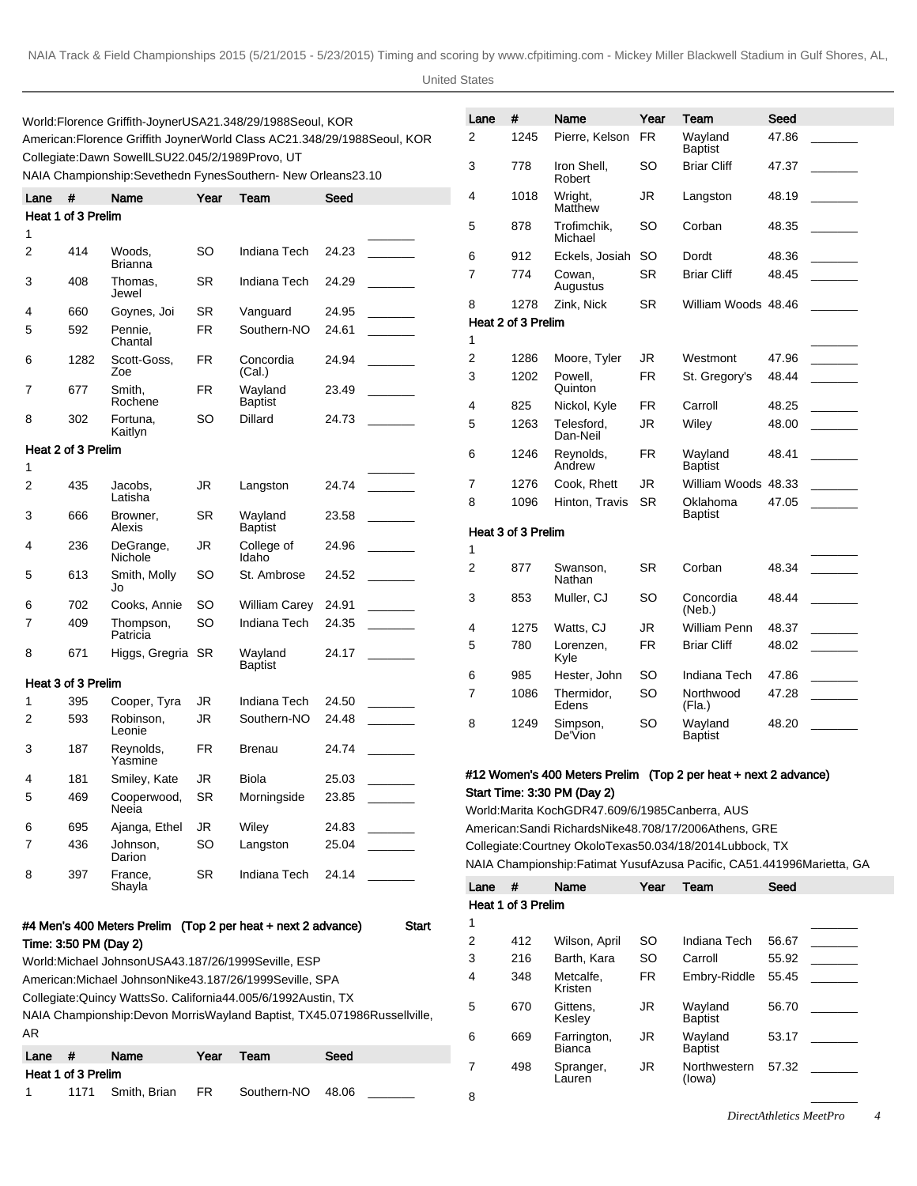World:Florence Griffith-JoynerUSA21.348/29/1988Seoul, KOR
American:Florence Griffith JoynerWorld Class AC21.348/29/1988Seoul, KOR
Collegiate:Dawn SowellLSU22.045/2/1989Provo, UT
NAIA Championship:Sevethedn FynesSouthern- New Orleans23.10

| Lane | # | Name | Year | Team | Seed | |
|---|---|---|---|---|---|---|
| **Heat 1 of 3 Prelim** | | | | | | |
| 1 | | | | | | _______ |
| 2 | 414 | Woods, Brianna | SO | Indiana Tech | 24.23 | _______ |
| 3 | 408 | Thomas, Jewel | SR | Indiana Tech | 24.29 | _______ |
| 4 | 660 | Goynes, Joi | SR | Vanguard | 24.95 | _______ |
| 5 | 592 | Pennie, Chantal | FR | Southern-NO | 24.61 | _______ |
| 6 | 1282 | Scott-Goss, Zoe | FR | Concordia (Cal.) | 24.94 | _______ |
| 7 | 677 | Smith, Rochene | FR | Wayland Baptist | 23.49 | _______ |
| 8 | 302 | Fortuna, Kaitlyn | SO | Dillard | 24.73 | _______ |
| **Heat 2 of 3 Prelim** | | | | | | |
| 1 | | | | | | _______ |
| 2 | 435 | Jacobs, Latisha | JR | Langston | 24.74 | _______ |
| 3 | 666 | Browner, Alexis | SR | Wayland Baptist | 23.58 | _______ |
| 4 | 236 | DeGrange, Nichole | JR | College of Idaho | 24.96 | _______ |
| 5 | 613 | Smith, Molly Jo | SO | St. Ambrose | 24.52 | _______ |
| 6 | 702 | Cooks, Annie | SO | William Carey | 24.91 | _______ |
| 7 | 409 | Thompson, Patricia | SO | Indiana Tech | 24.35 | _______ |
| 8 | 671 | Higgs, Gregria | SR | Wayland Baptist | 24.17 | _______ |
| **Heat 3 of 3 Prelim** | | | | | | |
| 1 | 395 | Cooper, Tyra | JR | Indiana Tech | 24.50 | _______ |
| 2 | 593 | Robinson, Leonie | JR | Southern-NO | 24.48 | _______ |
| 3 | 187 | Reynolds, Yasmine | FR | Brenau | 24.74 | _______ |
| 4 | 181 | Smiley, Kate | JR | Biola | 25.03 | _______ |
| 5 | 469 | Cooperwood, Neeia | SR | Morningside | 23.85 | _______ |
| 6 | 695 | Ajanga, Ethel | JR | Wiley | 24.83 | _______ |
| 7 | 436 | Johnson, Darion | SO | Langston | 25.04 | _______ |
| 8 | 397 | France, Shayla | SR | Indiana Tech | 24.14 | _______ |

## #4 Men's 400 Meters Prelim (Top 2 per heat + next 2 advance) Start Time: 3:50 PM (Day 2)

World:Michael JohnsonUSA43.187/26/1999Seville, ESP
American:Michael JohnsonNike43.187/26/1999Seville, SPA
Collegiate:Quincy WattsSo. California44.005/6/1992Austin, TX
NAIA Championship:Devon MorrisWayland Baptist, TX45.071986Russellville, AR

| Lane | # | Name | Year | Team | Seed | |
|---|---|---|---|---|---|---|
| **Heat 1 of 3 Prelim** | | | | | | |
| 1 | 1171 | Smith, Brian | FR | Southern-NO | 48.06 | _______ |
| 2 | 1245 | Pierre, Kelson | FR | Wayland Baptist | 47.86 | _______ |
| 3 | 778 | Iron Shell, Robert | SO | Briar Cliff | 47.37 | _______ |
| 4 | 1018 | Wright, Matthew | JR | Langston | 48.19 | _______ |
| 5 | 878 | Trofimchik, Michael | SO | Corban | 48.35 | _______ |
| 6 | 912 | Eckels, Josiah | SO | Dordt | 48.36 | _______ |
| 7 | 774 | Cowan, Augustus | SR | Briar Cliff | 48.45 | _______ |
| 8 | 1278 | Zink, Nick | SR | William Woods | 48.46 | _______ |
| **Heat 2 of 3 Prelim** | | | | | | |
| 1 | | | | | | _______ |
| 2 | 1286 | Moore, Tyler | JR | Westmont | 47.96 | _______ |
| 3 | 1202 | Powell, Quinton | FR | St. Gregory's | 48.44 | _______ |
| 4 | 825 | Nickol, Kyle | FR | Carroll | 48.25 | _______ |
| 5 | 1263 | Telesford, Dan-Neil | JR | Wiley | 48.00 | _______ |
| 6 | 1246 | Reynolds, Andrew | FR | Wayland Baptist | 48.41 | _______ |
| 7 | 1276 | Cook, Rhett | JR | William Woods | 48.33 | _______ |
| 8 | 1096 | Hinton, Travis | SR | Oklahoma Baptist | 47.05 | _______ |
| **Heat 3 of 3 Prelim** | | | | | | |
| 1 | | | | | | _______ |
| 2 | 877 | Swanson, Nathan | SR | Corban | 48.34 | _______ |
| 3 | 853 | Muller, CJ | SO | Concordia (Neb.) | 48.44 | _______ |
| 4 | 1275 | Watts, CJ | JR | William Penn | 48.37 | _______ |
| 5 | 780 | Lorenzen, Kyle | FR | Briar Cliff | 48.02 | _______ |
| 6 | 985 | Hester, John | SO | Indiana Tech | 47.86 | _______ |
| 7 | 1086 | Thermidor, Edens | SO | Northwood (Fla.) | 47.28 | _______ |
| 8 | 1249 | Simpson, De'Vion | SO | Wayland Baptist | 48.20 | _______ |

## #12 Women's 400 Meters Prelim (Top 2 per heat + next 2 advance)

Start Time: 3:30 PM (Day 2)

World:Marita KochGDR47.609/6/1985Canberra, AUS
American:Sandi RichardsNike48.708/17/2006Athens, GRE
Collegiate:Courtney OkoloTexas50.034/18/2014Lubbock, TX
NAIA Championship:Fatimat YusufAzusa Pacific, CA51.441996Marietta, GA

| Lane | # | Name | Year | Team | Seed | |
|---|---|---|---|---|---|---|
| **Heat 1 of 3 Prelim** | | | | | | |
| 1 | | | | | | _______ |
| 2 | 412 | Wilson, April | SO | Indiana Tech | 56.67 | _______ |
| 3 | 216 | Barth, Kara | SO | Carroll | 55.92 | _______ |
| 4 | 348 | Metcalfe, Kristen | FR | Embry-Riddle | 55.45 | _______ |
| 5 | 670 | Gittens, Kesley | JR | Wayland Baptist | 56.70 | _______ |
| 6 | 669 | Farrington, Bianca | JR | Wayland Baptist | 53.17 | _______ |
| 7 | 498 | Spranger, Lauren | JR | Northwestern (Iowa) | 57.32 | _______ |
| 8 | | | | | | _______ |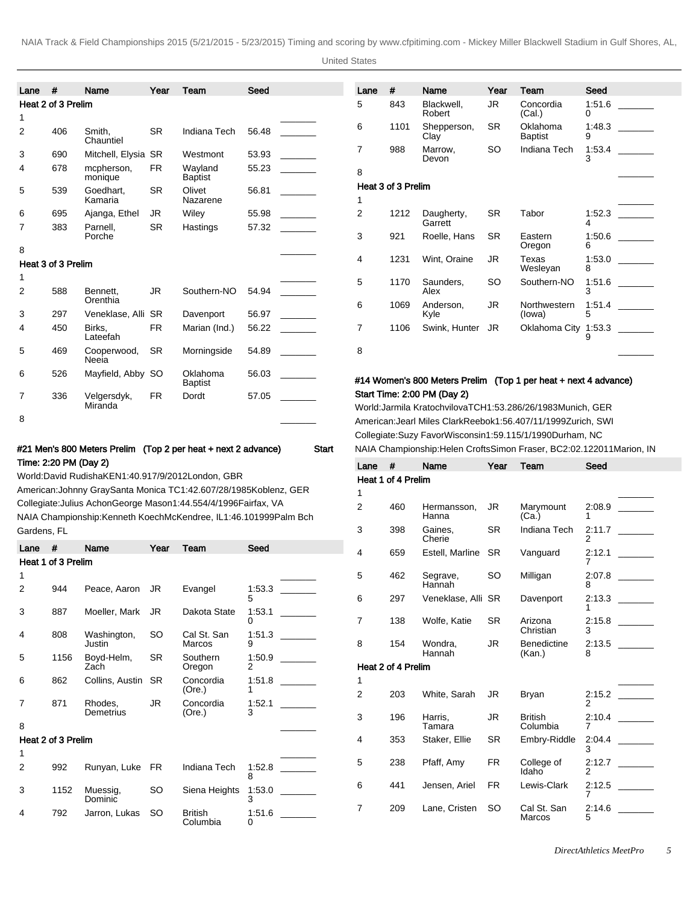| Lane | # | Name | Year | Team | Seed | |
|---|---|---|---|---|---|---|
| **Heat 2 of 3 Prelim** | | | | | | |
| 1 | | | | | | _______ |
| 2 | 406 | Smith, Chauntiel | SR | Indiana Tech | 56.48 | _______ |
| 3 | 690 | Mitchell, Elysia | SR | Westmont | 53.93 | _______ |
| 4 | 678 | mcpherson, monique | FR | Wayland Baptist | 55.23 | _______ |
| 5 | 539 | Goedhart, Kamaria | SR | Olivet Nazarene | 56.81 | _______ |
| 6 | 695 | Ajanga, Ethel | JR | Wiley | 55.98 | _______ |
| 7 | 383 | Parnell, Porche | SR | Hastings | 57.32 | _______ |
| 8 | | | | | | _______ |
| **Heat 3 of 3 Prelim** | | | | | | |
| 1 | | | | | | _______ |
| 2 | 588 | Bennett, Orenthia | JR | Southern-NO | 54.94 | _______ |
| 3 | 297 | Veneklase, Alli | SR | Davenport | 56.97 | _______ |
| 4 | 450 | Birks, Lateefah | FR | Marian (Ind.) | 56.22 | _______ |
| 5 | 469 | Cooperwood, Neeia | SR | Morningside | 54.89 | _______ |
| 6 | 526 | Mayfield, Abby | SO | Oklahoma Baptist | 56.03 | _______ |
| 7 | 336 | Velgersdyk, Miranda | FR | Dordt | 57.05 | _______ |
| 8 | | | | | | _______ |

### #21 Men's 800 Meters Prelim (Top 2 per heat + next 2 advance) Start Time: 2:20 PM (Day 2)

World:David RudishaKEN1:40.917/9/2012London, GBR
American:Johnny GraySanta Monica TC1:42.607/28/1985Koblenz, GER
Collegiate:Julius AchonGeorge Mason1:44.554/4/1996Fairfax, VA
NAIA Championship:Kenneth KoechMcKendree, IL1:46.101999Palm Bch Gardens, FL

| Lane | # | Name | Year | Team | Seed | |
|---|---|---|---|---|---|---|
| **Heat 1 of 3 Prelim** | | | | | | |
| 1 | | | | | | _______ |
| 2 | 944 | Peace, Aaron | JR | Evangel | 1:53.35 | _______ |
| 3 | 887 | Moeller, Mark | JR | Dakota State | 1:53.10 | _______ |
| 4 | 808 | Washington, Justin | SO | Cal St. San Marcos | 1:51.39 | _______ |
| 5 | 1156 | Boyd-Helm, Zach | SR | Southern Oregon | 1:50.92 | _______ |
| 6 | 862 | Collins, Austin | SR | Concordia (Ore.) | 1:51.81 | _______ |
| 7 | 871 | Rhodes, Demetrius | JR | Concordia (Ore.) | 1:52.13 | _______ |
| 8 | | | | | | _______ |
| **Heat 2 of 3 Prelim** | | | | | | |
| 1 | | | | | | _______ |
| 2 | 992 | Runyan, Luke | FR | Indiana Tech | 1:52.88 | _______ |
| 3 | 1152 | Muessig, Dominic | SO | Siena Heights | 1:53.03 | _______ |
| 4 | 792 | Jarron, Lukas | SO | British Columbia | 1:51.60 | _______ |
| 5 | 843 | Blackwell, Robert | JR | Concordia (Cal.) | 1:51.60 | _______ |
| 6 | 1101 | Shepperson, Clay | SR | Oklahoma Baptist | 1:48.39 | _______ |
| 7 | 988 | Marrow, Devon | SO | Indiana Tech | 1:53.43 | _______ |
| 8 | | | | | | _______ |
| **Heat 3 of 3 Prelim** | | | | | | |
| 1 | | | | | | _______ |
| 2 | 1212 | Daugherty, Garrett | SR | Tabor | 1:52.34 | _______ |
| 3 | 921 | Roelle, Hans | SR | Eastern Oregon | 1:50.66 | _______ |
| 4 | 1231 | Wint, Oraine | JR | Texas Wesleyan | 1:53.08 | _______ |
| 5 | 1170 | Saunders, Alex | SO | Southern-NO | 1:51.63 | _______ |
| 6 | 1069 | Anderson, Kyle | JR | Northwestern (Iowa) | 1:51.45 | _______ |
| 7 | 1106 | Swink, Hunter | JR | Oklahoma City | 1:53.39 | _______ |
| 8 | | | | | | _______ |

### #14 Women's 800 Meters Prelim (Top 1 per heat + next 4 advance) Start Time: 2:00 PM (Day 2)

World:Jarmila KratochvilovaTCH1:53.286/26/1983Munich, GER
American:Jearl Miles ClarkReebok1:56.407/11/1999Zurich, SWI
Collegiate:Suzy FavorWisconsin1:59.115/1/1990Durham, NC
NAIA Championship:Helen CroftsSimon Fraser, BC2:02.122011Marion, IN

| Lane | # | Name | Year | Team | Seed | |
|---|---|---|---|---|---|---|
| **Heat 1 of 4 Prelim** | | | | | | |
| 1 | | | | | | _______ |
| 2 | 460 | Hermansson, Hanna | JR | Marymount (Ca.) | 2:08.91 | _______ |
| 3 | 398 | Gaines, Cherie | SR | Indiana Tech | 2:11.72 | _______ |
| 4 | 659 | Estell, Marline | SR | Vanguard | 2:12.17 | _______ |
| 5 | 462 | Segrave, Hannah | SO | Milligan | 2:07.88 | _______ |
| 6 | 297 | Veneklase, Alli | SR | Davenport | 2:13.31 | _______ |
| 7 | 138 | Wolfe, Katie | SR | Arizona Christian | 2:15.83 | _______ |
| 8 | 154 | Wondra, Hannah | JR | Benedictine (Kan.) | 2:13.58 | _______ |
| **Heat 2 of 4 Prelim** | | | | | | |
| 1 | | | | | | _______ |
| 2 | 203 | White, Sarah | JR | Bryan | 2:15.22 | _______ |
| 3 | 196 | Harris, Tamara | JR | British Columbia | 2:10.47 | _______ |
| 4 | 353 | Staker, Ellie | SR | Embry-Riddle | 2:04.43 | _______ |
| 5 | 238 | Pfaff, Amy | FR | College of Idaho | 2:12.72 | _______ |
| 6 | 441 | Jensen, Ariel | FR | Lewis-Clark | 2:12.57 | _______ |
| 7 | 209 | Lane, Cristen | SO | Cal St. San Marcos | 2:14.65 | _______ |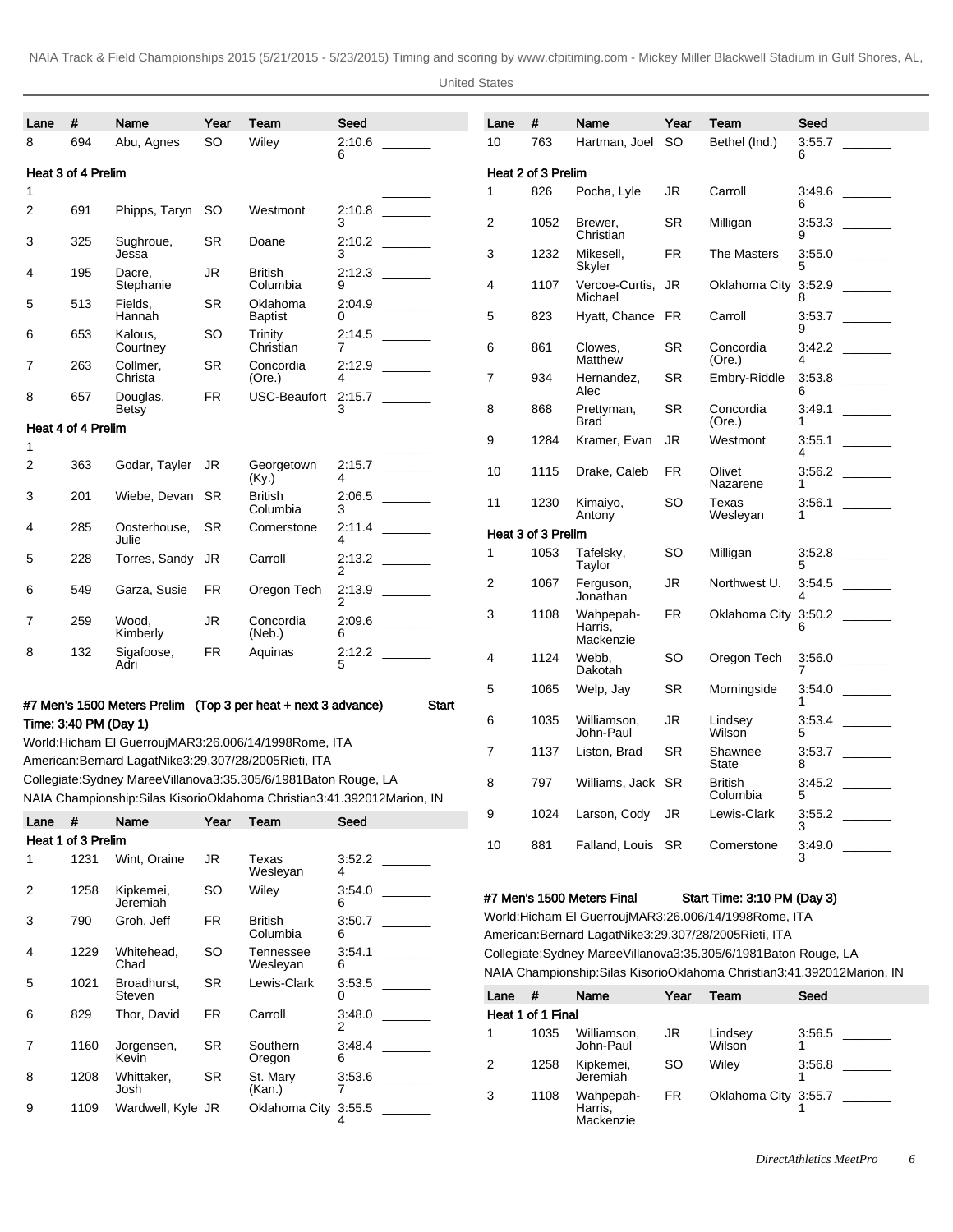| Lane | # | Name | Year | Team | Seed | |
|---|---|---|---|---|---|---|
| 8 | 694 | Abu, Agnes | SO | Wiley | 2:10.66 | _______ |

**Heat 3 of 4 Prelim**

| Lane | # | Name | Year | Team | Seed | |
|---|---|---|---|---|---|---|
| 1 | | | | | | _______ |
| 2 | 691 | Phipps, Taryn | SO | Westmont | 2:10.83 | _______ |
| 3 | 325 | Sughroue, Jessa | SR | Doane | 2:10.23 | _______ |
| 4 | 195 | Dacre, Stephanie | JR | British Columbia | 2:12.39 | _______ |
| 5 | 513 | Fields, Hannah | SR | Oklahoma Baptist | 2:04.90 | _______ |
| 6 | 653 | Kalous, Courtney | SO | Trinity Christian | 2:14.57 | _______ |
| 7 | 263 | Collmer, Christa | SR | Concordia (Ore.) | 2:12.94 | _______ |
| 8 | 657 | Douglas, Betsy | FR | USC-Beaufort | 2:15.73 | _______ |

**Heat 4 of 4 Prelim**

| Lane | # | Name | Year | Team | Seed | |
|---|---|---|---|---|---|---|
| 1 | | | | | | _______ |
| 2 | 363 | Godar, Tayler | JR | Georgetown (Ky.) | 2:15.74 | _______ |
| 3 | 201 | Wiebe, Devan | SR | British Columbia | 2:06.53 | _______ |
| 4 | 285 | Oosterhouse, Julie | SR | Cornerstone | 2:11.44 | _______ |
| 5 | 228 | Torres, Sandy | JR | Carroll | 2:13.22 | _______ |
| 6 | 549 | Garza, Susie | FR | Oregon Tech | 2:13.92 | _______ |
| 7 | 259 | Wood, Kimberly | JR | Concordia (Neb.) | 2:09.66 | _______ |
| 8 | 132 | Sigafoose, Adri | FR | Aquinas | 2:12.25 | _______ |

**#7 Men's 1500 Meters Prelim (Top 3 per heat + next 3 advance) Start Time: 3:40 PM (Day 1)**

World:Hicham El GuerroujMAR3:26.006/14/1998Rome, ITA
American:Bernard LagatNike3:29.307/28/2005Rieti, ITA
Collegiate:Sydney MareeVillanova3:35.305/6/1981Baton Rouge, LA
NAIA Championship:Silas KisorioOklahoma Christian3:41.392012Marion, IN

**Heat 1 of 3 Prelim**

| Lane | # | Name | Year | Team | Seed | |
|---|---|---|---|---|---|---|
| 1 | 1231 | Wint, Oraine | JR | Texas Wesleyan | 3:52.24 | _______ |
| 2 | 1258 | Kipkemei, Jeremiah | SO | Wiley | 3:54.06 | _______ |
| 3 | 790 | Groh, Jeff | FR | British Columbia | 3:50.76 | _______ |
| 4 | 1229 | Whitehead, Chad | SO | Tennessee Wesleyan | 3:54.16 | _______ |
| 5 | 1021 | Broadhurst, Steven | SR | Lewis-Clark | 3:53.50 | _______ |
| 6 | 829 | Thor, David | FR | Carroll | 3:48.02 | _______ |
| 7 | 1160 | Jorgensen, Kevin | SR | Southern Oregon | 3:48.46 | _______ |
| 8 | 1208 | Whittaker, Josh | SR | St. Mary (Kan.) | 3:53.67 | _______ |
| 9 | 1109 | Wardwell, Kyle | JR | Oklahoma City | 3:55.54 | _______ |
| 10 | 763 | Hartman, Joel | SO | Bethel (Ind.) | 3:55.76 | _______ |

**Heat 2 of 3 Prelim**

| Lane | # | Name | Year | Team | Seed | |
|---|---|---|---|---|---|---|
| 1 | 826 | Pocha, Lyle | JR | Carroll | 3:49.66 | _______ |
| 2 | 1052 | Brewer, Christian | SR | Milligan | 3:53.39 | _______ |
| 3 | 1232 | Mikesell, Skyler | FR | The Masters | 3:55.05 | _______ |
| 4 | 1107 | Vercoe-Curtis, Michael | JR | Oklahoma City | 3:52.98 | _______ |
| 5 | 823 | Hyatt, Chance | FR | Carroll | 3:53.79 | _______ |
| 6 | 861 | Clowes, Matthew | SR | Concordia (Ore.) | 3:42.24 | _______ |
| 7 | 934 | Hernandez, Alec | SR | Embry-Riddle | 3:53.86 | _______ |
| 8 | 868 | Prettyman, Brad | SR | Concordia (Ore.) | 3:49.11 | _______ |
| 9 | 1284 | Kramer, Evan | JR | Westmont | 3:55.14 | _______ |
| 10 | 1115 | Drake, Caleb | FR | Olivet Nazarene | 3:56.21 | _______ |
| 11 | 1230 | Kimaiyo, Antony | SO | Texas Wesleyan | 3:56.11 | _______ |

**Heat 3 of 3 Prelim**

| Lane | # | Name | Year | Team | Seed | |
|---|---|---|---|---|---|---|
| 1 | 1053 | Tafelsky, Taylor | SO | Milligan | 3:52.85 | _______ |
| 2 | 1067 | Ferguson, Jonathan | JR | Northwest U. | 3:54.54 | _______ |
| 3 | 1108 | Wahpepah-Harris, Mackenzie | FR | Oklahoma City | 3:50.26 | _______ |
| 4 | 1124 | Webb, Dakotah | SO | Oregon Tech | 3:56.07 | _______ |
| 5 | 1065 | Welp, Jay | SR | Morningside | 3:54.01 | _______ |
| 6 | 1035 | Williamson, John-Paul | JR | Lindsey Wilson | 3:53.45 | _______ |
| 7 | 1137 | Liston, Brad | SR | Shawnee State | 3:53.78 | _______ |
| 8 | 797 | Williams, Jack | SR | British Columbia | 3:45.25 | _______ |
| 9 | 1024 | Larson, Cody | JR | Lewis-Clark | 3:55.23 | _______ |
| 10 | 881 | Falland, Louis | SR | Cornerstone | 3:49.03 | _______ |

**#7 Men's 1500 Meters Final Start Time: 3:10 PM (Day 3)**

World:Hicham El GuerroujMAR3:26.006/14/1998Rome, ITA
American:Bernard LagatNike3:29.307/28/2005Rieti, ITA
Collegiate:Sydney MareeVillanova3:35.305/6/1981Baton Rouge, LA
NAIA Championship:Silas KisorioOklahoma Christian3:41.392012Marion, IN

**Heat 1 of 1 Final**

| Lane | # | Name | Year | Team | Seed | |
|---|---|---|---|---|---|---|
| 1 | 1035 | Williamson, John-Paul | JR | Lindsey Wilson | 3:56.51 | _______ |
| 2 | 1258 | Kipkemei, Jeremiah | SO | Wiley | 3:56.81 | _______ |
| 3 | 1108 | Wahpepah-Harris, Mackenzie | FR | Oklahoma City | 3:55.71 | _______ |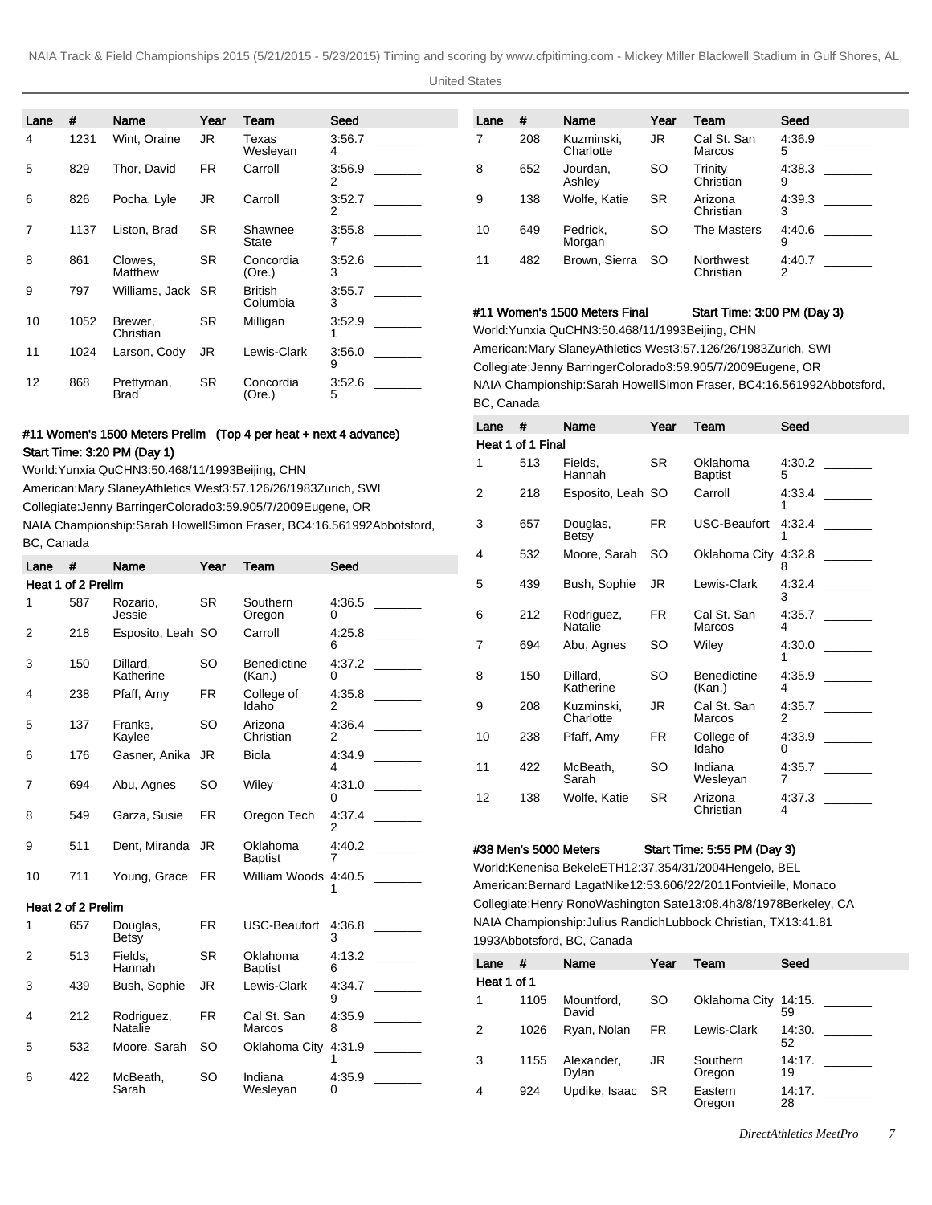| Lane | # | Name | Year | Team | Seed |
|---|---|---|---|---|---|
| 4 | 1231 | Wint, Oraine | JR | Texas Wesleyan | 3:56.74 |
| 5 | 829 | Thor, David | FR | Carroll | 3:56.92 |
| 6 | 826 | Pocha, Lyle | JR | Carroll | 3:52.72 |
| 7 | 1137 | Liston, Brad | SR | Shawnee State | 3:55.87 |
| 8 | 861 | Clowes, Matthew | SR | Concordia (Ore.) | 3:52.63 |
| 9 | 797 | Williams, Jack | SR | British Columbia | 3:55.73 |
| 10 | 1052 | Brewer, Christian | SR | Milligan | 3:52.91 |
| 11 | 1024 | Larson, Cody | JR | Lewis-Clark | 3:56.09 |
| 12 | 868 | Prettyman, Brad | SR | Concordia (Ore.) | 3:52.65 |

### #11 Women's 1500 Meters Prelim (Top 4 per heat + next 4 advance)

**Start Time: 3:20 PM (Day 1)**

World:Yunxia QuCHN3:50.468/11/1993Beijing, CHN

American:Mary SlaneyAthletics West3:57.126/26/1983Zurich, SWI

Collegiate:Jenny BarringerColorado3:59.905/7/2009Eugene, OR

NAIA Championship:Sarah HowellSimon Fraser, BC4:16.561992Abbotsford, BC, Canada

| Lane | # | Name | Year | Team | Seed |
|---|---|---|---|---|---|
| **Heat 1 of 2 Prelim** | | | | | |
| 1 | 587 | Rozario, Jessie | SR | Southern Oregon | 4:36.50 |
| 2 | 218 | Esposito, Leah | SO | Carroll | 4:25.86 |
| 3 | 150 | Dillard, Katherine | SO | Benedictine (Kan.) | 4:37.20 |
| 4 | 238 | Pfaff, Amy | FR | College of Idaho | 4:35.82 |
| 5 | 137 | Franks, Kaylee | SO | Arizona Christian | 4:36.42 |
| 6 | 176 | Gasner, Anika | JR | Biola | 4:34.94 |
| 7 | 694 | Abu, Agnes | SO | Wiley | 4:31.00 |
| 8 | 549 | Garza, Susie | FR | Oregon Tech | 4:37.42 |
| 9 | 511 | Dent, Miranda | JR | Oklahoma Baptist | 4:40.27 |
| 10 | 711 | Young, Grace | FR | William Woods | 4:40.51 |
| **Heat 2 of 2 Prelim** | | | | | |
| 1 | 657 | Douglas, Betsy | FR | USC-Beaufort | 4:36.83 |
| 2 | 513 | Fields, Hannah | SR | Oklahoma Baptist | 4:13.26 |
| 3 | 439 | Bush, Sophie | JR | Lewis-Clark | 4:34.79 |
| 4 | 212 | Rodriguez, Natalie | FR | Cal St. San Marcos | 4:35.98 |
| 5 | 532 | Moore, Sarah | SO | Oklahoma City | 4:31.91 |
| 6 | 422 | McBeath, Sarah | SO | Indiana Wesleyan | 4:35.90 |
| 7 | 208 | Kuzminski, Charlotte | JR | Cal St. San Marcos | 4:36.95 |
| 8 | 652 | Jourdan, Ashley | SO | Trinity Christian | 4:38.39 |
| 9 | 138 | Wolfe, Katie | SR | Arizona Christian | 4:39.33 |
| 10 | 649 | Pedrick, Morgan | SO | The Masters | 4:40.69 |
| 11 | 482 | Brown, Sierra | SO | Northwest Christian | 4:40.72 |

### #11 Women's 1500 Meters Final

**Start Time: 3:00 PM (Day 3)**

World:Yunxia QuCHN3:50.468/11/1993Beijing, CHN

American:Mary SlaneyAthletics West3:57.126/26/1983Zurich, SWI

Collegiate:Jenny BarringerColorado3:59.905/7/2009Eugene, OR

NAIA Championship:Sarah HowellSimon Fraser, BC4:16.561992Abbotsford, BC, Canada

| Lane | # | Name | Year | Team | Seed |
|---|---|---|---|---|---|
| **Heat 1 of 1 Final** | | | | | |
| 1 | 513 | Fields, Hannah | SR | Oklahoma Baptist | 4:30.25 |
| 2 | 218 | Esposito, Leah | SO | Carroll | 4:33.41 |
| 3 | 657 | Douglas, Betsy | FR | USC-Beaufort | 4:32.41 |
| 4 | 532 | Moore, Sarah | SO | Oklahoma City | 4:32.88 |
| 5 | 439 | Bush, Sophie | JR | Lewis-Clark | 4:32.43 |
| 6 | 212 | Rodriguez, Natalie | FR | Cal St. San Marcos | 4:35.74 |
| 7 | 694 | Abu, Agnes | SO | Wiley | 4:30.01 |
| 8 | 150 | Dillard, Katherine | SO | Benedictine (Kan.) | 4:35.94 |
| 9 | 208 | Kuzminski, Charlotte | JR | Cal St. San Marcos | 4:35.72 |
| 10 | 238 | Pfaff, Amy | FR | College of Idaho | 4:33.90 |
| 11 | 422 | McBeath, Sarah | SO | Indiana Wesleyan | 4:35.77 |
| 12 | 138 | Wolfe, Katie | SR | Arizona Christian | 4:37.34 |

### #38 Men's 5000 Meters

**Start Time: 5:55 PM (Day 3)**

World:Kenenisa BekeleETH12:37.354/31/2004Hengelo, BEL

American:Bernard LagatNike12:53.606/22/2011Fontvieille, Monaco

Collegiate:Henry RonoWashington Sate13:08.4h3/8/1978Berkeley, CA

NAIA Championship:Julius RandichLubbock Christian, TX13:41.81 1993Abbotsford, BC, Canada

| Lane | # | Name | Year | Team | Seed |
|---|---|---|---|---|---|
| **Heat 1 of 1** | | | | | |
| 1 | 1105 | Mountford, David | SO | Oklahoma City | 14:15.59 |
| 2 | 1026 | Ryan, Nolan | FR | Lewis-Clark | 14:30.52 |
| 3 | 1155 | Alexander, Dylan | JR | Southern Oregon | 14:17.19 |
| 4 | 924 | Updike, Isaac | SR | Eastern Oregon | 14:17.28 |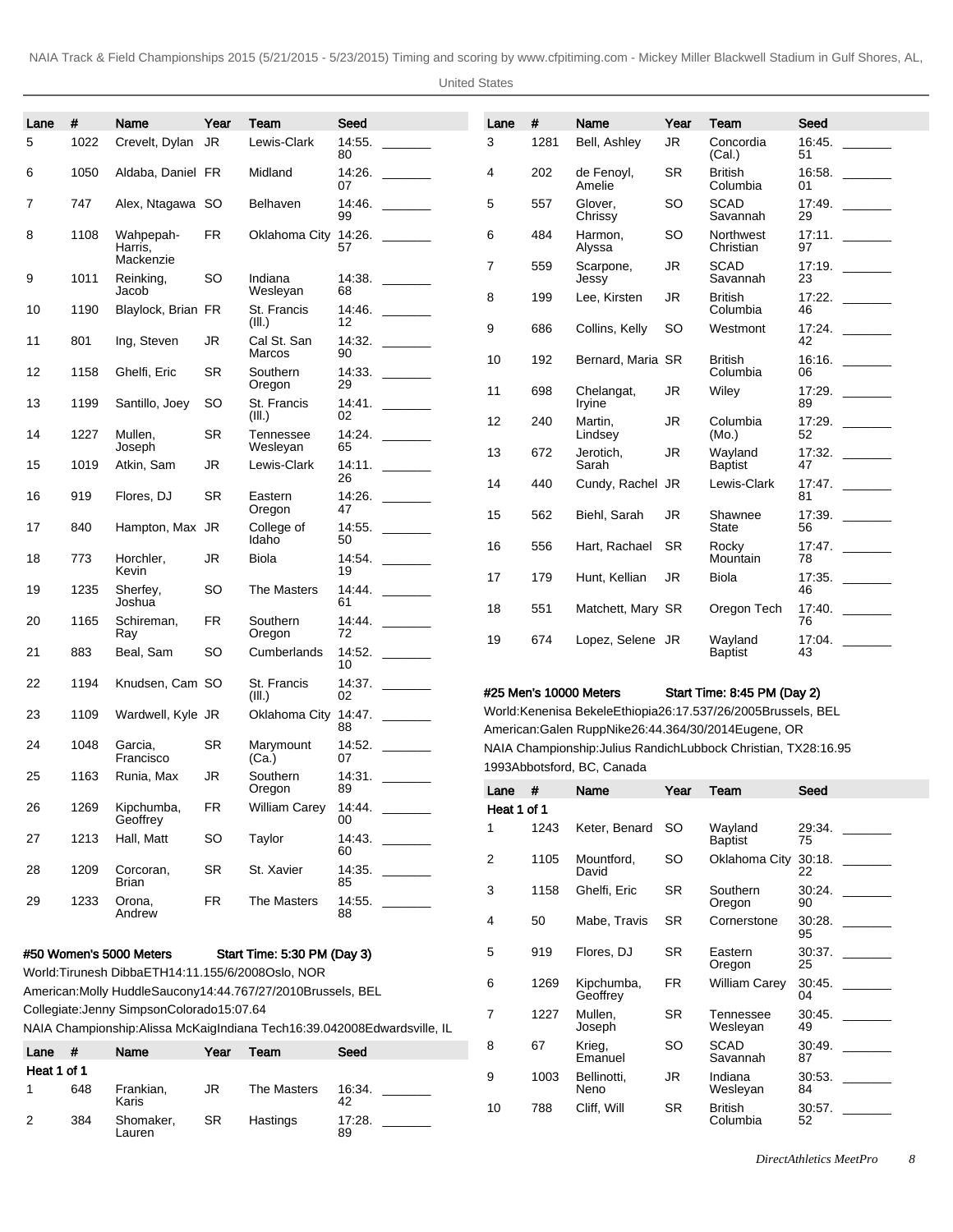| Lane | # | Name | Year | Team | Seed |  |
|---|---|---|---|---|---|---|
| 5 | 1022 | Crevelt, Dylan | JR | Lewis-Clark | 14:55.80 | _______ |
| 6 | 1050 | Aldaba, Daniel | FR | Midland | 14:26.07 | _______ |
| 7 | 747 | Alex, Ntagawa | SO | Belhaven | 14:46.99 | _______ |
| 8 | 1108 | Wahpepah-Harris, Mackenzie | FR | Oklahoma City | 14:26.57 | _______ |
| 9 | 1011 | Reinking, Jacob | SO | Indiana Wesleyan | 14:38.68 | _______ |
| 10 | 1190 | Blaylock, Brian | FR | St. Francis (Ill.) | 14:46.12 | _______ |
| 11 | 801 | Ing, Steven | JR | Cal St. San Marcos | 14:32.90 | _______ |
| 12 | 1158 | Ghelfi, Eric | SR | Southern Oregon | 14:33.29 | _______ |
| 13 | 1199 | Santillo, Joey | SO | St. Francis (Ill.) | 14:41.02 | _______ |
| 14 | 1227 | Mullen, Joseph | SR | Tennessee Wesleyan | 14:24.65 | _______ |
| 15 | 1019 | Atkin, Sam | JR | Lewis-Clark | 14:11.26 | _______ |
| 16 | 919 | Flores, DJ | SR | Eastern Oregon | 14:26.47 | _______ |
| 17 | 840 | Hampton, Max | JR | College of Idaho | 14:55.50 | _______ |
| 18 | 773 | Horchler, Kevin | JR | Biola | 14:54.19 | _______ |
| 19 | 1235 | Sherfey, Joshua | SO | The Masters | 14:44.61 | _______ |
| 20 | 1165 | Schireman, Ray | FR | Southern Oregon | 14:44.72 | _______ |
| 21 | 883 | Beal, Sam | SO | Cumberlands | 14:52.10 | _______ |
| 22 | 1194 | Knudsen, Cam | SO | St. Francis (Ill.) | 14:37.02 | _______ |
| 23 | 1109 | Wardwell, Kyle | JR | Oklahoma City | 14:47.88 | _______ |
| 24 | 1048 | Garcia, Francisco | SR | Marymount (Ca.) | 14:52.07 | _______ |
| 25 | 1163 | Runia, Max | JR | Southern Oregon | 14:31.89 | _______ |
| 26 | 1269 | Kipchumba, Geoffrey | FR | William Carey | 14:44.00 | _______ |
| 27 | 1213 | Hall, Matt | SO | Taylor | 14:43.60 | _______ |
| 28 | 1209 | Corcoran, Brian | SR | St. Xavier | 14:35.85 | _______ |
| 29 | 1233 | Orona, Andrew | FR | The Masters | 14:55.88 | _______ |

#50 Women's 5000 Meters    Start Time: 5:30 PM (Day 3)

World:Tirunesh DibbaETH14:11.155/6/2008Oslo, NOR

American:Molly HuddleSaucony14:44.767/27/2010Brussels, BEL

Collegiate:Jenny SimpsonColorado15:07.64

NAIA Championship:Alissa McKaigIndiana Tech16:39.042008Edwardsville, IL

| Lane | # | Name | Year | Team | Seed |  |
|---|---|---|---|---|---|---|
| Heat 1 of 1 | | | | | | |
| 1 | 648 | Frankian, Karis | JR | The Masters | 16:34.42 | _______ |
| 2 | 384 | Shomaker, Lauren | SR | Hastings | 17:28.89 | _______ |
| 3 | 1281 | Bell, Ashley | JR | Concordia (Cal.) | 16:45.51 | _______ |
| 4 | 202 | de Fenoyl, Amelie | SR | British Columbia | 16:58.01 | _______ |
| 5 | 557 | Glover, Chrissy | SO | SCAD Savannah | 17:49.29 | _______ |
| 6 | 484 | Harmon, Alyssa | SO | Northwest Christian | 17:11.97 | _______ |
| 7 | 559 | Scarpone, Jessy | JR | SCAD Savannah | 17:19.23 | _______ |
| 8 | 199 | Lee, Kirsten | JR | British Columbia | 17:22.46 | _______ |
| 9 | 686 | Collins, Kelly | SO | Westmont | 17:24.42 | _______ |
| 10 | 192 | Bernard, Maria | SR | British Columbia | 16:16.06 | _______ |
| 11 | 698 | Chelangat, Iryine | JR | Wiley | 17:29.89 | _______ |
| 12 | 240 | Martin, Lindsey | JR | Columbia (Mo.) | 17:29.52 | _______ |
| 13 | 672 | Jerotich, Sarah | JR | Wayland Baptist | 17:32.47 | _______ |
| 14 | 440 | Cundy, Rachel | JR | Lewis-Clark | 17:47.81 | _______ |
| 15 | 562 | Biehl, Sarah | JR | Shawnee State | 17:39.56 | _______ |
| 16 | 556 | Hart, Rachael | SR | Rocky Mountain | 17:47.78 | _______ |
| 17 | 179 | Hunt, Kellian | JR | Biola | 17:35.46 | _______ |
| 18 | 551 | Matchett, Mary | SR | Oregon Tech | 17:40.76 | _______ |
| 19 | 674 | Lopez, Selene | JR | Wayland Baptist | 17:04.43 | _______ |

#25 Men's 10000 Meters    Start Time: 8:45 PM (Day 2)

World:Kenenisa BekeleEthiopia26:17.537/26/2005Brussels, BEL

American:Galen RuppNike26:44.364/30/2014Eugene, OR

NAIA Championship:Julius RandichLubbock Christian, TX28:16.95 1993Abbotsford, BC, Canada

| Lane | # | Name | Year | Team | Seed |  |
|---|---|---|---|---|---|---|
| Heat 1 of 1 | | | | | | |
| 1 | 1243 | Keter, Benard | SO | Wayland Baptist | 29:34.75 | _______ |
| 2 | 1105 | Mountford, David | SO | Oklahoma City | 30:18.22 | _______ |
| 3 | 1158 | Ghelfi, Eric | SR | Southern Oregon | 30:24.90 | _______ |
| 4 | 50 | Mabe, Travis | SR | Cornerstone | 30:28.95 | _______ |
| 5 | 919 | Flores, DJ | SR | Eastern Oregon | 30:37.25 | _______ |
| 6 | 1269 | Kipchumba, Geoffrey | FR | William Carey | 30:45.04 | _______ |
| 7 | 1227 | Mullen, Joseph | SR | Tennessee Wesleyan | 30:45.49 | _______ |
| 8 | 67 | Krieg, Emanuel | SO | SCAD Savannah | 30:49.87 | _______ |
| 9 | 1003 | Bellinotti, Neno | JR | Indiana Wesleyan | 30:53.84 | _______ |
| 10 | 788 | Cliff, Will | SR | British Columbia | 30:57.52 | _______ |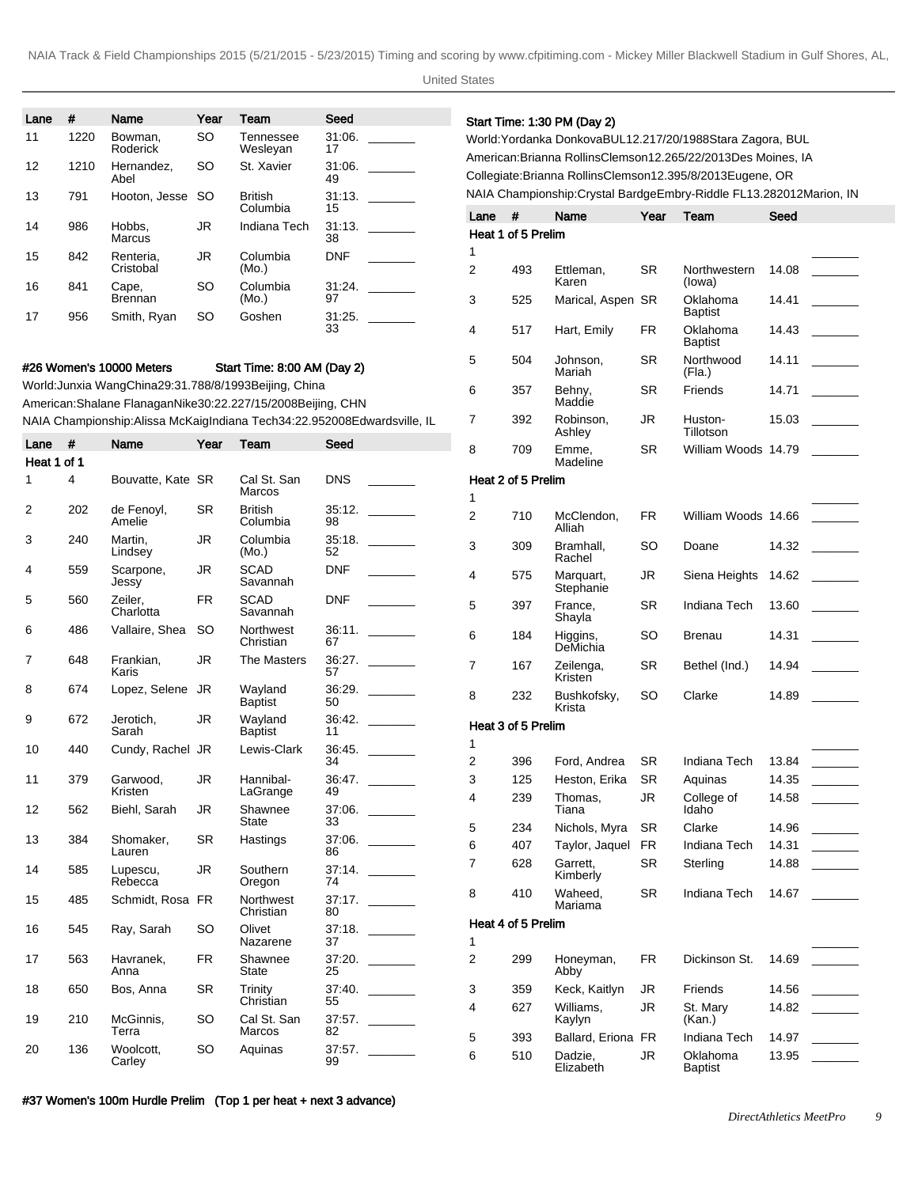| Lane | # | Name | Year | Team | Seed | |
|---|---|---|---|---|---|---|
| 11 | 1220 | Bowman, Roderick | SO | Tennessee Wesleyan | 31:06.17 | _______ |
| 12 | 1210 | Hernandez, Abel | SO | St. Xavier | 31:06.49 | _______ |
| 13 | 791 | Hooton, Jesse | SO | British Columbia | 31:13.15 | _______ |
| 14 | 986 | Hobbs, Marcus | JR | Indiana Tech | 31:13.38 | _______ |
| 15 | 842 | Renteria, Cristobal | JR | Columbia (Mo.) | DNF | _______ |
| 16 | 841 | Cape, Brennan | SO | Columbia (Mo.) | 31:24.97 | _______ |
| 17 | 956 | Smith, Ryan | SO | Goshen | 31:25.33 | _______ |

**#26 Women's 10000 Meters** **Start Time: 8:00 AM (Day 2)**

World:Junxia WangChina29:31.788/8/1993Beijing, China

American:Shalane FlanaganNike30:22.227/15/2008Beijing, CHN

NAIA Championship:Alissa McKaigIndiana Tech34:22.952008Edwardsville, IL

| Lane | # | Name | Year | Team | Seed | |
|---|---|---|---|---|---|---|
| **Heat 1 of 1** | | | | | | |
| 1 | 4 | Bouvatte, Kate | SR | Cal St. San Marcos | DNS | _______ |
| 2 | 202 | de Fenoyl, Amelie | SR | British Columbia | 35:12.98 | _______ |
| 3 | 240 | Martin, Lindsey | JR | Columbia (Mo.) | 35:18.52 | _______ |
| 4 | 559 | Scarpone, Jessy | JR | SCAD Savannah | DNF | _______ |
| 5 | 560 | Zeiler, Charlotta | FR | SCAD Savannah | DNF | _______ |
| 6 | 486 | Vallaire, Shea | SO | Northwest Christian | 36:11.67 | _______ |
| 7 | 648 | Frankian, Karis | JR | The Masters | 36:27.57 | _______ |
| 8 | 674 | Lopez, Selene | JR | Wayland Baptist | 36:29.50 | _______ |
| 9 | 672 | Jerotich, Sarah | JR | Wayland Baptist | 36:42.11 | _______ |
| 10 | 440 | Cundy, Rachel | JR | Lewis-Clark | 36:45.34 | _______ |
| 11 | 379 | Garwood, Kristen | JR | Hannibal-LaGrange | 36:47.49 | _______ |
| 12 | 562 | Biehl, Sarah | JR | Shawnee State | 37:06.33 | _______ |
| 13 | 384 | Shomaker, Lauren | SR | Hastings | 37:06.86 | _______ |
| 14 | 585 | Lupescu, Rebecca | JR | Southern Oregon | 37:14.74 | _______ |
| 15 | 485 | Schmidt, Rosa | FR | Northwest Christian | 37:17.80 | _______ |
| 16 | 545 | Ray, Sarah | SO | Olivet Nazarene | 37:18.37 | _______ |
| 17 | 563 | Havranek, Anna | FR | Shawnee State | 37:20.25 | _______ |
| 18 | 650 | Bos, Anna | SR | Trinity Christian | 37:40.55 | _______ |
| 19 | 210 | McGinnis, Terra | SO | Cal St. San Marcos | 37:57.82 | _______ |
| 20 | 136 | Woolcott, Carley | SO | Aquinas | 37:57.99 | _______ |

**#37 Women's 100m Hurdle Prelim (Top 1 per heat + next 3 advance)**

**Start Time: 1:30 PM (Day 2)**

World:Yordanka DonkovaBUL12.217/20/1988Stara Zagora, BUL

American:Brianna RollinsClemson12.265/22/2013Des Moines, IA

Collegiate:Brianna RollinsClemson12.395/8/2013Eugene, OR

NAIA Championship:Crystal BardgeEmbry-Riddle FL13.282012Marion, IN

| Lane | # | Name | Year | Team | Seed | |
|---|---|---|---|---|---|---|
| **Heat 1 of 5 Prelim** | | | | | | |
| 1 | | | | | | _______ |
| 2 | 493 | Ettleman, Karen | SR | Northwestern (Iowa) | 14.08 | _______ |
| 3 | 525 | Marical, Aspen | SR | Oklahoma Baptist | 14.41 | _______ |
| 4 | 517 | Hart, Emily | FR | Oklahoma Baptist | 14.43 | _______ |
| 5 | 504 | Johnson, Mariah | SR | Northwood (Fla.) | 14.11 | _______ |
| 6 | 357 | Behny, Maddie | SR | Friends | 14.71 | _______ |
| 7 | 392 | Robinson, Ashley | JR | Huston-Tillotson | 15.03 | _______ |
| 8 | 709 | Emme, Madeline | SR | William Woods | 14.79 | _______ |
| **Heat 2 of 5 Prelim** | | | | | | |
| 1 | | | | | | _______ |
| 2 | 710 | McClendon, Alliah | FR | William Woods | 14.66 | _______ |
| 3 | 309 | Bramhall, Rachel | SO | Doane | 14.32 | _______ |
| 4 | 575 | Marquart, Stephanie | JR | Siena Heights | 14.62 | _______ |
| 5 | 397 | France, Shayla | SR | Indiana Tech | 13.60 | _______ |
| 6 | 184 | Higgins, DeMichia | SO | Brenau | 14.31 | _______ |
| 7 | 167 | Zeilenga, Kristen | SR | Bethel (Ind.) | 14.94 | _______ |
| 8 | 232 | Bushkofsky, Krista | SO | Clarke | 14.89 | _______ |
| **Heat 3 of 5 Prelim** | | | | | | |
| 1 | | | | | | _______ |
| 2 | 396 | Ford, Andrea | SR | Indiana Tech | 13.84 | _______ |
| 3 | 125 | Heston, Erika | SR | Aquinas | 14.35 | _______ |
| 4 | 239 | Thomas, Tiana | JR | College of Idaho | 14.58 | _______ |
| 5 | 234 | Nichols, Myra | SR | Clarke | 14.96 | _______ |
| 6 | 407 | Taylor, Jaquel | FR | Indiana Tech | 14.31 | _______ |
| 7 | 628 | Garrett, Kimberly | SR | Sterling | 14.88 | _______ |
| 8 | 410 | Waheed, Mariama | SR | Indiana Tech | 14.67 | _______ |
| **Heat 4 of 5 Prelim** | | | | | | |
| 1 | | | | | | _______ |
| 2 | 299 | Honeyman, Abby | FR | Dickinson St. | 14.69 | _______ |
| 3 | 359 | Keck, Kaitlyn | JR | Friends | 14.56 | _______ |
| 4 | 627 | Williams, Kaylyn | JR | St. Mary (Kan.) | 14.82 | _______ |
| 5 | 393 | Ballard, Eriona | FR | Indiana Tech | 14.97 | _______ |
| 6 | 510 | Dadzie, Elizabeth | JR | Oklahoma Baptist | 13.95 | _______ |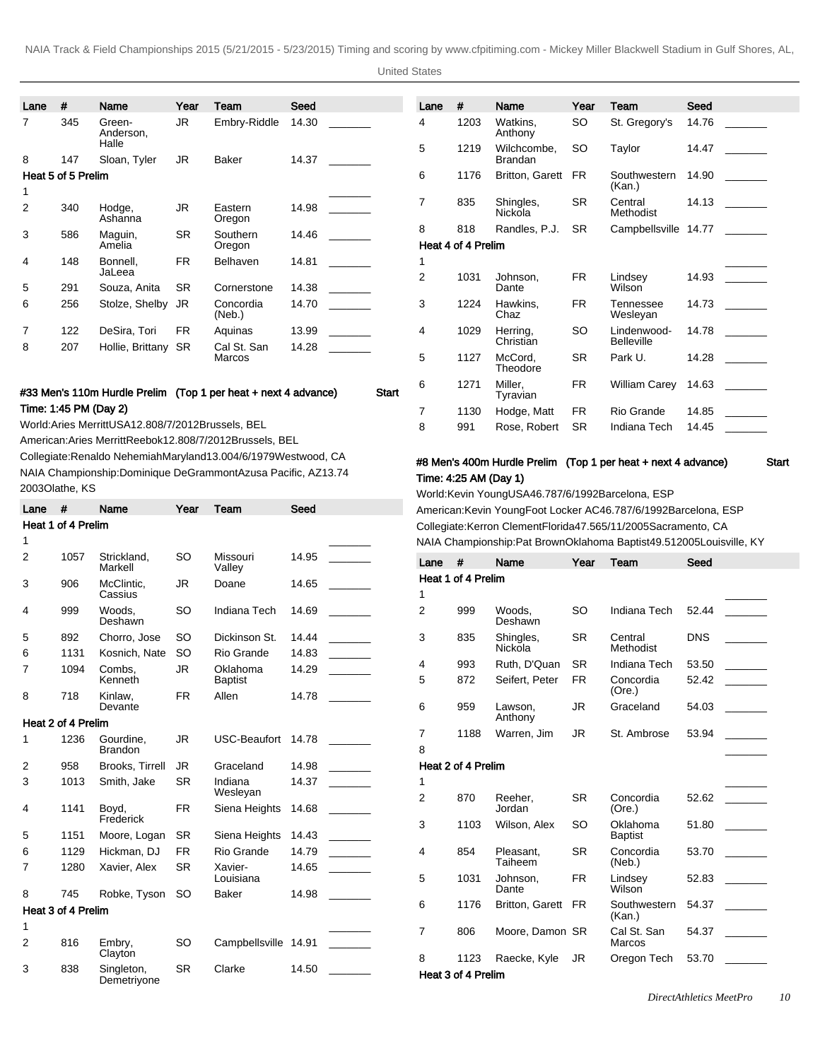| Lane | # | Name | Year | Team | Seed | |
|---|---|---|---|---|---|---|
| 7 | 345 | Green-Anderson, Halle | JR | Embry-Riddle | 14.30 | _______ |
| 8 | 147 | Sloan, Tyler | JR | Baker | 14.37 | _______ |
| **Heat 5 of 5 Prelim** | | | | | | |
| 1 | | | | | | _______ |
| 2 | 340 | Hodge, Ashanna | JR | Eastern Oregon | 14.98 | _______ |
| 3 | 586 | Maguin, Amelia | SR | Southern Oregon | 14.46 | _______ |
| 4 | 148 | Bonnell, JaLeea | FR | Belhaven | 14.81 | _______ |
| 5 | 291 | Souza, Anita | SR | Cornerstone | 14.38 | _______ |
| 6 | 256 | Stolze, Shelby | JR | Concordia (Neb.) | 14.70 | _______ |
| 7 | 122 | DeSira, Tori | FR | Aquinas | 13.99 | _______ |
| 8 | 207 | Hollie, Brittany | SR | Cal St. San Marcos | 14.28 | _______ |

**#33 Men's 110m Hurdle Prelim (Top 1 per heat + next 4 advance)** **Start**

**Time: 1:45 PM (Day 2)**

World:Aries MerrittUSA12.808/7/2012Brussels, BEL

American:Aries MerrittReebok12.808/7/2012Brussels, BEL

Collegiate:Renaldo NehemiahMaryland13.004/6/1979Westwood, CA

NAIA Championship:Dominique DeGrammontAzusa Pacific, AZ13.74 2003Olathe, KS

| Lane | # | Name | Year | Team | Seed | |
|---|---|---|---|---|---|---|
| **Heat 1 of 4 Prelim** | | | | | | |
| 1 | | | | | | _______ |
| 2 | 1057 | Strickland, Markell | SO | Missouri Valley | 14.95 | _______ |
| 3 | 906 | McClintic, Cassius | JR | Doane | 14.65 | _______ |
| 4 | 999 | Woods, Deshawn | SO | Indiana Tech | 14.69 | _______ |
| 5 | 892 | Chorro, Jose | SO | Dickinson St. | 14.44 | _______ |
| 6 | 1131 | Kosnich, Nate | SO | Rio Grande | 14.83 | _______ |
| 7 | 1094 | Combs, Kenneth | JR | Oklahoma Baptist | 14.29 | _______ |
| 8 | 718 | Kinlaw, Devante | FR | Allen | 14.78 | _______ |
| **Heat 2 of 4 Prelim** | | | | | | |
| 1 | 1236 | Gourdine, Brandon | JR | USC-Beaufort | 14.78 | _______ |
| 2 | 958 | Brooks, Tirrell | JR | Graceland | 14.98 | _______ |
| 3 | 1013 | Smith, Jake | SR | Indiana Wesleyan | 14.37 | _______ |
| 4 | 1141 | Boyd, Frederick | FR | Siena Heights | 14.68 | _______ |
| 5 | 1151 | Moore, Logan | SR | Siena Heights | 14.43 | _______ |
| 6 | 1129 | Hickman, DJ | FR | Rio Grande | 14.79 | _______ |
| 7 | 1280 | Xavier, Alex | SR | Xavier-Louisiana | 14.65 | _______ |
| 8 | 745 | Robke, Tyson | SO | Baker | 14.98 | _______ |
| **Heat 3 of 4 Prelim** | | | | | | |
| 1 | | | | | | _______ |
| 2 | 816 | Embry, Clayton | SO | Campbellsville | 14.91 | _______ |
| 3 | 838 | Singleton, Demetriyone | SR | Clarke | 14.50 | _______ |
| 4 | 1203 | Watkins, Anthony | SO | St. Gregory's | 14.76 | _______ |
| 5 | 1219 | Wilchcombe, Brandan | SO | Taylor | 14.47 | _______ |
| 6 | 1176 | Britton, Garett | FR | Southwestern (Kan.) | 14.90 | _______ |
| 7 | 835 | Shingles, Nickola | SR | Central Methodist | 14.13 | _______ |
| 8 | 818 | Randles, P.J. | SR | Campbellsville | 14.77 | _______ |
| **Heat 4 of 4 Prelim** | | | | | | |
| 1 | | | | | | _______ |
| 2 | 1031 | Johnson, Dante | FR | Lindsey Wilson | 14.93 | _______ |
| 3 | 1224 | Hawkins, Chaz | FR | Tennessee Wesleyan | 14.73 | _______ |
| 4 | 1029 | Herring, Christian | SO | Lindenwood-Belleville | 14.78 | _______ |
| 5 | 1127 | McCord, Theodore | SR | Park U. | 14.28 | _______ |
| 6 | 1271 | Miller, Tyravian | FR | William Carey | 14.63 | _______ |
| 7 | 1130 | Hodge, Matt | FR | Rio Grande | 14.85 | _______ |
| 8 | 991 | Rose, Robert | SR | Indiana Tech | 14.45 | _______ |

**#8 Men's 400m Hurdle Prelim (Top 1 per heat + next 4 advance)** **Start**

**Time: 4:25 AM (Day 1)**

World:Kevin YoungUSA46.787/6/1992Barcelona, ESP

American:Kevin YoungFoot Locker AC46.787/6/1992Barcelona, ESP

Collegiate:Kerron ClementFlorida47.565/11/2005Sacramento, CA

NAIA Championship:Pat BrownOklahoma Baptist49.512005Louisville, KY

| Lane | # | Name | Year | Team | Seed | |
|---|---|---|---|---|---|---|
| **Heat 1 of 4 Prelim** | | | | | | |
| 1 | | | | | | _______ |
| 2 | 999 | Woods, Deshawn | SO | Indiana Tech | 52.44 | _______ |
| 3 | 835 | Shingles, Nickola | SR | Central Methodist | DNS | _______ |
| 4 | 993 | Ruth, D'Quan | SR | Indiana Tech | 53.50 | _______ |
| 5 | 872 | Seifert, Peter | FR | Concordia (Ore.) | 52.42 | _______ |
| 6 | 959 | Lawson, Anthony | JR | Graceland | 54.03 | _______ |
| 7 | 1188 | Warren, Jim | JR | St. Ambrose | 53.94 | _______ |
| 8 | | | | | | _______ |
| **Heat 2 of 4 Prelim** | | | | | | |
| 1 | | | | | | _______ |
| 2 | 870 | Reeher, Jordan | SR | Concordia (Ore.) | 52.62 | _______ |
| 3 | 1103 | Wilson, Alex | SO | Oklahoma Baptist | 51.80 | _______ |
| 4 | 854 | Pleasant, Taiheem | SR | Concordia (Neb.) | 53.70 | _______ |
| 5 | 1031 | Johnson, Dante | FR | Lindsey Wilson | 52.83 | _______ |
| 6 | 1176 | Britton, Garett | FR | Southwestern (Kan.) | 54.37 | _______ |
| 7 | 806 | Moore, Damon | SR | Cal St. San Marcos | 54.37 | _______ |
| 8 | 1123 | Raecke, Kyle | JR | Oregon Tech | 53.70 | _______ |
| **Heat 3 of 4 Prelim** | | | | | | |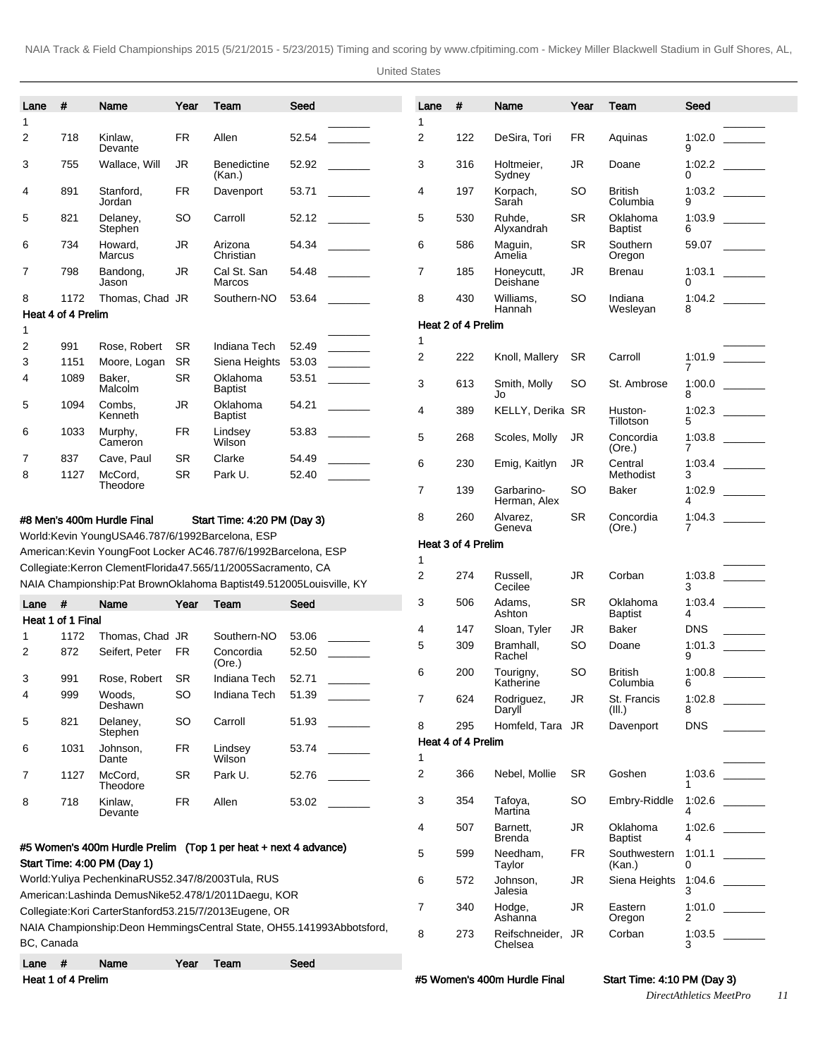| Lane | # | Name | Year | Team | Seed | |
|---|---|---|---|---|---|---|
| 1 | | | | | | _______ |
| 2 | 718 | Kinlaw, Devante | FR | Allen | 52.54 | _______ |
| 3 | 755 | Wallace, Will | JR | Benedictine (Kan.) | 52.92 | _______ |
| 4 | 891 | Stanford, Jordan | FR | Davenport | 53.71 | _______ |
| 5 | 821 | Delaney, Stephen | SO | Carroll | 52.12 | _______ |
| 6 | 734 | Howard, Marcus | JR | Arizona Christian | 54.34 | _______ |
| 7 | 798 | Bandong, Jason | JR | Cal St. San Marcos | 54.48 | _______ |
| 8 | 1172 | Thomas, Chad | JR | Southern-NO | 53.64 | _______ |
| **Heat 4 of 4 Prelim** | | | | | | |
| 1 | | | | | | _______ |
| 2 | 991 | Rose, Robert | SR | Indiana Tech | 52.49 | _______ |
| 3 | 1151 | Moore, Logan | SR | Siena Heights | 53.03 | _______ |
| 4 | 1089 | Baker, Malcolm | SR | Oklahoma Baptist | 53.51 | _______ |
| 5 | 1094 | Combs, Kenneth | JR | Oklahoma Baptist | 54.21 | _______ |
| 6 | 1033 | Murphy, Cameron | FR | Lindsey Wilson | 53.83 | _______ |
| 7 | 837 | Cave, Paul | SR | Clarke | 54.49 | _______ |
| 8 | 1127 | McCord, Theodore | SR | Park U. | 52.40 | _______ |

**#8 Men's 400m Hurdle Final** Start Time: 4:20 PM (Day 3)

World:Kevin YoungUSA46.787/6/1992Barcelona, ESP

American:Kevin YoungFoot Locker AC46.787/6/1992Barcelona, ESP

Collegiate:Kerron ClementFlorida47.565/11/2005Sacramento, CA

NAIA Championship:Pat BrownOklahoma Baptist49.512005Louisville, KY

| Lane | # | Name | Year | Team | Seed | |
|---|---|---|---|---|---|---|
| **Heat 1 of 1 Final** | | | | | | |
| 1 | 1172 | Thomas, Chad | JR | Southern-NO | 53.06 | _______ |
| 2 | 872 | Seifert, Peter | FR | Concordia (Ore.) | 52.50 | _______ |
| 3 | 991 | Rose, Robert | SR | Indiana Tech | 52.71 | _______ |
| 4 | 999 | Woods, Deshawn | SO | Indiana Tech | 51.39 | _______ |
| 5 | 821 | Delaney, Stephen | SO | Carroll | 51.93 | _______ |
| 6 | 1031 | Johnson, Dante | FR | Lindsey Wilson | 53.74 | _______ |
| 7 | 1127 | McCord, Theodore | SR | Park U. | 52.76 | _______ |
| 8 | 718 | Kinlaw, Devante | FR | Allen | 53.02 | _______ |

**#5 Women's 400m Hurdle Prelim (Top 1 per heat + next 4 advance)**

**Start Time: 4:00 PM (Day 1)**

World:Yuliya PechenkinaRUS52.347/8/2003Tula, RUS

American:Lashinda DemusNike52.478/1/2011Daegu, KOR

Collegiate:Kori CarterStanford53.215/7/2013Eugene, OR

NAIA Championship:Deon HemmingsCentral State, OH55.141993Abbotsford, BC, Canada

| Lane | # | Name | Year | Team | Seed | |
|---|---|---|---|---|---|---|
| **Heat 1 of 4 Prelim** | | | | | | |
| 1 | | | | | | _______ |
| 2 | 122 | DeSira, Tori | FR | Aquinas | 1:02.09 | _______ |
| 3 | 316 | Holtmeier, Sydney | JR | Doane | 1:02.20 | _______ |
| 4 | 197 | Korpach, Sarah | SO | British Columbia | 1:03.29 | _______ |
| 5 | 530 | Ruhde, Alyxandrah | SR | Oklahoma Baptist | 1:03.96 | _______ |
| 6 | 586 | Maguin, Amelia | SR | Southern Oregon | 59.07 | _______ |
| 7 | 185 | Honeycutt, Deishane | JR | Brenau | 1:03.10 | _______ |
| 8 | 430 | Williams, Hannah | SO | Indiana Wesleyan | 1:04.28 | _______ |
| **Heat 2 of 4 Prelim** | | | | | | |
| 1 | | | | | | _______ |
| 2 | 222 | Knoll, Mallery | SR | Carroll | 1:01.97 | _______ |
| 3 | 613 | Smith, Molly Jo | SO | St. Ambrose | 1:00.08 | _______ |
| 4 | 389 | KELLY, Derika | SR | Huston-Tillotson | 1:02.35 | _______ |
| 5 | 268 | Scoles, Molly | JR | Concordia (Ore.) | 1:03.87 | _______ |
| 6 | 230 | Emig, Kaitlyn | JR | Central Methodist | 1:03.43 | _______ |
| 7 | 139 | Garbarino-Herman, Alex | SO | Baker | 1:02.94 | _______ |
| 8 | 260 | Alvarez, Geneva | SR | Concordia (Ore.) | 1:04.37 | _______ |
| **Heat 3 of 4 Prelim** | | | | | | |
| 1 | | | | | | _______ |
| 2 | 274 | Russell, Cecilee | JR | Corban | 1:03.83 | _______ |
| 3 | 506 | Adams, Ashton | SR | Oklahoma Baptist | 1:03.44 | _______ |
| 4 | 147 | Sloan, Tyler | JR | Baker | DNS | _______ |
| 5 | 309 | Bramhall, Rachel | SO | Doane | 1:01.39 | _______ |
| 6 | 200 | Tourigny, Katherine | SO | British Columbia | 1:00.86 | _______ |
| 7 | 624 | Rodriguez, Daryll | JR | St. Francis (Ill.) | 1:02.88 | _______ |
| 8 | 295 | Homfeld, Tara | JR | Davenport | DNS | _______ |
| **Heat 4 of 4 Prelim** | | | | | | |
| 1 | | | | | | _______ |
| 2 | 366 | Nebel, Mollie | SR | Goshen | 1:03.61 | _______ |
| 3 | 354 | Tafoya, Martina | SO | Embry-Riddle | 1:02.64 | _______ |
| 4 | 507 | Barnett, Brenda | JR | Oklahoma Baptist | 1:02.64 | _______ |
| 5 | 599 | Needham, Taylor | FR | Southwestern (Kan.) | 1:01.10 | _______ |
| 6 | 572 | Johnson, Jalesia | JR | Siena Heights | 1:04.63 | _______ |
| 7 | 340 | Hodge, Ashanna | JR | Eastern Oregon | 1:01.02 | _______ |
| 8 | 273 | Reifschneider, Chelsea | JR | Corban | 1:03.53 | _______ |

**#5 Women's 400m Hurdle Final** Start Time: 4:10 PM (Day 3)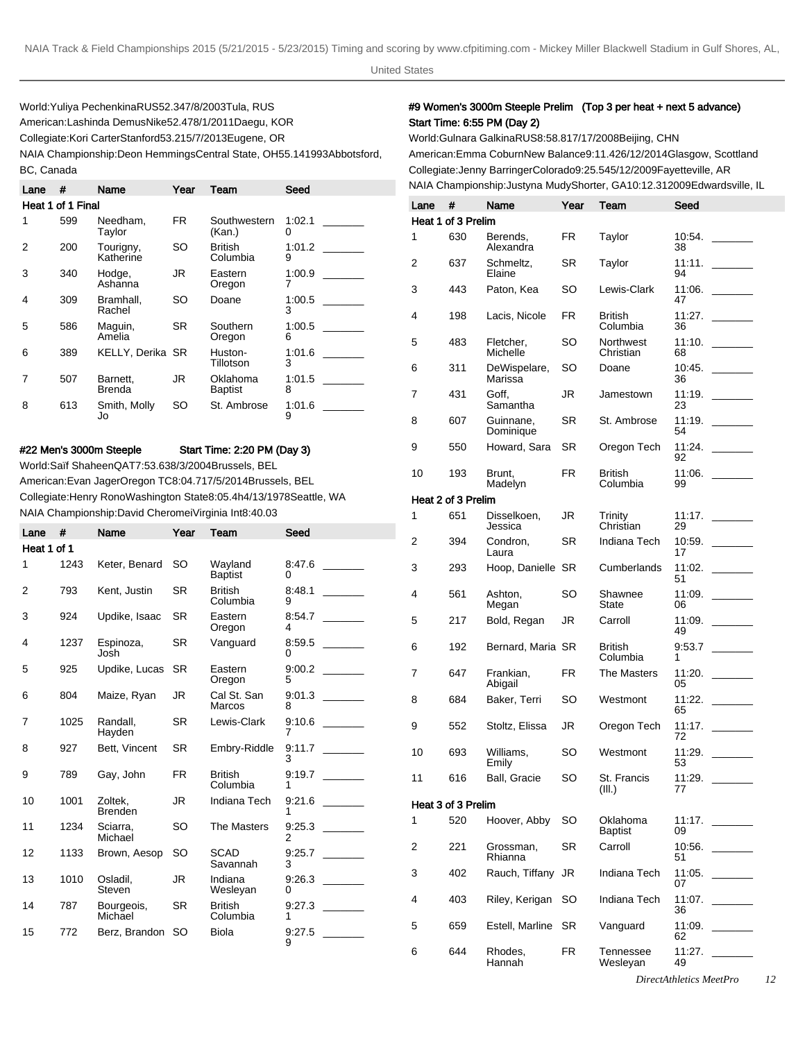World:Yuliya PechenkinaRUS52.347/8/2003Tula, RUS
American:Lashinda DemusNike52.478/1/2011Daegu, KOR
Collegiate:Kori CarterStanford53.215/7/2013Eugene, OR
NAIA Championship:Deon HemmingsCentral State, OH55.141993Abbotsford, BC, Canada

| Lane | # | Name | Year | Team | Seed | |
|---|---|---|---|---|---|---|
| **Heat 1 of 1 Final** | | | | | | |
| 1 | 599 | Needham, Taylor | FR | Southwestern (Kan.) | 1:02.10 | _______ |
| 2 | 200 | Tourigny, Katherine | SO | British Columbia | 1:01.29 | _______ |
| 3 | 340 | Hodge, Ashanna | JR | Eastern Oregon | 1:00.97 | _______ |
| 4 | 309 | Bramhall, Rachel | SO | Doane | 1:00.53 | _______ |
| 5 | 586 | Maguin, Amelia | SR | Southern Oregon | 1:00.56 | _______ |
| 6 | 389 | KELLY, Derika | SR | Huston-Tillotson | 1:01.63 | _______ |
| 7 | 507 | Barnett, Brenda | JR | Oklahoma Baptist | 1:01.58 | _______ |
| 8 | 613 | Smith, Molly Jo | SO | St. Ambrose | 1:01.69 | _______ |

## #22 Men's 3000m Steeple Start Time: 2:20 PM (Day 3)

World:Saïf ShaheenQAT7:53.638/3/2004Brussels, BEL
American:Evan JagerOregon TC8:04.717/5/2014Brussels, BEL
Collegiate:Henry RonoWashington State8:05.4h4/13/1978Seattle, WA
NAIA Championship:David CheromeiVirginia Int8:40.03

| Lane | # | Name | Year | Team | Seed | |
|---|---|---|---|---|---|---|
| **Heat 1 of 1** | | | | | | |
| 1 | 1243 | Keter, Benard | SO | Wayland Baptist | 8:47.60 | _______ |
| 2 | 793 | Kent, Justin | SR | British Columbia | 8:48.19 | _______ |
| 3 | 924 | Updike, Isaac | SR | Eastern Oregon | 8:54.74 | _______ |
| 4 | 1237 | Espinoza, Josh | SR | Vanguard | 8:59.50 | _______ |
| 5 | 925 | Updike, Lucas | SR | Eastern Oregon | 9:00.25 | _______ |
| 6 | 804 | Maize, Ryan | JR | Cal St. San Marcos | 9:01.38 | _______ |
| 7 | 1025 | Randall, Hayden | SR | Lewis-Clark | 9:10.67 | _______ |
| 8 | 927 | Bett, Vincent | SR | Embry-Riddle | 9:11.73 | _______ |
| 9 | 789 | Gay, John | FR | British Columbia | 9:19.71 | _______ |
| 10 | 1001 | Zoltek, Brenden | JR | Indiana Tech | 9:21.61 | _______ |
| 11 | 1234 | Sciarra, Michael | SO | The Masters | 9:25.32 | _______ |
| 12 | 1133 | Brown, Aesop | SO | SCAD Savannah | 9:25.73 | _______ |
| 13 | 1010 | Osladil, Steven | JR | Indiana Wesleyan | 9:26.30 | _______ |
| 14 | 787 | Bourgeois, Michael | SR | British Columbia | 9:27.31 | _______ |
| 15 | 772 | Berz, Brandon | SO | Biola | 9:27.59 | _______ |

## #9 Women's 3000m Steeple Prelim (Top 3 per heat + next 5 advance)

**Start Time: 6:55 PM (Day 2)**

World:Gulnara GalkinaRUS8:58.817/17/2008Beijing, CHN
American:Emma CoburnNew Balance9:11.426/12/2014Glasgow, Scottland
Collegiate:Jenny BarringerColorado9:25.545/12/2009Fayetteville, AR
NAIA Championship:Justyna MudyShorter, GA10:12.312009Edwardsville, IL

| Lane | # | Name | Year | Team | Seed | |
|---|---|---|---|---|---|---|
| **Heat 1 of 3 Prelim** | | | | | | |
| 1 | 630 | Berends, Alexandra | FR | Taylor | 10:54.38 | _______ |
| 2 | 637 | Schmeltz, Elaine | SR | Taylor | 11:11.94 | _______ |
| 3 | 443 | Paton, Kea | SO | Lewis-Clark | 11:06.47 | _______ |
| 4 | 198 | Lacis, Nicole | FR | British Columbia | 11:27.36 | _______ |
| 5 | 483 | Fletcher, Michelle | SO | Northwest Christian | 11:10.68 | _______ |
| 6 | 311 | DeWispelare, Marissa | SO | Doane | 10:45.36 | _______ |
| 7 | 431 | Goff, Samantha | JR | Jamestown | 11:19.23 | _______ |
| 8 | 607 | Guinnane, Dominique | SR | St. Ambrose | 11:19.54 | _______ |
| 9 | 550 | Howard, Sara | SR | Oregon Tech | 11:24.92 | _______ |
| 10 | 193 | Brunt, Madelyn | FR | British Columbia | 11:06.99 | _______ |
| **Heat 2 of 3 Prelim** | | | | | | |
| 1 | 651 | Disselkoen, Jessica | JR | Trinity Christian | 11:17.29 | _______ |
| 2 | 394 | Condron, Laura | SR | Indiana Tech | 10:59.17 | _______ |
| 3 | 293 | Hoop, Danielle | SR | Cumberlands | 11:02.51 | _______ |
| 4 | 561 | Ashton, Megan | SO | Shawnee State | 11:09.06 | _______ |
| 5 | 217 | Bold, Regan | JR | Carroll | 11:09.49 | _______ |
| 6 | 192 | Bernard, Maria | SR | British Columbia | 9:53.71 | _______ |
| 7 | 647 | Frankian, Abigail | FR | The Masters | 11:20.05 | _______ |
| 8 | 684 | Baker, Terri | SO | Westmont | 11:22.65 | _______ |
| 9 | 552 | Stoltz, Elissa | JR | Oregon Tech | 11:17.72 | _______ |
| 10 | 693 | Williams, Emily | SO | Westmont | 11:29.53 | _______ |
| 11 | 616 | Ball, Gracie | SO | St. Francis (Ill.) | 11:29.77 | _______ |
| **Heat 3 of 3 Prelim** | | | | | | |
| 1 | 520 | Hoover, Abby | SO | Oklahoma Baptist | 11:17.09 | _______ |
| 2 | 221 | Grossman, Rhianna | SR | Carroll | 10:56.51 | _______ |
| 3 | 402 | Rauch, Tiffany | JR | Indiana Tech | 11:05.07 | _______ |
| 4 | 403 | Riley, Kerigan | SO | Indiana Tech | 11:07.36 | _______ |
| 5 | 659 | Estell, Marline | SR | Vanguard | 11:09.62 | _______ |
| 6 | 644 | Rhodes, Hannah | FR | Tennessee Wesleyan | 11:27.49 | _______ |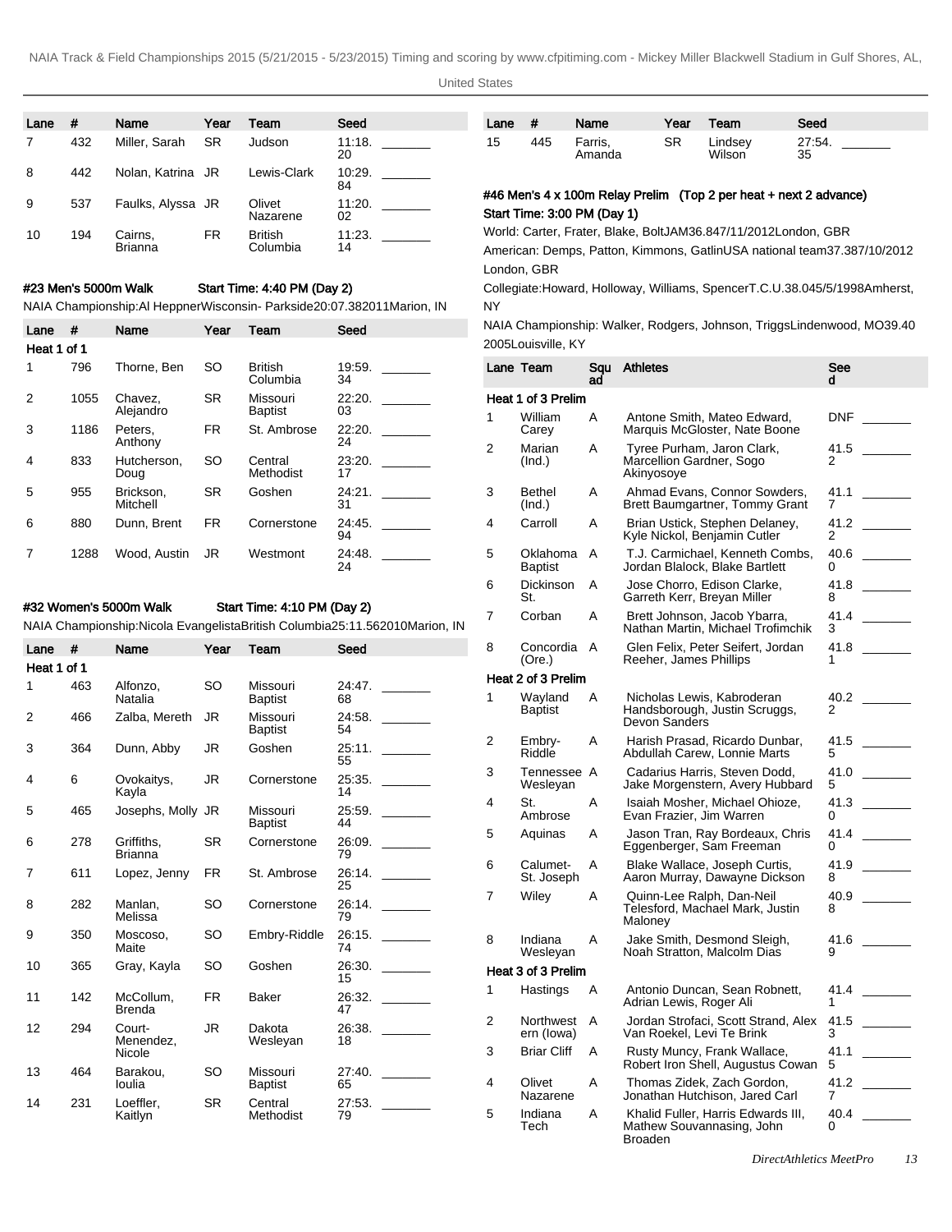| Lane | # | Name | Year | Team | Seed |
|---|---|---|---|---|---|
| 7 | 432 | Miller, Sarah | SR | Judson | 11:18.20 |
| 8 | 442 | Nolan, Katrina | JR | Lewis-Clark | 10:29.84 |
| 9 | 537 | Faulks, Alyssa | JR | Olivet Nazarene | 11:20.02 |
| 10 | 194 | Cairns, Brianna | FR | British Columbia | 11:23.14 |

### #23 Men's 5000m Walk    Start Time: 4:40 PM (Day 2)

NAIA Championship:Al HeppnerWisconsin- Parkside20:07.382011Marion, IN

| Lane | # | Name | Year | Team | Seed |
|---|---|---|---|---|---|
| **Heat 1 of 1** | | | | | |
| 1 | 796 | Thorne, Ben | SO | British Columbia | 19:59.34 |
| 2 | 1055 | Chavez, Alejandro | SR | Missouri Baptist | 22:20.03 |
| 3 | 1186 | Peters, Anthony | FR | St. Ambrose | 22:20.24 |
| 4 | 833 | Hutcherson, Doug | SO | Central Methodist | 23:20.17 |
| 5 | 955 | Brickson, Mitchell | SR | Goshen | 24:21.31 |
| 6 | 880 | Dunn, Brent | FR | Cornerstone | 24:45.94 |
| 7 | 1288 | Wood, Austin | JR | Westmont | 24:48.24 |

### #32 Women's 5000m Walk    Start Time: 4:10 PM (Day 2)

NAIA Championship:Nicola EvangelistaBritish Columbia25:11.562010Marion, IN

| Lane | # | Name | Year | Team | Seed |
|---|---|---|---|---|---|
| **Heat 1 of 1** | | | | | |
| 1 | 463 | Alfonzo, Natalia | SO | Missouri Baptist | 24:47.68 |
| 2 | 466 | Zalba, Mereth | JR | Missouri Baptist | 24:58.54 |
| 3 | 364 | Dunn, Abby | JR | Goshen | 25:11.55 |
| 4 | 6 | Ovokaitys, Kayla | JR | Cornerstone | 25:35.14 |
| 5 | 465 | Josephs, Molly | JR | Missouri Baptist | 25:59.44 |
| 6 | 278 | Griffiths, Brianna | SR | Cornerstone | 26:09.79 |
| 7 | 611 | Lopez, Jenny | FR | St. Ambrose | 26:14.25 |
| 8 | 282 | Manlan, Melissa | SO | Cornerstone | 26:14.79 |
| 9 | 350 | Moscoso, Maite | SO | Embry-Riddle | 26:15.74 |
| 10 | 365 | Gray, Kayla | SO | Goshen | 26:30.15 |
| 11 | 142 | McCollum, Brenda | FR | Baker | 26:32.47 |
| 12 | 294 | Court-Menendez, Nicole | JR | Dakota Wesleyan | 26:38.18 |
| 13 | 464 | Barakou, Ioulia | SO | Missouri Baptist | 27:40.65 |
| 14 | 231 | Loeffler, Kaitlyn | SR | Central Methodist | 27:53.79 |
| 15 | 445 | Farris, Amanda | SR | Lindsey Wilson | 27:54.35 |

### #46 Men's 4 x 100m Relay Prelim (Top 2 per heat + next 2 advance)

**Start Time: 3:00 PM (Day 1)**

World: Carter, Frater, Blake, BoltJAM36.847/11/2012London, GBR

American: Demps, Patton, Kimmons, GatlinUSA national team37.387/10/2012 London, GBR

Collegiate:Howard, Holloway, Williams, SpencerT.C.U.38.045/5/1998Amherst, NY

NAIA Championship: Walker, Rodgers, Johnson, TriggsLindenwood, MO39.40 2005Louisville, KY

| Lane | Team | Squad | Athletes | Seed |
|---|---|---|---|---|
| **Heat 1 of 3 Prelim** | | | | |
| 1 | William Carey | A | Antone Smith, Mateo Edward, Marquis McGloster, Nate Boone | DNF |
| 2 | Marian (Ind.) | A | Tyree Purham, Jaron Clark, Marcellion Gardner, Sogo Akinyosoye | 41.52 |
| 3 | Bethel (Ind.) | A | Ahmad Evans, Connor Sowders, Brett Baumgartner, Tommy Grant | 41.17 |
| 4 | Carroll | A | Brian Ustick, Stephen Delaney, Kyle Nickol, Benjamin Cutler | 41.22 |
| 5 | Oklahoma Baptist | A | T.J. Carmichael, Kenneth Combs, Jordan Blalock, Blake Bartlett | 40.60 |
| 6 | Dickinson St. | A | Jose Chorro, Edison Clarke, Garreth Kerr, Breyan Miller | 41.88 |
| 7 | Corban | A | Brett Johnson, Jacob Ybarra, Nathan Martin, Michael Trofimchik | 41.43 |
| 8 | Concordia (Ore.) | A | Glen Felix, Peter Seifert, Jordan Reeher, James Phillips | 41.81 |
| **Heat 2 of 3 Prelim** | | | | |
| 1 | Wayland Baptist | A | Nicholas Lewis, Kabroderan Handsborough, Justin Scruggs, Devon Sanders | 40.22 |
| 2 | Embry-Riddle | A | Harish Prasad, Ricardo Dunbar, Abdullah Carew, Lonnie Marts | 41.55 |
| 3 | Tennessee Wesleyan | A | Cadarius Harris, Steven Dodd, Jake Morgenstern, Avery Hubbard | 41.05 |
| 4 | St. Ambrose | A | Isaiah Mosher, Michael Ohioze, Evan Frazier, Jim Warren | 41.30 |
| 5 | Aquinas | A | Jason Tran, Ray Bordeaux, Chris Eggenberger, Sam Freeman | 41.40 |
| 6 | Calumet-St. Joseph | A | Blake Wallace, Joseph Curtis, Aaron Murray, Dawayne Dickson | 41.98 |
| 7 | Wiley | A | Quinn-Lee Ralph, Dan-Neil Telesford, Machael Mark, Justin Maloney | 40.98 |
| 8 | Indiana Wesleyan | A | Jake Smith, Desmond Sleigh, Noah Stratton, Malcolm Dias | 41.69 |
| **Heat 3 of 3 Prelim** | | | | |
| 1 | Hastings | A | Antonio Duncan, Sean Robnett, Adrian Lewis, Roger Ali | 41.41 |
| 2 | Northwestern (Iowa) | A | Jordan Strofaci, Scott Strand, Alex Van Roekel, Levi Te Brink | 41.53 |
| 3 | Briar Cliff | A | Rusty Muncy, Frank Wallace, Robert Iron Shell, Augustus Cowan | 41.15 |
| 4 | Olivet Nazarene | A | Thomas Zidek, Zach Gordon, Jonathan Hutchison, Jared Carl | 41.27 |
| 5 | Indiana Tech | A | Khalid Fuller, Harris Edwards III, Mathew Souvannasing, John Broaden | 40.40 |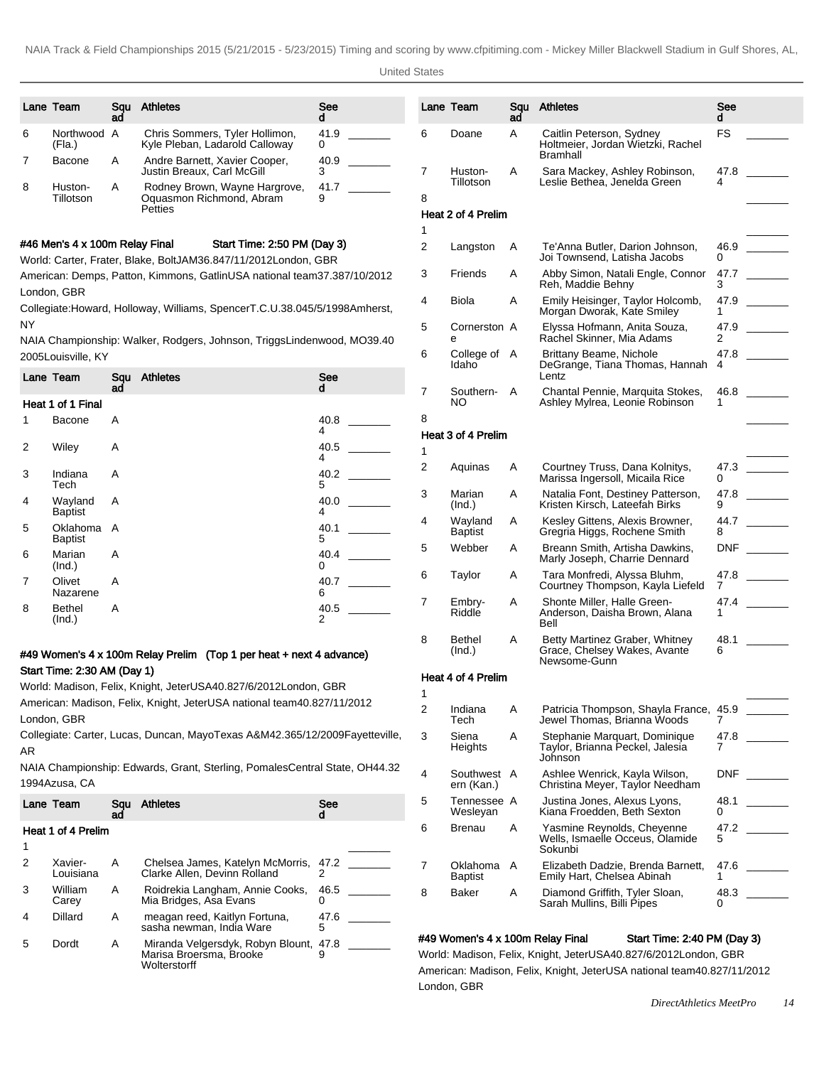| Lane | Team | Squad | Athletes | Seed | |
|---|---|---|---|---|---|
| 6 | Northwood (Fla.) | A | Chris Sommers, Tyler Hollimon, Kyle Pleban, Ladarold Calloway | 41.90 | _______ |
| 7 | Bacone | A | Andre Barnett, Xavier Cooper, Justin Breaux, Carl McGill | 40.93 | _______ |
| 8 | Huston-Tillotson | A | Rodney Brown, Wayne Hargrove, Oquasmon Richmond, Abram Petties | 41.79 | _______ |

**#46 Men's 4 x 100m Relay Final Start Time: 2:50 PM (Day 3)**

World: Carter, Frater, Blake, BoltJAM36.847/11/2012London, GBR

American: Demps, Patton, Kimmons, GatlinUSA national team37.387/10/2012 London, GBR

Collegiate:Howard, Holloway, Williams, SpencerT.C.U.38.045/5/1998Amherst, NY

NAIA Championship: Walker, Rodgers, Johnson, TriggsLindenwood, MO39.40 2005Louisville, KY

| Lane | Team | Squad | Athletes | Seed | |
|---|---|---|---|---|---|
| **Heat 1 of 1 Final** | | | | | |
| 1 | Bacone | A | | 40.84 | _______ |
| 2 | Wiley | A | | 40.54 | _______ |
| 3 | Indiana Tech | A | | 40.25 | _______ |
| 4 | Wayland Baptist | A | | 40.04 | _______ |
| 5 | Oklahoma Baptist | A | | 40.15 | _______ |
| 6 | Marian (Ind.) | A | | 40.40 | _______ |
| 7 | Olivet Nazarene | A | | 40.76 | _______ |
| 8 | Bethel (Ind.) | A | | 40.52 | _______ |

**#49 Women's 4 x 100m Relay Prelim (Top 1 per heat + next 4 advance)**

**Start Time: 2:30 AM (Day 1)**

World: Madison, Felix, Knight, JeterUSA40.827/6/2012London, GBR

American: Madison, Felix, Knight, JeterUSA national team40.827/11/2012 London, GBR

Collegiate: Carter, Lucas, Duncan, MayoTexas A&M42.365/12/2009Fayetteville, AR

NAIA Championship: Edwards, Grant, Sterling, PomalesCentral State, OH44.32 1994Azusa, CA

| Lane | Team | Squad | Athletes | Seed | |
|---|---|---|---|---|---|
| **Heat 1 of 4 Prelim** | | | | | |
| 1 | | | | | _______ |
| 2 | Xavier-Louisiana | A | Chelsea James, Katelyn McMorris, Clarke Allen, Devinn Rolland | 47.22 | _______ |
| 3 | William Carey | A | Roidrekia Langham, Annie Cooks, Mia Bridges, Asa Evans | 46.50 | _______ |
| 4 | Dillard | A | meagan reed, Kaitlyn Fortuna, sasha newman, India Ware | 47.65 | _______ |
| 5 | Dordt | A | Miranda Velgersdyk, Robyn Blount, Marisa Broersma, Brooke Wolterstorff | 47.89 | _______ |
| 6 | Doane | A | Caitlin Peterson, Sydney Holtmeier, Jordan Wietzki, Rachel Bramhall | FS | _______ |
| 7 | Huston-Tillotson | A | Sara Mackey, Ashley Robinson, Leslie Bethea, Jenelda Green | 47.84 | _______ |
| 8 | | | | | _______ |
| **Heat 2 of 4 Prelim** | | | | | |
| 1 | | | | | _______ |
| 2 | Langston | A | Te'Anna Butler, Darion Johnson, Joi Townsend, Latisha Jacobs | 46.90 | _______ |
| 3 | Friends | A | Abby Simon, Natali Engle, Connor Reh, Maddie Behny | 47.73 | _______ |
| 4 | Biola | A | Emily Heisinger, Taylor Holcomb, Morgan Dworak, Kate Smiley | 47.91 | _______ |
| 5 | Cornerstone | A | Elyssa Hofmann, Anita Souza, Rachel Skinner, Mia Adams | 47.92 | _______ |
| 6 | College of Idaho | A | Brittany Beame, Nichole DeGrange, Tiana Thomas, Hannah Lentz | 47.84 | _______ |
| 7 | Southern-NO | A | Chantal Pennie, Marquita Stokes, Ashley Mylrea, Leonie Robinson | 46.81 | _______ |
| 8 | | | | | _______ |
| **Heat 3 of 4 Prelim** | | | | | |
| 1 | | | | | _______ |
| 2 | Aquinas | A | Courtney Truss, Dana Kolnitys, Marissa Ingersoll, Micaila Rice | 47.30 | _______ |
| 3 | Marian (Ind.) | A | Natalia Font, Destiney Patterson, Kristen Kirsch, Lateefah Birks | 47.89 | _______ |
| 4 | Wayland Baptist | A | Kesley Gittens, Alexis Browner, Gregria Higgs, Rochene Smith | 44.78 | _______ |
| 5 | Webber | A | Breann Smith, Artisha Dawkins, Marly Joseph, Charrie Dennard | DNF | _______ |
| 6 | Taylor | A | Tara Monfredi, Alyssa Bluhm, Courtney Thompson, Kayla Liefeld | 47.87 | _______ |
| 7 | Embry-Riddle | A | Shonte Miller, Halle Green-Anderson, Daisha Brown, Alana Bell | 47.41 | _______ |
| 8 | Bethel (Ind.) | A | Betty Martinez Graber, Whitney Grace, Chelsey Wakes, Avante Newsome-Gunn | 48.16 | _______ |
| **Heat 4 of 4 Prelim** | | | | | |
| 1 | | | | | _______ |
| 2 | Indiana Tech | A | Patricia Thompson, Shayla France, Jewel Thomas, Brianna Woods | 45.97 | _______ |
| 3 | Siena Heights | A | Stephanie Marquart, Dominique Taylor, Brianna Peckel, Jalesia Johnson | 47.87 | _______ |
| 4 | Southwestern (Kan.) | A | Ashlee Wenrick, Kayla Wilson, Christina Meyer, Taylor Needham | DNF | _______ |
| 5 | Tennessee Wesleyan | A | Justina Jones, Alexus Lyons, Kiana Froedden, Beth Sexton | 48.10 | _______ |
| 6 | Brenau | A | Yasmine Reynolds, Cheyenne Wells, Ismaelle Occeus, Olamide Sokunbi | 47.25 | _______ |
| 7 | Oklahoma Baptist | A | Elizabeth Dadzie, Brenda Barnett, Emily Hart, Chelsea Abinah | 47.61 | _______ |
| 8 | Baker | A | Diamond Griffith, Tyler Sloan, Sarah Mullins, Billi Pipes | 48.30 | _______ |

**#49 Women's 4 x 100m Relay Final Start Time: 2:40 PM (Day 3)**

World: Madison, Felix, Knight, JeterUSA40.827/6/2012London, GBR

American: Madison, Felix, Knight, JeterUSA national team40.827/11/2012 London, GBR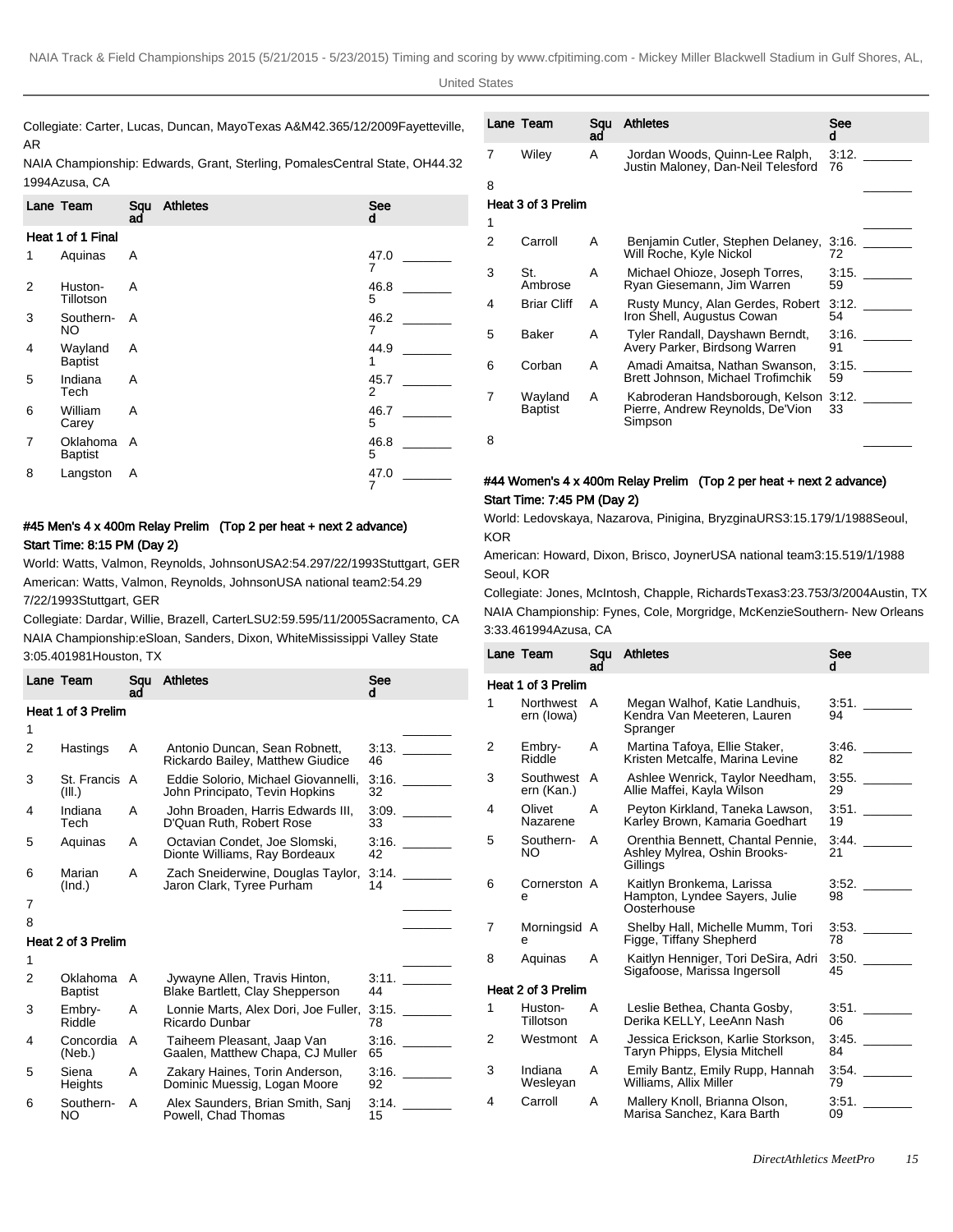Collegiate: Carter, Lucas, Duncan, MayoTexas A&M42.365/12/2009Fayetteville, AR

NAIA Championship: Edwards, Grant, Sterling, PomalesCentral State, OH44.32 1994Azusa, CA

| Lane | Team | Squad | Athletes | Seed | |
|---|---|---|---|---|---|
| **Heat 1 of 1 Final** | | | | | |
| 1 | Aquinas | A | | 47.07 | _______ |
| 2 | Huston-Tillotson | A | | 46.85 | _______ |
| 3 | Southern-NO | A | | 46.27 | _______ |
| 4 | Wayland Baptist | A | | 44.91 | _______ |
| 5 | Indiana Tech | A | | 45.72 | _______ |
| 6 | William Carey | A | | 46.75 | _______ |
| 7 | Oklahoma Baptist | A | | 46.85 | _______ |
| 8 | Langston | A | | 47.07 | _______ |

### #45 Men's 4 x 400m Relay Prelim (Top 2 per heat + next 2 advance)

**Start Time: 8:15 PM (Day 2)**

World: Watts, Valmon, Reynolds, JohnsonUSA2:54.297/22/1993Stuttgart, GER

American: Watts, Valmon, Reynolds, JohnsonUSA national team2:54.29 7/22/1993Stuttgart, GER

Collegiate: Dardar, Willie, Brazell, CarterLSU2:59.595/11/2005Sacramento, CA

NAIA Championship:eSloan, Sanders, Dixon, WhiteMississippi Valley State 3:05.401981Houston, TX

| Lane | Team | Squad | Athletes | Seed | |
|---|---|---|---|---|---|
| **Heat 1 of 3 Prelim** | | | | | |
| 1 | | | | | _______ |
| 2 | Hastings | A | Antonio Duncan, Sean Robnett, Rickardo Bailey, Matthew Giudice | 3:13.46 | _______ |
| 3 | St. Francis (Ill.) | A | Eddie Solorio, Michael Giovannelli, John Principato, Tevin Hopkins | 3:16.32 | _______ |
| 4 | Indiana Tech | A | John Broaden, Harris Edwards III, D'Quan Ruth, Robert Rose | 3:09.33 | _______ |
| 5 | Aquinas | A | Octavian Condet, Joe Slomski, Dionte Williams, Ray Bordeaux | 3:16.42 | _______ |
| 6 | Marian (Ind.) | A | Zach Sneiderwine, Douglas Taylor, Jaron Clark, Tyree Purham | 3:14.14 | _______ |
| 7 | | | | | _______ |
| 8 | | | | | _______ |
| **Heat 2 of 3 Prelim** | | | | | |
| 1 | | | | | _______ |
| 2 | Oklahoma Baptist | A | Jywayne Allen, Travis Hinton, Blake Bartlett, Clay Shepperson | 3:11.44 | _______ |
| 3 | Embry-Riddle | A | Lonnie Marts, Alex Dori, Joe Fuller, Ricardo Dunbar | 3:15.78 | _______ |
| 4 | Concordia (Neb.) | A | Taiheem Pleasant, Jaap Van Gaalen, Matthew Chapa, CJ Muller | 3:16.65 | _______ |
| 5 | Siena Heights | A | Zakary Haines, Torin Anderson, Dominic Muessig, Logan Moore | 3:16.92 | _______ |
| 6 | Southern-NO | A | Alex Saunders, Brian Smith, Sanj Powell, Chad Thomas | 3:14.15 | _______ |
| 7 | Wiley | A | Jordan Woods, Quinn-Lee Ralph, Justin Maloney, Dan-Neil Telesford | 3:12.76 | _______ |
| 8 | | | | | _______ |
| **Heat 3 of 3 Prelim** | | | | | |
| 1 | | | | | _______ |
| 2 | Carroll | A | Benjamin Cutler, Stephen Delaney, Will Roche, Kyle Nickol | 3:16.72 | _______ |
| 3 | St. Ambrose | A | Michael Ohioze, Joseph Torres, Ryan Giesemann, Jim Warren | 3:15.59 | _______ |
| 4 | Briar Cliff | A | Rusty Muncy, Alan Gerdes, Robert Iron Shell, Augustus Cowan | 3:12.54 | _______ |
| 5 | Baker | A | Tyler Randall, Dayshawn Berndt, Avery Parker, Birdsong Warren | 3:16.91 | _______ |
| 6 | Corban | A | Amadi Amaitsa, Nathan Swanson, Brett Johnson, Michael Trofimchik | 3:15.59 | _______ |
| 7 | Wayland Baptist | A | Kabroderan Handsborough, Kelson Pierre, Andrew Reynolds, De'Vion Simpson | 3:12.33 | _______ |
| 8 | | | | | _______ |

### #44 Women's 4 x 400m Relay Prelim (Top 2 per heat + next 2 advance)

**Start Time: 7:45 PM (Day 2)**

World: Ledovskaya, Nazarova, Pinigina, BryzginaURS3:15.179/1/1988Seoul, KOR

American: Howard, Dixon, Brisco, JoynerUSA national team3:15.519/1/1988 Seoul, KOR

Collegiate: Jones, McIntosh, Chapple, RichardsTexas3:23.753/3/2004Austin, TX

NAIA Championship: Fynes, Cole, Morgridge, McKenzieSouthern- New Orleans 3:33.461994Azusa, CA

| Lane | Team | Squad | Athletes | Seed | |
|---|---|---|---|---|---|
| **Heat 1 of 3 Prelim** | | | | | |
| 1 | Northwestern (Iowa) | A | Megan Walhof, Katie Landhuis, Kendra Van Meeteren, Lauren Spranger | 3:51.94 | _______ |
| 2 | Embry-Riddle | A | Martina Tafoya, Ellie Staker, Kristen Metcalfe, Marina Levine | 3:46.82 | _______ |
| 3 | Southwestern (Kan.) | A | Ashlee Wenrick, Taylor Needham, Allie Maffei, Kayla Wilson | 3:55.29 | _______ |
| 4 | Olivet Nazarene | A | Peyton Kirkland, Taneka Lawson, Karley Brown, Kamaria Goedhart | 3:51.19 | _______ |
| 5 | Southern-NO | A | Orenthia Bennett, Chantal Pennie, Ashley Mylrea, Oshin Brooks-Gillings | 3:44.21 | _______ |
| 6 | Cornerstone | A | Kaitlyn Bronkema, Larissa Hampton, Lyndee Sayers, Julie Oosterhouse | 3:52.98 | _______ |
| 7 | Morningside | A | Shelby Hall, Michelle Mumm, Tori Figge, Tiffany Shepherd | 3:53.78 | _______ |
| 8 | Aquinas | A | Kaitlyn Henniger, Tori DeSira, Adri Sigafoose, Marissa Ingersoll | 3:50.45 | _______ |
| **Heat 2 of 3 Prelim** | | | | | |
| 1 | Huston-Tillotson | A | Leslie Bethea, Chanta Gosby, Derika KELLY, LeeAnn Nash | 3:51.06 | _______ |
| 2 | Westmont | A | Jessica Erickson, Karlie Storkson, Taryn Phipps, Elysia Mitchell | 3:45.84 | _______ |
| 3 | Indiana Wesleyan | A | Emily Bantz, Emily Rupp, Hannah Williams, Allix Miller | 3:54.79 | _______ |
| 4 | Carroll | A | Mallery Knoll, Brianna Olson, Marisa Sanchez, Kara Barth | 3:51.09 | _______ |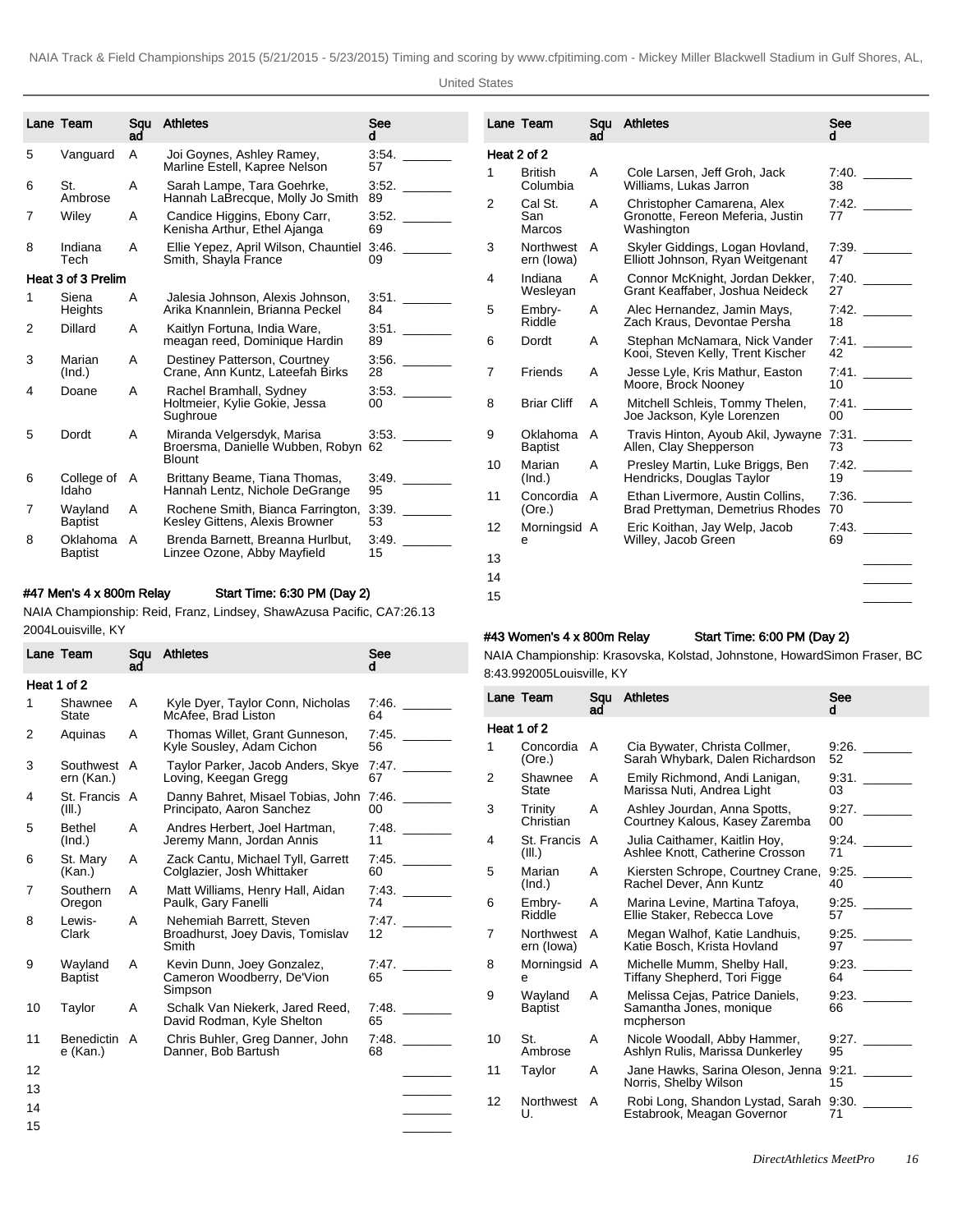| Lane | Team | Squad | Athletes | Seed | |
|---|---|---|---|---|---|
| 5 | Vanguard | A | Joi Goynes, Ashley Ramey, Marline Estell, Kapree Nelson | 3:54.57 | ________ |
| 6 | St. Ambrose | A | Sarah Lampe, Tara Goehrke, Hannah LaBrecque, Molly Jo Smith | 3:52.89 | ________ |
| 7 | Wiley | A | Candice Higgins, Ebony Carr, Kenisha Arthur, Ethel Ajanga | 3:52.69 | ________ |
| 8 | Indiana Tech | A | Ellie Yepez, April Wilson, Chauntiel Smith, Shayla France | 3:46.09 | ________ |
| **Heat 3 of 3 Prelim** | | | | | |
| 1 | Siena Heights | A | Jalesia Johnson, Alexis Johnson, Arika Knannlein, Brianna Peckel | 3:51.84 | ________ |
| 2 | Dillard | A | Kaitlyn Fortuna, India Ware, meagan reed, Dominique Hardin | 3:51.89 | ________ |
| 3 | Marian (Ind.) | A | Destiney Patterson, Courtney Crane, Ann Kuntz, Lateefah Birks | 3:56.28 | ________ |
| 4 | Doane | A | Rachel Bramhall, Sydney Holtmeier, Kylie Gokie, Jessa Sughroue | 3:53.00 | ________ |
| 5 | Dordt | A | Miranda Velgersdyk, Marisa Broersma, Danielle Wubben, Robyn Blount | 3:53.62 | ________ |
| 6 | College of Idaho | A | Brittany Beame, Tiana Thomas, Hannah Lentz, Nichole DeGrange | 3:49.95 | ________ |
| 7 | Wayland Baptist | A | Rochene Smith, Bianca Farrington, Kesley Gittens, Alexis Browner | 3:39.53 | ________ |
| 8 | Oklahoma Baptist | A | Brenda Barnett, Breanna Hurlbut, Linzee Ozone, Abby Mayfield | 3:49.15 | ________ |

### #47 Men's 4 x 800m Relay — Start Time: 6:30 PM (Day 2)

NAIA Championship: Reid, Franz, Lindsey, ShawAzusa Pacific, CA7:26.13 2004Louisville, KY

| Lane | Team | Squad | Athletes | Seed | |
|---|---|---|---|---|---|
| **Heat 1 of 2** | | | | | |
| 1 | Shawnee State | A | Kyle Dyer, Taylor Conn, Nicholas McAfee, Brad Liston | 7:46.64 | ________ |
| 2 | Aquinas | A | Thomas Willet, Grant Gunneson, Kyle Sousley, Adam Cichon | 7:45.56 | ________ |
| 3 | Southwestern (Kan.) | A | Taylor Parker, Jacob Anders, Skye Loving, Keegan Gregg | 7:47.67 | ________ |
| 4 | St. Francis (Ill.) | A | Danny Bahret, Misael Tobias, John Principato, Aaron Sanchez | 7:46.00 | ________ |
| 5 | Bethel (Ind.) | A | Andres Herbert, Joel Hartman, Jeremy Mann, Jordan Annis | 7:48.11 | ________ |
| 6 | St. Mary (Kan.) | A | Zack Cantu, Michael Tyll, Garrett Colglazier, Josh Whittaker | 7:45.60 | ________ |
| 7 | Southern Oregon | A | Matt Williams, Henry Hall, Aidan Paulk, Gary Fanelli | 7:43.74 | ________ |
| 8 | Lewis-Clark | A | Nehemiah Barrett, Steven Broadhurst, Joey Davis, Tomislav Smith | 7:47.12 | ________ |
| 9 | Wayland Baptist | A | Kevin Dunn, Joey Gonzalez, Cameron Woodberry, De'Vion Simpson | 7:47.65 | ________ |
| 10 | Taylor | A | Schalk Van Niekerk, Jared Reed, David Rodman, Kyle Shelton | 7:48.65 | ________ |
| 11 | Benedictine (Kan.) | A | Chris Buhler, Greg Danner, John Danner, Bob Bartush | 7:48.68 | ________ |
| 12 | | | | | ________ |
| 13 | | | | | ________ |
| 14 | | | | | ________ |
| 15 | | | | | ________ |

| Lane | Team | Squad | Athletes | Seed | |
|---|---|---|---|---|---|
| **Heat 2 of 2** | | | | | |
| 1 | British Columbia | A | Cole Larsen, Jeff Groh, Jack Williams, Lukas Jarron | 7:40.38 | ________ |
| 2 | Cal St. San Marcos | A | Christopher Camarena, Alex Gronotte, Fereon Meferia, Justin Washington | 7:42.77 | ________ |
| 3 | Northwestern (Iowa) | A | Skyler Giddings, Logan Hovland, Elliott Johnson, Ryan Weitgenant | 7:39.47 | ________ |
| 4 | Indiana Wesleyan | A | Connor McKnight, Jordan Dekker, Grant Keaffaber, Joshua Neideck | 7:40.27 | ________ |
| 5 | Embry-Riddle | A | Alec Hernandez, Jamin Mays, Zach Kraus, Devontae Persha | 7:42.18 | ________ |
| 6 | Dordt | A | Stephan McNamara, Nick Vander Kooi, Steven Kelly, Trent Kischer | 7:41.42 | ________ |
| 7 | Friends | A | Jesse Lyle, Kris Mathur, Easton Moore, Brock Nooney | 7:41.10 | ________ |
| 8 | Briar Cliff | A | Mitchell Schleis, Tommy Thelen, Joe Jackson, Kyle Lorenzen | 7:41.00 | ________ |
| 9 | Oklahoma Baptist | A | Travis Hinton, Ayoub Akil, Jywayne Allen, Clay Shepperson | 7:31.73 | ________ |
| 10 | Marian (Ind.) | A | Presley Martin, Luke Briggs, Ben Hendricks, Douglas Taylor | 7:42.19 | ________ |
| 11 | Concordia (Ore.) | A | Ethan Livermore, Austin Collins, Brad Prettyman, Demetrius Rhodes | 7:36.70 | ________ |
| 12 | Morningside | A | Eric Koithan, Jay Welp, Jacob Willey, Jacob Green | 7:43.69 | ________ |
| 13 | | | | | ________ |
| 14 | | | | | ________ |
| 15 | | | | | ________ |

### #43 Women's 4 x 800m Relay — Start Time: 6:00 PM (Day 2)

NAIA Championship: Krasovska, Kolstad, Johnstone, HowardSimon Fraser, BC 8:43.992005Louisville, KY

| Lane | Team | Squad | Athletes | Seed | |
|---|---|---|---|---|---|
| **Heat 1 of 2** | | | | | |
| 1 | Concordia (Ore.) | A | Cia Bywater, Christa Collmer, Sarah Whybark, Dalen Richardson | 9:26.52 | ________ |
| 2 | Shawnee State | A | Emily Richmond, Andi Lanigan, Marissa Nuti, Andrea Light | 9:31.03 | ________ |
| 3 | Trinity Christian | A | Ashley Jourdan, Anna Spotts, Courtney Kalous, Kasey Zaremba | 9:27.00 | ________ |
| 4 | St. Francis (Ill.) | A | Julia Caithamer, Kaitlin Hoy, Ashlee Knott, Catherine Crosson | 9:24.71 | ________ |
| 5 | Marian (Ind.) | A | Kiersten Schrope, Courtney Crane, Rachel Dever, Ann Kuntz | 9:25.40 | ________ |
| 6 | Embry-Riddle | A | Marina Levine, Martina Tafoya, Ellie Staker, Rebecca Love | 9:25.57 | ________ |
| 7 | Northwestern (Iowa) | A | Megan Walhof, Katie Landhuis, Katie Bosch, Krista Hovland | 9:25.97 | ________ |
| 8 | Morningside | A | Michelle Mumm, Shelby Hall, Tiffany Shepherd, Tori Figge | 9:23.64 | ________ |
| 9 | Wayland Baptist | A | Melissa Cejas, Patrice Daniels, Samantha Jones, monique mcpherson | 9:23.66 | ________ |
| 10 | St. Ambrose | A | Nicole Woodall, Abby Hammer, Ashlyn Rulis, Marissa Dunkerley | 9:27.95 | ________ |
| 11 | Taylor | A | Jane Hawks, Sarina Oleson, Jenna Norris, Shelby Wilson | 9:21.15 | ________ |
| 12 | Northwest U. | A | Robi Long, Shandon Lystad, Sarah Estabrook, Meagan Governor | 9:30.71 | ________ |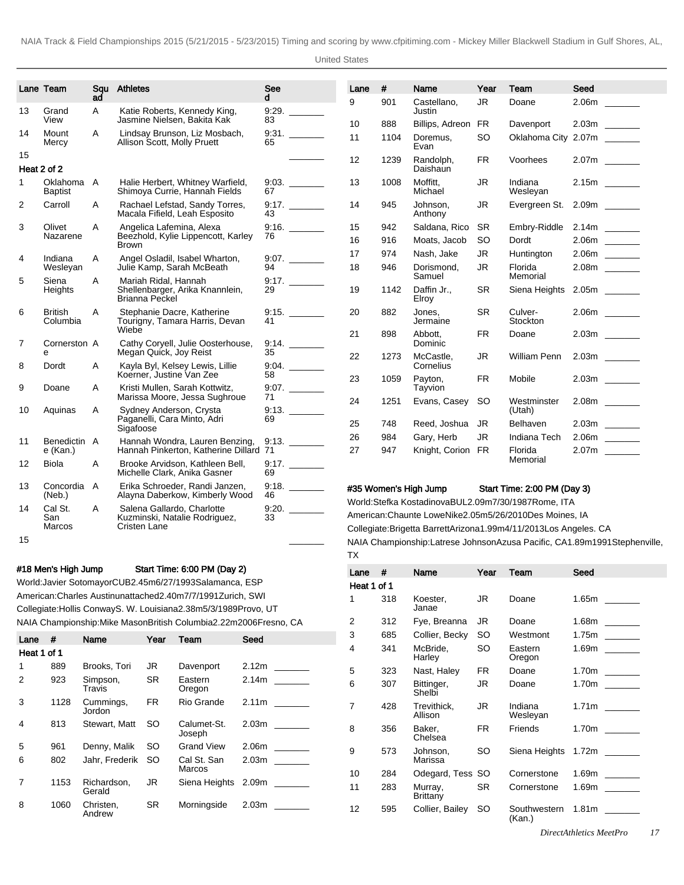| Lane | Team | Squad | Athletes | Seed | |
|---|---|---|---|---|---|
| 13 | Grand View | A | Katie Roberts, Kennedy King, Jasmine Nielsen, Bakita Kak | 9:29.83 | _______ |
| 14 | Mount Mercy | A | Lindsay Brunson, Liz Mosbach, Allison Scott, Molly Pruett | 9:31.65 | _______ |
| 15 | | | | | _______ |
| **Heat 2 of 2** | | | | | |
| 1 | Oklahoma Baptist | A | Halie Herbert, Whitney Warfield, Shimoya Currie, Hannah Fields | 9:03.67 | _______ |
| 2 | Carroll | A | Rachael Lefstad, Sandy Torres, Macala Fifield, Leah Esposito | 9:17.43 | _______ |
| 3 | Olivet Nazarene | A | Angelica Lafemina, Alexa Beezhold, Kylie Lippencott, Karley Brown | 9:16.76 | _______ |
| 4 | Indiana Wesleyan | A | Angel Osladil, Isabel Wharton, Julie Kamp, Sarah McBeath | 9:07.94 | _______ |
| 5 | Siena Heights | A | Mariah Ridal, Hannah Shellenbarger, Arika Knannlein, Brianna Peckel | 9:17.29 | _______ |
| 6 | British Columbia | A | Stephanie Dacre, Katherine Tourigny, Tamara Harris, Devan Wiebe | 9:15.41 | _______ |
| 7 | Cornerstone | A | Cathy Coryell, Julie Oosterhouse, Megan Quick, Joy Reist | 9:14.35 | _______ |
| 8 | Dordt | A | Kayla Byl, Kelsey Lewis, Lillie Koerner, Justine Van Zee | 9:04.58 | _______ |
| 9 | Doane | A | Kristi Mullen, Sarah Kottwitz, Marissa Moore, Jessa Sughroue | 9:07.71 | _______ |
| 10 | Aquinas | A | Sydney Anderson, Crysta Paganelli, Cara Minto, Adri Sigafoose | 9:13.69 | _______ |
| 11 | Benedictine (Kan.) | A | Hannah Wondra, Lauren Benzing, Hannah Pinkerton, Katherine Dillard | 9:13.71 | _______ |
| 12 | Biola | A | Brooke Arvidson, Kathleen Bell, Michelle Clark, Anika Gasner | 9:17.69 | _______ |
| 13 | Concordia (Neb.) | A | Erika Schroeder, Randi Janzen, Alayna Daberkow, Kimberly Wood | 9:18.46 | _______ |
| 14 | Cal St. San Marcos | A | Salena Gallardo, Charlotte Kuzminski, Natalie Rodriguez, Cristen Lane | 9:20.33 | _______ |
| 15 | | | | | _______ |

## #18 Men's High Jump — Start Time: 6:00 PM (Day 2)

World:Javier SotomayorCUB2.45m6/27/1993Salamanca, ESP
American:Charles Austinunattached2.40m7/7/1991Zurich, SWI
Collegiate:Hollis ConwayS. W. Louisiana2.38m5/3/1989Provo, UT
NAIA Championship:Mike MasonBritish Columbia2.22m2006Fresno, CA

| Lane | # | Name | Year | Team | Seed | |
|---|---|---|---|---|---|---|
| **Heat 1 of 1** | | | | | | |
| 1 | 889 | Brooks, Tori | JR | Davenport | 2.12m | _______ |
| 2 | 923 | Simpson, Travis | SR | Eastern Oregon | 2.14m | _______ |
| 3 | 1128 | Cummings, Jordon | FR | Rio Grande | 2.11m | _______ |
| 4 | 813 | Stewart, Matt | SO | Calumet-St. Joseph | 2.03m | _______ |
| 5 | 961 | Denny, Malik | SO | Grand View | 2.06m | _______ |
| 6 | 802 | Jahr, Frederik | SO | Cal St. San Marcos | 2.03m | _______ |
| 7 | 1153 | Richardson, Gerald | JR | Siena Heights | 2.09m | _______ |
| 8 | 1060 | Christen, Andrew | SR | Morningside | 2.03m | _______ |
| 9 | 901 | Castellano, Justin | JR | Doane | 2.06m | _______ |
| 10 | 888 | Billips, Adreon | FR | Davenport | 2.03m | _______ |
| 11 | 1104 | Doremus, Evan | SO | Oklahoma City | 2.07m | _______ |
| 12 | 1239 | Randolph, Daishaun | FR | Voorhees | 2.07m | _______ |
| 13 | 1008 | Moffitt, Michael | JR | Indiana Wesleyan | 2.15m | _______ |
| 14 | 945 | Johnson, Anthony | JR | Evergreen St. | 2.09m | _______ |
| 15 | 942 | Saldana, Rico | SR | Embry-Riddle | 2.14m | _______ |
| 16 | 916 | Moats, Jacob | SO | Dordt | 2.06m | _______ |
| 17 | 974 | Nash, Jake | JR | Huntington | 2.06m | _______ |
| 18 | 946 | Dorismond, Samuel | JR | Florida Memorial | 2.08m | _______ |
| 19 | 1142 | Daffin Jr., Elroy | SR | Siena Heights | 2.05m | _______ |
| 20 | 882 | Jones, Jermaine | SR | Culver-Stockton | 2.06m | _______ |
| 21 | 898 | Abbott, Dominic | FR | Doane | 2.03m | _______ |
| 22 | 1273 | McCastle, Cornelius | JR | William Penn | 2.03m | _______ |
| 23 | 1059 | Payton, Tayvion | FR | Mobile | 2.03m | _______ |
| 24 | 1251 | Evans, Casey | SO | Westminster (Utah) | 2.08m | _______ |
| 25 | 748 | Reed, Joshua | JR | Belhaven | 2.03m | _______ |
| 26 | 984 | Gary, Herb | JR | Indiana Tech | 2.06m | _______ |
| 27 | 947 | Knight, Corion | FR | Florida Memorial | 2.07m | _______ |

## #35 Women's High Jump — Start Time: 2:00 PM (Day 3)

World:Stefka KostadinovaBUL2.09m7/30/1987Rome, ITA
American:Chaunte LoweNike2.05m5/26/2010Des Moines, IA
Collegiate:Brigetta BarrettArizona1.99m4/11/2013Los Angeles. CA
NAIA Championship:Latrese JohnsonAzusa Pacific, CA1.89m1991Stephenville, TX

| Lane | # | Name | Year | Team | Seed | |
|---|---|---|---|---|---|---|
| **Heat 1 of 1** | | | | | | |
| 1 | 318 | Koester, Janae | JR | Doane | 1.65m | _______ |
| 2 | 312 | Fye, Breanna | JR | Doane | 1.68m | _______ |
| 3 | 685 | Collier, Becky | SO | Westmont | 1.75m | _______ |
| 4 | 341 | McBride, Harley | SO | Eastern Oregon | 1.69m | _______ |
| 5 | 323 | Nast, Haley | FR | Doane | 1.70m | _______ |
| 6 | 307 | Bittinger, Shelbi | JR | Doane | 1.70m | _______ |
| 7 | 428 | Trevithick, Allison | JR | Indiana Wesleyan | 1.71m | _______ |
| 8 | 356 | Baker, Chelsea | FR | Friends | 1.70m | _______ |
| 9 | 573 | Johnson, Marissa | SO | Siena Heights | 1.72m | _______ |
| 10 | 284 | Odegard, Tess | SO | Cornerstone | 1.69m | _______ |
| 11 | 283 | Murray, Brittany | SR | Cornerstone | 1.69m | _______ |
| 12 | 595 | Collier, Bailey | SO | Southwestern (Kan.) | 1.81m | _______ |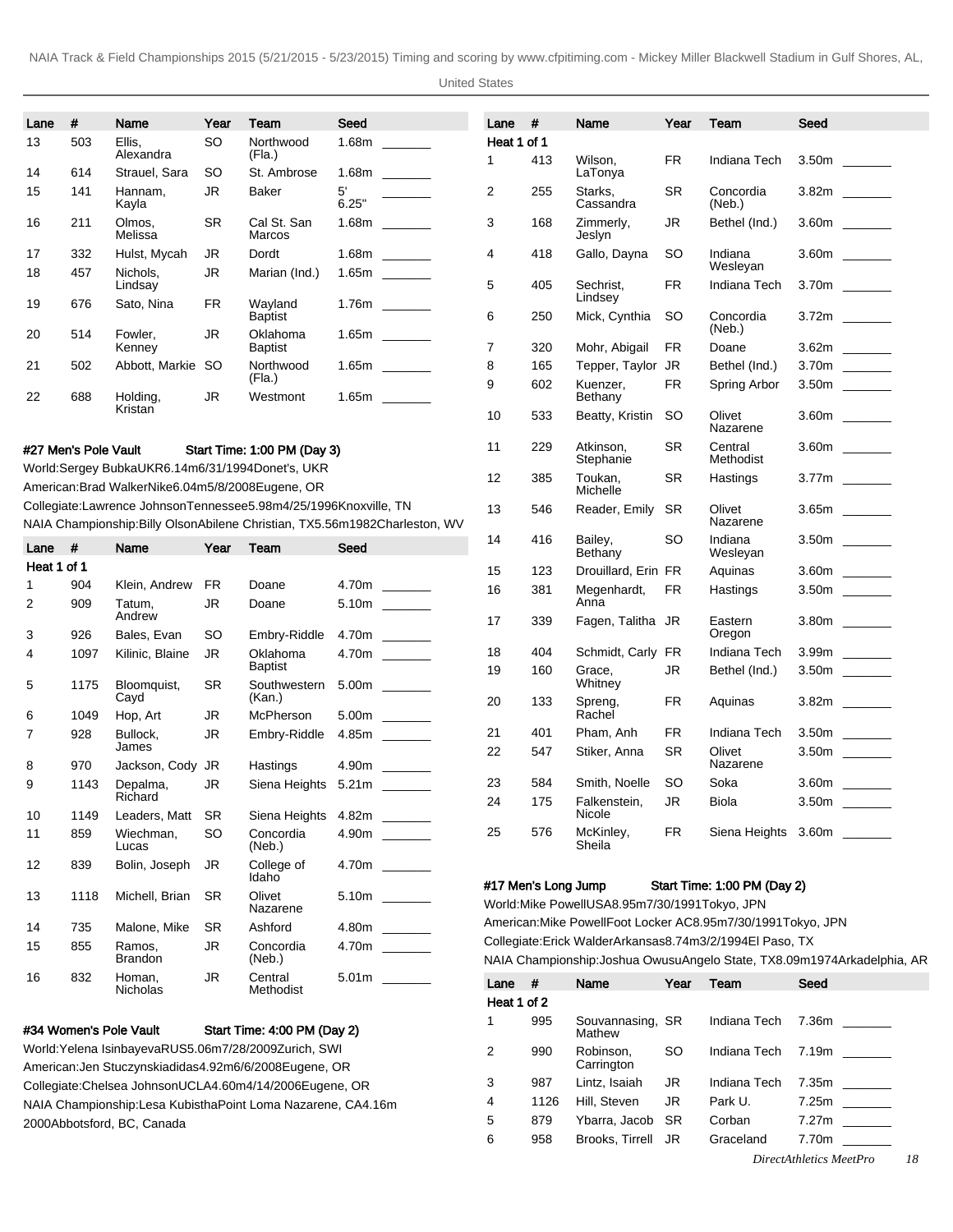| Lane | # | Name | Year | Team | Seed | |
|---|---|---|---|---|---|---|
| 13 | 503 | Ellis, Alexandra | SO | Northwood (Fla.) | 1.68m | _______ |
| 14 | 614 | Strauel, Sara | SO | St. Ambrose | 1.68m | _______ |
| 15 | 141 | Hannam, Kayla | JR | Baker | 5' 6.25" | _______ |
| 16 | 211 | Olmos, Melissa | SR | Cal St. San Marcos | 1.68m | _______ |
| 17 | 332 | Hulst, Mycah | JR | Dordt | 1.68m | _______ |
| 18 | 457 | Nichols, Lindsay | JR | Marian (Ind.) | 1.65m | _______ |
| 19 | 676 | Sato, Nina | FR | Wayland Baptist | 1.76m | _______ |
| 20 | 514 | Fowler, Kenney | JR | Oklahoma Baptist | 1.65m | _______ |
| 21 | 502 | Abbott, Markie | SO | Northwood (Fla.) | 1.65m | _______ |
| 22 | 688 | Holding, Kristan | JR | Westmont | 1.65m | _______ |

### #27 Men's Pole Vault  Start Time: 1:00 PM (Day 3)

World:Sergey BubkaUKR6.14m6/31/1994Donet's, UKR
American:Brad WalkerNike6.04m5/8/2008Eugene, OR
Collegiate:Lawrence JohnsonTennessee5.98m4/25/1996Knoxville, TN
NAIA Championship:Billy OlsonAbilene Christian, TX5.56m1982Charleston, WV

| Lane | # | Name | Year | Team | Seed | |
|---|---|---|---|---|---|---|
| Heat 1 of 1 | | | | | | |
| 1 | 904 | Klein, Andrew | FR | Doane | 4.70m | _______ |
| 2 | 909 | Tatum, Andrew | JR | Doane | 5.10m | _______ |
| 3 | 926 | Bales, Evan | SO | Embry-Riddle | 4.70m | _______ |
| 4 | 1097 | Kilinic, Blaine | JR | Oklahoma Baptist | 4.70m | _______ |
| 5 | 1175 | Bloomquist, Cayd | SR | Southwestern (Kan.) | 5.00m | _______ |
| 6 | 1049 | Hop, Art | JR | McPherson | 5.00m | _______ |
| 7 | 928 | Bullock, James | JR | Embry-Riddle | 4.85m | _______ |
| 8 | 970 | Jackson, Cody | JR | Hastings | 4.90m | _______ |
| 9 | 1143 | Depalma, Richard | JR | Siena Heights | 5.21m | _______ |
| 10 | 1149 | Leaders, Matt | SR | Siena Heights | 4.82m | _______ |
| 11 | 859 | Wiechman, Lucas | SO | Concordia (Neb.) | 4.90m | _______ |
| 12 | 839 | Bolin, Joseph | JR | College of Idaho | 4.70m | _______ |
| 13 | 1118 | Michell, Brian | SR | Olivet Nazarene | 5.10m | _______ |
| 14 | 735 | Malone, Mike | SR | Ashford | 4.80m | _______ |
| 15 | 855 | Ramos, Brandon | JR | Concordia (Neb.) | 4.70m | _______ |
| 16 | 832 | Homan, Nicholas | JR | Central Methodist | 5.01m | _______ |

### #34 Women's Pole Vault  Start Time: 4:00 PM (Day 2)

World:Yelena IsinbayevaRUS5.06m7/28/2009Zurich, SWI
American:Jen Stuczynskiadidas4.92m6/6/2008Eugene, OR
Collegiate:Chelsea JohnsonUCLA4.60m4/14/2006Eugene, OR
NAIA Championship:Lesa KubisthaPoint Loma Nazarene, CA4.16m 2000Abbotsford, BC, Canada

| Lane | # | Name | Year | Team | Seed | |
|---|---|---|---|---|---|---|
| Heat 1 of 1 | | | | | | |
| 1 | 413 | Wilson, LaTonya | FR | Indiana Tech | 3.50m | _______ |
| 2 | 255 | Starks, Cassandra | SR | Concordia (Neb.) | 3.82m | _______ |
| 3 | 168 | Zimmerly, Jeslyn | JR | Bethel (Ind.) | 3.60m | _______ |
| 4 | 418 | Gallo, Dayna | SO | Indiana Wesleyan | 3.60m | _______ |
| 5 | 405 | Sechrist, Lindsey | FR | Indiana Tech | 3.70m | _______ |
| 6 | 250 | Mick, Cynthia | SO | Concordia (Neb.) | 3.72m | _______ |
| 7 | 320 | Mohr, Abigail | FR | Doane | 3.62m | _______ |
| 8 | 165 | Tepper, Taylor | JR | Bethel (Ind.) | 3.70m | _______ |
| 9 | 602 | Kuenzer, Bethany | FR | Spring Arbor | 3.50m | _______ |
| 10 | 533 | Beatty, Kristin | SO | Olivet Nazarene | 3.60m | _______ |
| 11 | 229 | Atkinson, Stephanie | SR | Central Methodist | 3.60m | _______ |
| 12 | 385 | Toukan, Michelle | SR | Hastings | 3.77m | _______ |
| 13 | 546 | Reader, Emily | SR | Olivet Nazarene | 3.65m | _______ |
| 14 | 416 | Bailey, Bethany | SO | Indiana Wesleyan | 3.50m | _______ |
| 15 | 123 | Drouillard, Erin | FR | Aquinas | 3.60m | _______ |
| 16 | 381 | Megenhardt, Anna | FR | Hastings | 3.50m | _______ |
| 17 | 339 | Fagen, Talitha | JR | Eastern Oregon | 3.80m | _______ |
| 18 | 404 | Schmidt, Carly | FR | Indiana Tech | 3.99m | _______ |
| 19 | 160 | Grace, Whitney | JR | Bethel (Ind.) | 3.50m | _______ |
| 20 | 133 | Spreng, Rachel | FR | Aquinas | 3.82m | _______ |
| 21 | 401 | Pham, Anh | FR | Indiana Tech | 3.50m | _______ |
| 22 | 547 | Stiker, Anna | SR | Olivet Nazarene | 3.50m | _______ |
| 23 | 584 | Smith, Noelle | SO | Soka | 3.60m | _______ |
| 24 | 175 | Falkenstein, Nicole | JR | Biola | 3.50m | _______ |
| 25 | 576 | McKinley, Sheila | FR | Siena Heights | 3.60m | _______ |

### #17 Men's Long Jump  Start Time: 1:00 PM (Day 2)

World:Mike PowellUSA8.95m7/30/1991Tokyo, JPN
American:Mike PowellFoot Locker AC8.95m7/30/1991Tokyo, JPN
Collegiate:Erick WalderArkansas8.74m3/2/1994El Paso, TX
NAIA Championship:Joshua OwusuAngelo State, TX8.09m1974Arkadelphia, AR

| Lane | # | Name | Year | Team | Seed | |
|---|---|---|---|---|---|---|
| Heat 1 of 2 | | | | | | |
| 1 | 995 | Souvannasing, Mathew | SR | Indiana Tech | 7.36m | _______ |
| 2 | 990 | Robinson, Carrington | SO | Indiana Tech | 7.19m | _______ |
| 3 | 987 | Lintz, Isaiah | JR | Indiana Tech | 7.35m | _______ |
| 4 | 1126 | Hill, Steven | JR | Park U. | 7.25m | _______ |
| 5 | 879 | Ybarra, Jacob | SR | Corban | 7.27m | _______ |
| 6 | 958 | Brooks, Tirrell | JR | Graceland | 7.70m | _______ |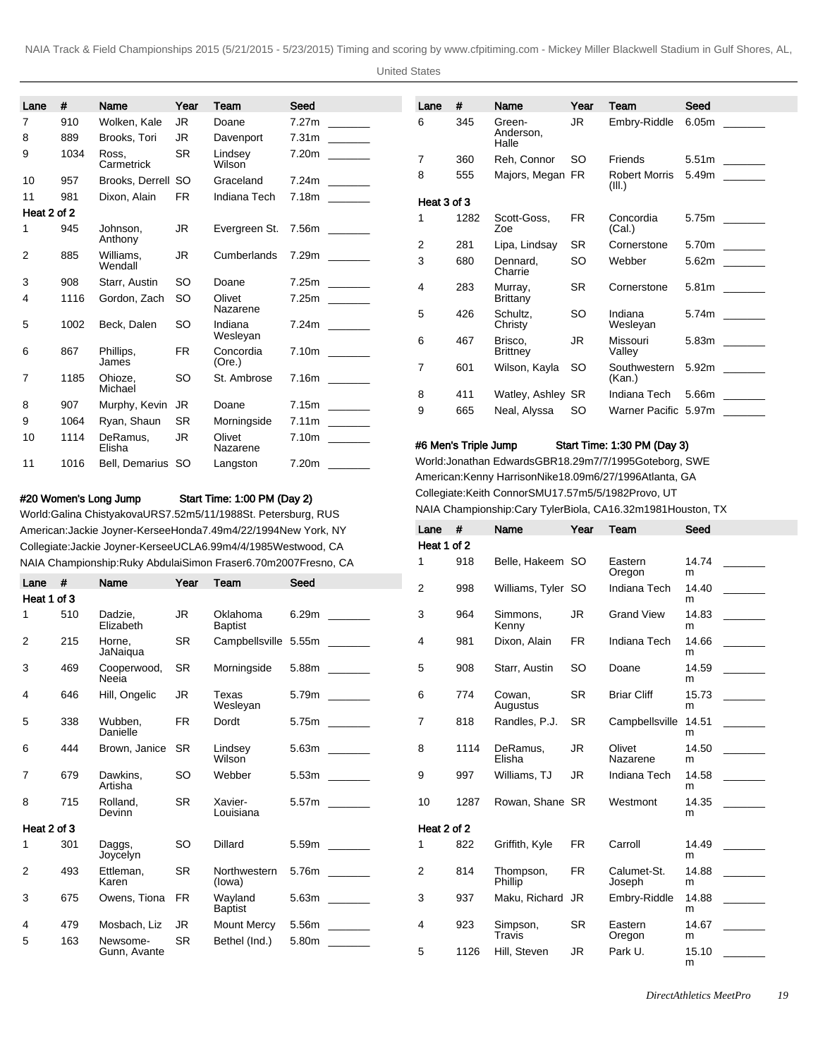| Lane | # | Name | Year | Team | Seed | |
|---|---|---|---|---|---|---|
| 7 | 910 | Wolken, Kale | JR | Doane | 7.27m | _______ |
| 8 | 889 | Brooks, Tori | JR | Davenport | 7.31m | _______ |
| 9 | 1034 | Ross, Carmetrick | SR | Lindsey Wilson | 7.20m | _______ |
| 10 | 957 | Brooks, Derrell | SO | Graceland | 7.24m | _______ |
| 11 | 981 | Dixon, Alain | FR | Indiana Tech | 7.18m | _______ |
| **Heat 2 of 2** | | | | | | |
| 1 | 945 | Johnson, Anthony | JR | Evergreen St. | 7.56m | _______ |
| 2 | 885 | Williams, Wendall | JR | Cumberlands | 7.29m | _______ |
| 3 | 908 | Starr, Austin | SO | Doane | 7.25m | _______ |
| 4 | 1116 | Gordon, Zach | SO | Olivet Nazarene | 7.25m | _______ |
| 5 | 1002 | Beck, Dalen | SO | Indiana Wesleyan | 7.24m | _______ |
| 6 | 867 | Phillips, James | FR | Concordia (Ore.) | 7.10m | _______ |
| 7 | 1185 | Ohioze, Michael | SO | St. Ambrose | 7.16m | _______ |
| 8 | 907 | Murphy, Kevin | JR | Doane | 7.15m | _______ |
| 9 | 1064 | Ryan, Shaun | SR | Morningside | 7.11m | _______ |
| 10 | 1114 | DeRamus, Elisha | JR | Olivet Nazarene | 7.10m | _______ |
| 11 | 1016 | Bell, Demarius | SO | Langston | 7.20m | _______ |

**#20 Women's Long Jump** Start Time: 1:00 PM (Day 2)

World:Galina ChistyakovaURS7.52m5/11/1988St. Petersburg, RUS
American:Jackie Joyner-KerseeHonda7.49m4/22/1994New York, NY
Collegiate:Jackie Joyner-KerseeUCLA6.99m4/4/1985Westwood, CA
NAIA Championship:Ruky AbdulaiSimon Fraser6.70m2007Fresno, CA

| Lane | # | Name | Year | Team | Seed | |
|---|---|---|---|---|---|---|
| **Heat 1 of 3** | | | | | | |
| 1 | 510 | Dadzie, Elizabeth | JR | Oklahoma Baptist | 6.29m | _______ |
| 2 | 215 | Horne, JaNaiqua | SR | Campbellsville | 5.55m | _______ |
| 3 | 469 | Cooperwood, Neeia | SR | Morningside | 5.88m | _______ |
| 4 | 646 | Hill, Ongelic | JR | Texas Wesleyan | 5.79m | _______ |
| 5 | 338 | Wubben, Danielle | FR | Dordt | 5.75m | _______ |
| 6 | 444 | Brown, Janice | SR | Lindsey Wilson | 5.63m | _______ |
| 7 | 679 | Dawkins, Artisha | SO | Webber | 5.53m | _______ |
| 8 | 715 | Rolland, Devinn | SR | Xavier-Louisiana | 5.57m | _______ |
| **Heat 2 of 3** | | | | | | |
| 1 | 301 | Daggs, Joycelyn | SO | Dillard | 5.59m | _______ |
| 2 | 493 | Ettleman, Karen | SR | Northwestern (Iowa) | 5.76m | _______ |
| 3 | 675 | Owens, Tiona | FR | Wayland Baptist | 5.63m | _______ |
| 4 | 479 | Mosbach, Liz | JR | Mount Mercy | 5.56m | _______ |
| 5 | 163 | Newsome-Gunn, Avante | SR | Bethel (Ind.) | 5.80m | _______ |
| 6 | 345 | Green-Anderson, Halle | JR | Embry-Riddle | 6.05m | _______ |
| 7 | 360 | Reh, Connor | SO | Friends | 5.51m | _______ |
| 8 | 555 | Majors, Megan | FR | Robert Morris (Ill.) | 5.49m | _______ |
| **Heat 3 of 3** | | | | | | |
| 1 | 1282 | Scott-Goss, Zoe | FR | Concordia (Cal.) | 5.75m | _______ |
| 2 | 281 | Lipa, Lindsay | SR | Cornerstone | 5.70m | _______ |
| 3 | 680 | Dennard, Charrie | SO | Webber | 5.62m | _______ |
| 4 | 283 | Murray, Brittany | SR | Cornerstone | 5.81m | _______ |
| 5 | 426 | Schultz, Christy | SO | Indiana Wesleyan | 5.74m | _______ |
| 6 | 467 | Brisco, Brittney | JR | Missouri Valley | 5.83m | _______ |
| 7 | 601 | Wilson, Kayla | SO | Southwestern (Kan.) | 5.92m | _______ |
| 8 | 411 | Watley, Ashley | SR | Indiana Tech | 5.66m | _______ |
| 9 | 665 | Neal, Alyssa | SO | Warner Pacific | 5.97m | _______ |

**#6 Men's Triple Jump** Start Time: 1:30 PM (Day 3)

World:Jonathan EdwardsGBR18.29m7/7/1995Goteborg, SWE
American:Kenny HarrisonNike18.09m6/27/1996Atlanta, GA
Collegiate:Keith ConnorSMU17.57m5/5/1982Provo, UT
NAIA Championship:Cary TylerBiola, CA16.32m1981Houston, TX

| Lane | # | Name | Year | Team | Seed | |
|---|---|---|---|---|---|---|
| **Heat 1 of 2** | | | | | | |
| 1 | 918 | Belle, Hakeem | SO | Eastern Oregon | 14.74 m | _______ |
| 2 | 998 | Williams, Tyler | SO | Indiana Tech | 14.40 m | _______ |
| 3 | 964 | Simmons, Kenny | JR | Grand View | 14.83 m | _______ |
| 4 | 981 | Dixon, Alain | FR | Indiana Tech | 14.66 m | _______ |
| 5 | 908 | Starr, Austin | SO | Doane | 14.59 m | _______ |
| 6 | 774 | Cowan, Augustus | SR | Briar Cliff | 15.73 m | _______ |
| 7 | 818 | Randles, P.J. | SR | Campbellsville | 14.51 m | _______ |
| 8 | 1114 | DeRamus, Elisha | JR | Olivet Nazarene | 14.50 m | _______ |
| 9 | 997 | Williams, TJ | JR | Indiana Tech | 14.58 m | _______ |
| 10 | 1287 | Rowan, Shane | SR | Westmont | 14.35 m | _______ |
| **Heat 2 of 2** | | | | | | |
| 1 | 822 | Griffith, Kyle | FR | Carroll | 14.49 m | _______ |
| 2 | 814 | Thompson, Phillip | FR | Calumet-St. Joseph | 14.88 m | _______ |
| 3 | 937 | Maku, Richard | JR | Embry-Riddle | 14.88 m | _______ |
| 4 | 923 | Simpson, Travis | SR | Eastern Oregon | 14.67 m | _______ |
| 5 | 1126 | Hill, Steven | JR | Park U. | 15.10 m | _______ |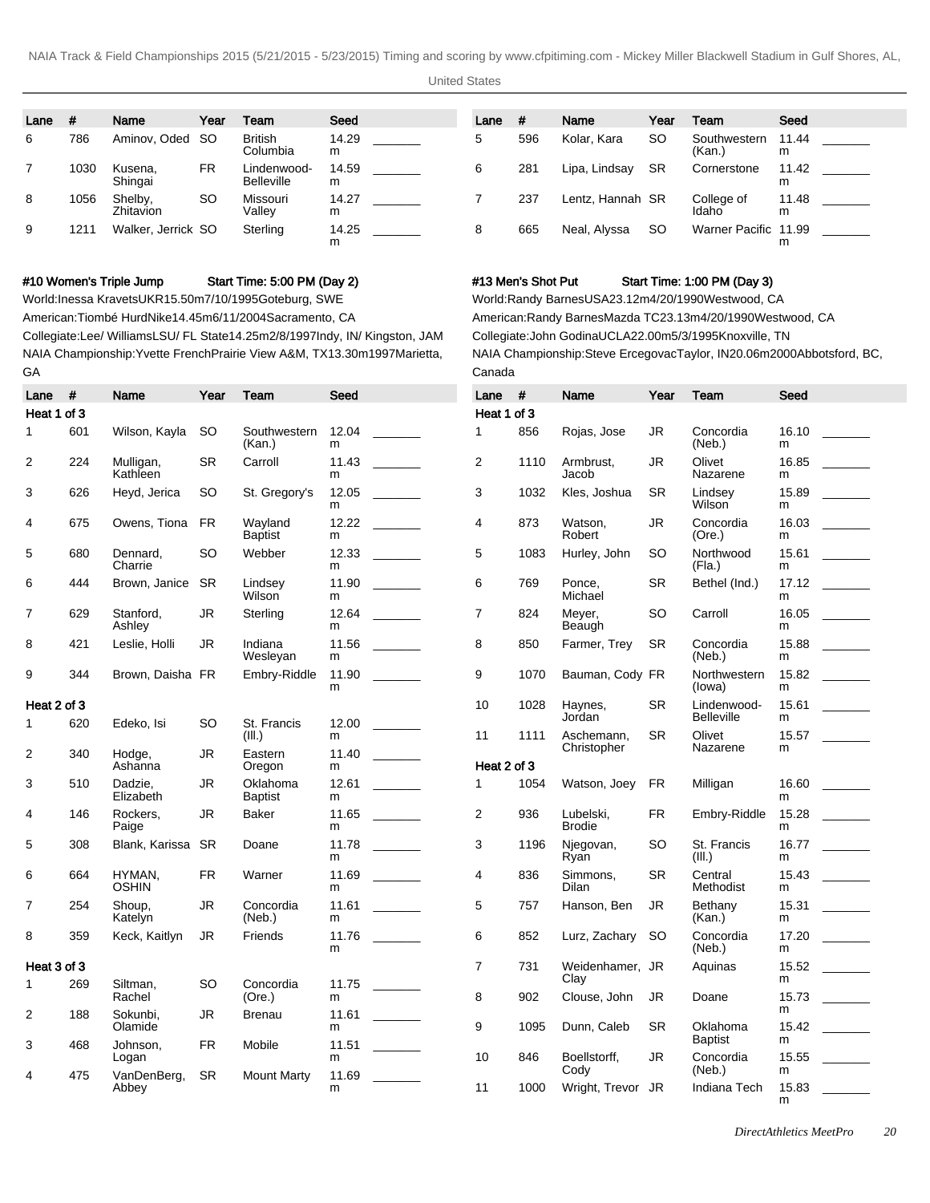| Lane | # | Name | Year | Team | Seed | |
|---|---|---|---|---|---|---|
| 6 | 786 | Aminov, Oded | SO | British Columbia | 14.29 m | _______ |
| 7 | 1030 | Kusena, Shingai | FR | Lindenwood-Belleville | 14.59 m | _______ |
| 8 | 1056 | Shelby, Zhitavion | SO | Missouri Valley | 14.27 m | _______ |
| 9 | 1211 | Walker, Jerrick | SO | Sterling | 14.25 m | _______ |

| Lane | # | Name | Year | Team | Seed | |
|---|---|---|---|---|---|---|
| 5 | 596 | Kolar, Kara | SO | Southwestern (Kan.) | 11.44 m | _______ |
| 6 | 281 | Lipa, Lindsay | SR | Cornerstone | 11.42 m | _______ |
| 7 | 237 | Lentz, Hannah | SR | College of Idaho | 11.48 m | _______ |
| 8 | 665 | Neal, Alyssa | SO | Warner Pacific | 11.99 m | _______ |

**#10 Women's Triple Jump** Start Time: 5:00 PM (Day 2)

World:Inessa KravetsUKR15.50m7/10/1995Goteburg, SWE

American:Tiombé HurdNike14.45m6/11/2004Sacramento, CA

Collegiate:Lee/ WilliamsLSU/ FL State14.25m2/8/1997Indy, IN/ Kingston, JAM

NAIA Championship:Yvette FrenchPrairie View A&M, TX13.30m1997Marietta, GA

| Lane | # | Name | Year | Team | Seed | |
|---|---|---|---|---|---|---|
| **Heat 1 of 3** | | | | | | |
| 1 | 601 | Wilson, Kayla | SO | Southwestern (Kan.) | 12.04 m | _______ |
| 2 | 224 | Mulligan, Kathleen | SR | Carroll | 11.43 m | _______ |
| 3 | 626 | Heyd, Jerica | SO | St. Gregory's | 12.05 m | _______ |
| 4 | 675 | Owens, Tiona | FR | Wayland Baptist | 12.22 m | _______ |
| 5 | 680 | Dennard, Charrie | SO | Webber | 12.33 m | _______ |
| 6 | 444 | Brown, Janice | SR | Lindsey Wilson | 11.90 m | _______ |
| 7 | 629 | Stanford, Ashley | JR | Sterling | 12.64 m | _______ |
| 8 | 421 | Leslie, Holli | JR | Indiana Wesleyan | 11.56 m | _______ |
| 9 | 344 | Brown, Daisha | FR | Embry-Riddle | 11.90 m | _______ |
| **Heat 2 of 3** | | | | | | |
| 1 | 620 | Edeko, Isi | SO | St. Francis (Ill.) | 12.00 m | _______ |
| 2 | 340 | Hodge, Ashanna | JR | Eastern Oregon | 11.40 m | _______ |
| 3 | 510 | Dadzie, Elizabeth | JR | Oklahoma Baptist | 12.61 m | _______ |
| 4 | 146 | Rockers, Paige | JR | Baker | 11.65 m | _______ |
| 5 | 308 | Blank, Karissa | SR | Doane | 11.78 m | _______ |
| 6 | 664 | HYMAN, OSHIN | FR | Warner | 11.69 m | _______ |
| 7 | 254 | Shoup, Katelyn | JR | Concordia (Neb.) | 11.61 m | _______ |
| 8 | 359 | Keck, Kaitlyn | JR | Friends | 11.76 m | _______ |
| **Heat 3 of 3** | | | | | | |
| 1 | 269 | Siltman, Rachel | SO | Concordia (Ore.) | 11.75 m | _______ |
| 2 | 188 | Sokunbi, Olamide | JR | Brenau | 11.61 m | _______ |
| 3 | 468 | Johnson, Logan | FR | Mobile | 11.51 m | _______ |
| 4 | 475 | VanDenBerg, Abbey | SR | Mount Marty | 11.69 m | _______ |

**#13 Men's Shot Put** Start Time: 1:00 PM (Day 3)

World:Randy BarnesUSA23.12m4/20/1990Westwood, CA

American:Randy BarnesMazda TC23.13m4/20/1990Westwood, CA

Collegiate:John GodinaUCLA22.00m5/3/1995Knoxville, TN

NAIA Championship:Steve ErcegovacTaylor, IN20.06m2000Abbotsford, BC, Canada

| Lane | # | Name | Year | Team | Seed | |
|---|---|---|---|---|---|---|
| **Heat 1 of 3** | | | | | | |
| 1 | 856 | Rojas, Jose | JR | Concordia (Neb.) | 16.10 m | _______ |
| 2 | 1110 | Armbrust, Jacob | JR | Olivet Nazarene | 16.85 m | _______ |
| 3 | 1032 | Kles, Joshua | SR | Lindsey Wilson | 15.89 m | _______ |
| 4 | 873 | Watson, Robert | JR | Concordia (Ore.) | 16.03 m | _______ |
| 5 | 1083 | Hurley, John | SO | Northwood (Fla.) | 15.61 m | _______ |
| 6 | 769 | Ponce, Michael | SR | Bethel (Ind.) | 17.12 m | _______ |
| 7 | 824 | Meyer, Beaugh | SO | Carroll | 16.05 m | _______ |
| 8 | 850 | Farmer, Trey | SR | Concordia (Neb.) | 15.88 m | _______ |
| 9 | 1070 | Bauman, Cody | FR | Northwestern (Iowa) | 15.82 m | _______ |
| 10 | 1028 | Haynes, Jordan | SR | Lindenwood-Belleville | 15.61 m | _______ |
| 11 | 1111 | Aschemann, Christopher | SR | Olivet Nazarene | 15.57 m | _______ |
| **Heat 2 of 3** | | | | | | |
| 1 | 1054 | Watson, Joey | FR | Milligan | 16.60 m | _______ |
| 2 | 936 | Lubelski, Brodie | FR | Embry-Riddle | 15.28 m | _______ |
| 3 | 1196 | Njegovan, Ryan | SO | St. Francis (Ill.) | 16.77 m | _______ |
| 4 | 836 | Simmons, Dilan | SR | Central Methodist | 15.43 m | _______ |
| 5 | 757 | Hanson, Ben | JR | Bethany (Kan.) | 15.31 m | _______ |
| 6 | 852 | Lurz, Zachary | SO | Concordia (Neb.) | 17.20 m | _______ |
| 7 | 731 | Weidenhamer, Clay | JR | Aquinas | 15.52 m | _______ |
| 8 | 902 | Clouse, John | JR | Doane | 15.73 m | _______ |
| 9 | 1095 | Dunn, Caleb | SR | Oklahoma Baptist | 15.42 m | _______ |
| 10 | 846 | Boellstorff, Cody | JR | Concordia (Neb.) | 15.55 m | _______ |
| 11 | 1000 | Wright, Trevor | JR | Indiana Tech | 15.83 m | _______ |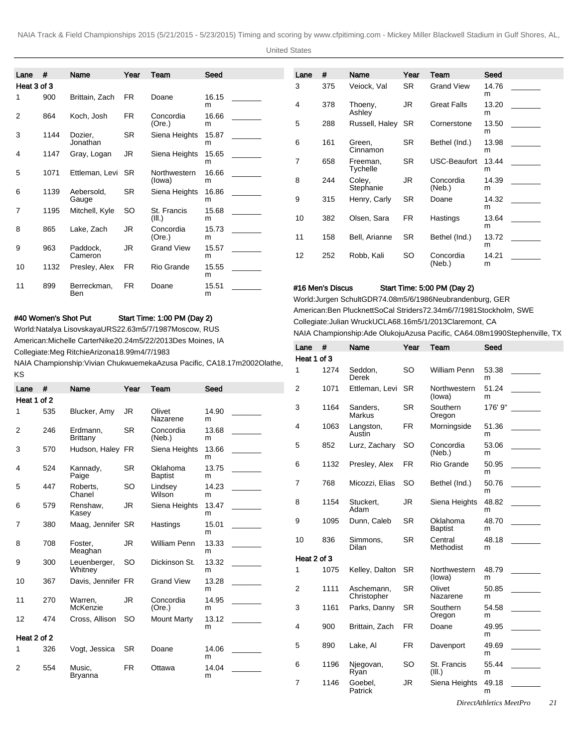| Lane | # | Name | Year | Team | Seed | |
|---|---|---|---|---|---|---|
| Heat 3 of 3 | | | | | | |
| 1 | 900 | Brittain, Zach | FR | Doane | 16.15 m | _______ |
| 2 | 864 | Koch, Josh | FR | Concordia (Ore.) | 16.66 m | _______ |
| 3 | 1144 | Dozier, Jonathan | SR | Siena Heights | 15.87 m | _______ |
| 4 | 1147 | Gray, Logan | JR | Siena Heights | 15.65 m | _______ |
| 5 | 1071 | Ettleman, Levi | SR | Northwestern (Iowa) | 16.66 m | _______ |
| 6 | 1139 | Aebersold, Gauge | SR | Siena Heights | 16.86 m | _______ |
| 7 | 1195 | Mitchell, Kyle | SO | St. Francis (Ill.) | 15.68 m | _______ |
| 8 | 865 | Lake, Zach | JR | Concordia (Ore.) | 15.73 m | _______ |
| 9 | 963 | Paddock, Cameron | JR | Grand View | 15.57 m | _______ |
| 10 | 1132 | Presley, Alex | FR | Rio Grande | 15.55 m | _______ |
| 11 | 899 | Berreckman, Ben | FR | Doane | 15.51 m | _______ |

**#40 Women's Shot Put** Start Time: 1:00 PM (Day 2)

World:Natalya LisovskayaURS22.63m5/7/1987Moscow, RUS

American:Michelle CarterNike20.24m5/22/2013Des Moines, IA

Collegiate:Meg RitchieArizona18.99m4/7/1983

NAIA Championship:Vivian ChukwuemekaAzusa Pacific, CA18.17m2002Olathe, KS

| Lane | # | Name | Year | Team | Seed | |
|---|---|---|---|---|---|---|
| Heat 1 of 2 | | | | | | |
| 1 | 535 | Blucker, Amy | JR | Olivet Nazarene | 14.90 m | _______ |
| 2 | 246 | Erdmann, Brittany | SR | Concordia (Neb.) | 13.68 m | _______ |
| 3 | 570 | Hudson, Haley | FR | Siena Heights | 13.66 m | _______ |
| 4 | 524 | Kannady, Paige | SR | Oklahoma Baptist | 13.75 m | _______ |
| 5 | 447 | Roberts, Chanel | SO | Lindsey Wilson | 14.23 m | _______ |
| 6 | 579 | Renshaw, Kasey | JR | Siena Heights | 13.47 m | _______ |
| 7 | 380 | Maag, Jennifer | SR | Hastings | 15.01 m | _______ |
| 8 | 708 | Foster, Meaghan | JR | William Penn | 13.33 m | _______ |
| 9 | 300 | Leuenberger, Whitney | SO | Dickinson St. | 13.32 m | _______ |
| 10 | 367 | Davis, Jennifer | FR | Grand View | 13.28 m | _______ |
| 11 | 270 | Warren, McKenzie | JR | Concordia (Ore.) | 14.95 m | _______ |
| 12 | 474 | Cross, Allison | SO | Mount Marty | 13.12 m | _______ |
| Heat 2 of 2 | | | | | | |
| 1 | 326 | Vogt, Jessica | SR | Doane | 14.06 m | _______ |
| 2 | 554 | Music, Bryanna | FR | Ottawa | 14.04 m | _______ |
| 3 | 375 | Veiock, Val | SR | Grand View | 14.76 m | _______ |
| 4 | 378 | Thoeny, Ashley | JR | Great Falls | 13.20 m | _______ |
| 5 | 288 | Russell, Haley | SR | Cornerstone | 13.50 m | _______ |
| 6 | 161 | Green, Cinnamon | SR | Bethel (Ind.) | 13.98 m | _______ |
| 7 | 658 | Freeman, Tychelle | SR | USC-Beaufort | 13.44 m | _______ |
| 8 | 244 | Coley, Stephanie | JR | Concordia (Neb.) | 14.39 m | _______ |
| 9 | 315 | Henry, Carly | SR | Doane | 14.32 m | _______ |
| 10 | 382 | Olsen, Sara | FR | Hastings | 13.64 m | _______ |
| 11 | 158 | Bell, Arianne | SR | Bethel (Ind.) | 13.72 m | _______ |
| 12 | 252 | Robb, Kali | SO | Concordia (Neb.) | 14.21 m | _______ |

**#16 Men's Discus** Start Time: 5:00 PM (Day 2)

World:Jurgen SchultGDR74.08m5/6/1986Neubrandenburg, GER

American:Ben PlucknettSoCal Striders72.34m6/7/1981Stockholm, SWE

Collegiate:Julian WruckUCLA68.16m5/1/2013Claremont, CA

NAIA Championship:Ade OlukojuAzusa Pacific, CA64.08m1990Stephenville, TX

| Lane | # | Name | Year | Team | Seed | |
|---|---|---|---|---|---|---|
| Heat 1 of 3 | | | | | | |
| 1 | 1274 | Seddon, Derek | SO | William Penn | 53.38 m | _______ |
| 2 | 1071 | Ettleman, Levi | SR | Northwestern (Iowa) | 51.24 m | _______ |
| 3 | 1164 | Sanders, Markus | SR | Southern Oregon | 176' 9" | _______ |
| 4 | 1063 | Langston, Austin | FR | Morningside | 51.36 m | _______ |
| 5 | 852 | Lurz, Zachary | SO | Concordia (Neb.) | 53.06 m | _______ |
| 6 | 1132 | Presley, Alex | FR | Rio Grande | 50.95 m | _______ |
| 7 | 768 | Micozzi, Elias | SO | Bethel (Ind.) | 50.76 m | _______ |
| 8 | 1154 | Stuckert, Adam | JR | Siena Heights | 48.82 m | _______ |
| 9 | 1095 | Dunn, Caleb | SR | Oklahoma Baptist | 48.70 m | _______ |
| 10 | 836 | Simmons, Dilan | SR | Central Methodist | 48.18 m | _______ |
| Heat 2 of 3 | | | | | | |
| 1 | 1075 | Kelley, Dalton | SR | Northwestern (Iowa) | 48.79 m | _______ |
| 2 | 1111 | Aschemann, Christopher | SR | Olivet Nazarene | 50.85 m | _______ |
| 3 | 1161 | Parks, Danny | SR | Southern Oregon | 54.58 m | _______ |
| 4 | 900 | Brittain, Zach | FR | Doane | 49.95 m | _______ |
| 5 | 890 | Lake, Al | FR | Davenport | 49.69 m | _______ |
| 6 | 1196 | Njegovan, Ryan | SO | St. Francis (Ill.) | 55.44 m | _______ |
| 7 | 1146 | Goebel, Patrick | JR | Siena Heights | 49.18 m | _______ |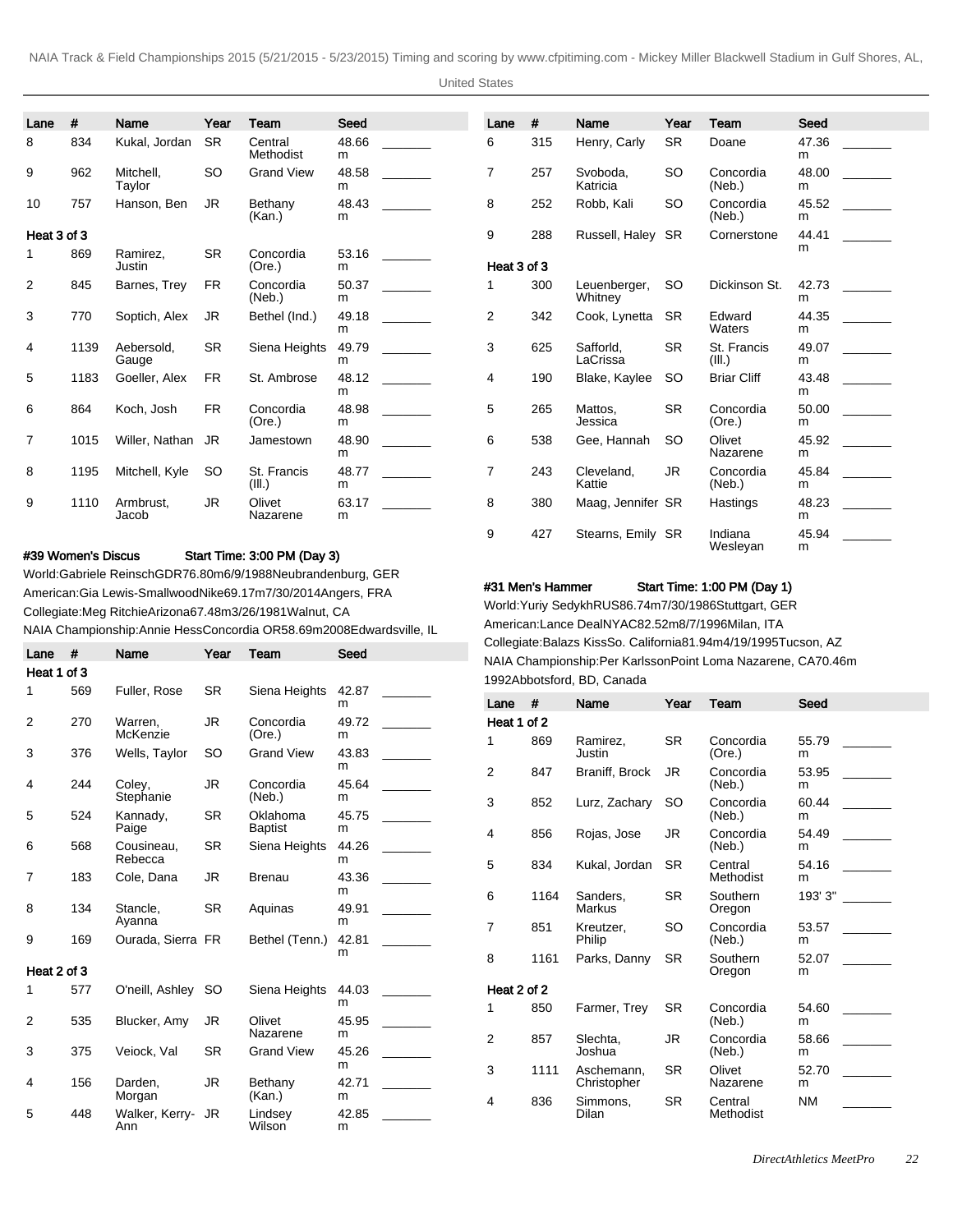| Lane | # | Name | Year | Team | Seed | |
|---|---|---|---|---|---|---|
| 8 | 834 | Kukal, Jordan | SR | Central Methodist | 48.66 m | _______ |
| 9 | 962 | Mitchell, Taylor | SO | Grand View | 48.58 m | _______ |
| 10 | 757 | Hanson, Ben | JR | Bethany (Kan.) | 48.43 m | _______ |
| Heat 3 of 3 | | | | | | |
| 1 | 869 | Ramirez, Justin | SR | Concordia (Ore.) | 53.16 m | _______ |
| 2 | 845 | Barnes, Trey | FR | Concordia (Neb.) | 50.37 m | _______ |
| 3 | 770 | Soptich, Alex | JR | Bethel (Ind.) | 49.18 m | _______ |
| 4 | 1139 | Aebersold, Gauge | SR | Siena Heights | 49.79 m | _______ |
| 5 | 1183 | Goeller, Alex | FR | St. Ambrose | 48.12 m | _______ |
| 6 | 864 | Koch, Josh | FR | Concordia (Ore.) | 48.98 m | _______ |
| 7 | 1015 | Willer, Nathan | JR | Jamestown | 48.90 m | _______ |
| 8 | 1195 | Mitchell, Kyle | SO | St. Francis (Ill.) | 48.77 m | _______ |
| 9 | 1110 | Armbrust, Jacob | JR | Olivet Nazarene | 63.17 m | _______ |

**#39 Women's Discus** Start Time: 3:00 PM (Day 3)

World:Gabriele ReinschGDR76.80m6/9/1988Neubrandenburg, GER
American:Gia Lewis-SmallwoodNike69.17m7/30/2014Angers, FRA
Collegiate:Meg RitchieArizona67.48m3/26/1981Walnut, CA
NAIA Championship:Annie HessConcordia OR58.69m2008Edwardsville, IL

| Lane | # | Name | Year | Team | Seed | |
|---|---|---|---|---|---|---|
| Heat 1 of 3 | | | | | | |
| 1 | 569 | Fuller, Rose | SR | Siena Heights | 42.87 m | _______ |
| 2 | 270 | Warren, McKenzie | JR | Concordia (Ore.) | 49.72 m | _______ |
| 3 | 376 | Wells, Taylor | SO | Grand View | 43.83 m | _______ |
| 4 | 244 | Coley, Stephanie | JR | Concordia (Neb.) | 45.64 m | _______ |
| 5 | 524 | Kannady, Paige | SR | Oklahoma Baptist | 45.75 m | _______ |
| 6 | 568 | Cousineau, Rebecca | SR | Siena Heights | 44.26 m | _______ |
| 7 | 183 | Cole, Dana | JR | Brenau | 43.36 m | _______ |
| 8 | 134 | Stancle, Ayanna | SR | Aquinas | 49.91 m | _______ |
| 9 | 169 | Ourada, Sierra | FR | Bethel (Tenn.) | 42.81 m | _______ |
| Heat 2 of 3 | | | | | | |
| 1 | 577 | O'neill, Ashley | SO | Siena Heights | 44.03 m | _______ |
| 2 | 535 | Blucker, Amy | JR | Olivet Nazarene | 45.95 m | _______ |
| 3 | 375 | Veiock, Val | SR | Grand View | 45.26 m | _______ |
| 4 | 156 | Darden, Morgan | JR | Bethany (Kan.) | 42.71 m | _______ |
| 5 | 448 | Walker, Kerry-Ann | JR | Lindsey Wilson | 42.85 m | _______ |
| 6 | 315 | Henry, Carly | SR | Doane | 47.36 m | _______ |
| 7 | 257 | Svoboda, Katricia | SO | Concordia (Neb.) | 48.00 m | _______ |
| 8 | 252 | Robb, Kali | SO | Concordia (Neb.) | 45.52 m | _______ |
| 9 | 288 | Russell, Haley | SR | Cornerstone | 44.41 m | _______ |
| Heat 3 of 3 | | | | | | |
| 1 | 300 | Leuenberger, Whitney | SO | Dickinson St. | 42.73 m | _______ |
| 2 | 342 | Cook, Lynetta | SR | Edward Waters | 44.35 m | _______ |
| 3 | 625 | Safford, LaCrissa | SR | St. Francis (Ill.) | 49.07 m | _______ |
| 4 | 190 | Blake, Kaylee | SO | Briar Cliff | 43.48 m | _______ |
| 5 | 265 | Mattos, Jessica | SR | Concordia (Ore.) | 50.00 m | _______ |
| 6 | 538 | Gee, Hannah | SO | Olivet Nazarene | 45.92 m | _______ |
| 7 | 243 | Cleveland, Kattie | JR | Concordia (Neb.) | 45.84 m | _______ |
| 8 | 380 | Maag, Jennifer | SR | Hastings | 48.23 m | _______ |
| 9 | 427 | Stearns, Emily | SR | Indiana Wesleyan | 45.94 m | _______ |

**#31 Men's Hammer** Start Time: 1:00 PM (Day 1)

World:Yuriy SedykhRUS86.74m7/30/1986Stuttgart, GER
American:Lance DealNYAC82.52m8/7/1996Milan, ITA
Collegiate:Balazs KissSo. California81.94m4/19/1995Tucson, AZ
NAIA Championship:Per KarlssonPoint Loma Nazarene, CA70.46m 1992Abbotsford, BD, Canada

| Lane | # | Name | Year | Team | Seed | |
|---|---|---|---|---|---|---|
| Heat 1 of 2 | | | | | | |
| 1 | 869 | Ramirez, Justin | SR | Concordia (Ore.) | 55.79 m | _______ |
| 2 | 847 | Braniff, Brock | JR | Concordia (Neb.) | 53.95 m | _______ |
| 3 | 852 | Lurz, Zachary | SO | Concordia (Neb.) | 60.44 m | _______ |
| 4 | 856 | Rojas, Jose | JR | Concordia (Neb.) | 54.49 m | _______ |
| 5 | 834 | Kukal, Jordan | SR | Central Methodist | 54.16 m | _______ |
| 6 | 1164 | Sanders, Markus | SR | Southern Oregon | 193' 3" | _______ |
| 7 | 851 | Kreutzer, Philip | SO | Concordia (Neb.) | 53.57 m | _______ |
| 8 | 1161 | Parks, Danny | SR | Southern Oregon | 52.07 m | _______ |
| Heat 2 of 2 | | | | | | |
| 1 | 850 | Farmer, Trey | SR | Concordia (Neb.) | 54.60 m | _______ |
| 2 | 857 | Slechta, Joshua | JR | Concordia (Neb.) | 58.66 m | _______ |
| 3 | 1111 | Aschemann, Christopher | SR | Olivet Nazarene | 52.70 m | _______ |
| 4 | 836 | Simmons, Dilan | SR | Central Methodist | NM | _______ |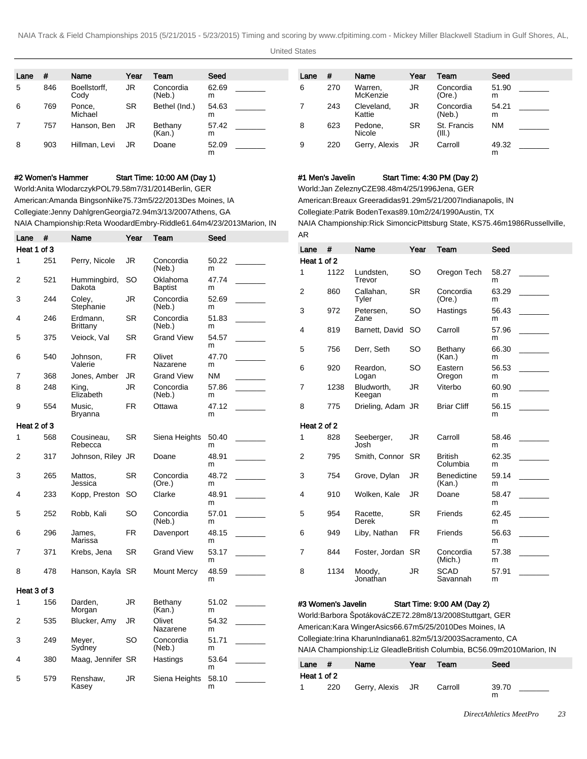| Lane | # | Name | Year | Team | Seed | |
|---|---|---|---|---|---|---|
| 5 | 846 | Boellstorff, Cody | JR | Concordia (Neb.) | 62.69 m | _______ |
| 6 | 769 | Ponce, Michael | SR | Bethel (Ind.) | 54.63 m | _______ |
| 7 | 757 | Hanson, Ben | JR | Bethany (Kan.) | 57.42 m | _______ |
| 8 | 903 | Hillman, Levi | JR | Doane | 52.09 m | _______ |

### #2 Women's Hammer — Start Time: 10:00 AM (Day 1)

World:Anita WlodarczykPOL79.58m7/31/2014Berlin, GER
American:Amanda BingsonNike75.73m5/22/2013Des Moines, IA
Collegiate:Jenny DahlgrenGeorgia72.94m3/13/2007Athens, GA
NAIA Championship:Reta WoodardEmbry-Riddle61.64m4/23/2013Marion, IN

| Lane | # | Name | Year | Team | Seed | |
|---|---|---|---|---|---|---|
| **Heat 1 of 3** | | | | | | |
| 1 | 251 | Perry, Nicole | JR | Concordia (Neb.) | 50.22 m | _______ |
| 2 | 521 | Hummingbird, Dakota | SO | Oklahoma Baptist | 47.74 m | _______ |
| 3 | 244 | Coley, Stephanie | JR | Concordia (Neb.) | 52.69 m | _______ |
| 4 | 246 | Erdmann, Brittany | SR | Concordia (Neb.) | 51.83 m | _______ |
| 5 | 375 | Veiock, Val | SR | Grand View | 54.57 m | _______ |
| 6 | 540 | Johnson, Valerie | FR | Olivet Nazarene | 47.70 m | _______ |
| 7 | 368 | Jones, Amber | JR | Grand View | NM | _______ |
| 8 | 248 | King, Elizabeth | JR | Concordia (Neb.) | 57.86 m | _______ |
| 9 | 554 | Music, Bryanna | FR | Ottawa | 47.12 m | _______ |
| **Heat 2 of 3** | | | | | | |
| 1 | 568 | Cousineau, Rebecca | SR | Siena Heights | 50.40 m | _______ |
| 2 | 317 | Johnson, Riley | JR | Doane | 48.91 m | _______ |
| 3 | 265 | Mattos, Jessica | SR | Concordia (Ore.) | 48.72 m | _______ |
| 4 | 233 | Kopp, Preston | SO | Clarke | 48.91 m | _______ |
| 5 | 252 | Robb, Kali | SO | Concordia (Neb.) | 57.01 m | _______ |
| 6 | 296 | James, Marissa | FR | Davenport | 48.15 m | _______ |
| 7 | 371 | Krebs, Jena | SR | Grand View | 53.17 m | _______ |
| 8 | 478 | Hanson, Kayla | SR | Mount Mercy | 48.59 m | _______ |
| **Heat 3 of 3** | | | | | | |
| 1 | 156 | Darden, Morgan | JR | Bethany (Kan.) | 51.02 m | _______ |
| 2 | 535 | Blucker, Amy | JR | Olivet Nazarene | 54.32 m | _______ |
| 3 | 249 | Meyer, Sydney | SO | Concordia (Neb.) | 51.71 m | _______ |
| 4 | 380 | Maag, Jennifer | SR | Hastings | 53.64 m | _______ |
| 5 | 579 | Renshaw, Kasey | JR | Siena Heights | 58.10 m | _______ |
| 6 | 270 | Warren, McKenzie | JR | Concordia (Ore.) | 51.90 m | _______ |
| 7 | 243 | Cleveland, Kattie | JR | Concordia (Neb.) | 54.21 m | _______ |
| 8 | 623 | Pedone, Nicole | SR | St. Francis (Ill.) | NM | _______ |
| 9 | 220 | Gerry, Alexis | JR | Carroll | 49.32 m | _______ |

### #1 Men's Javelin — Start Time: 4:30 PM (Day 2)

World:Jan ZeleznyCZE98.48m4/25/1996Jena, GER
American:Breaux Greeradidas91.29m5/21/2007Indianapolis, IN
Collegiate:Patrik BodenTexas89.10m2/24/1990Austin, TX
NAIA Championship:Rick SimoncicPittsburg State, KS75.46m1986Russellville, AR

| Lane | # | Name | Year | Team | Seed | |
|---|---|---|---|---|---|---|
| **Heat 1 of 2** | | | | | | |
| 1 | 1122 | Lundsten, Trevor | SO | Oregon Tech | 58.27 m | _______ |
| 2 | 860 | Callahan, Tyler | SR | Concordia (Ore.) | 63.29 m | _______ |
| 3 | 972 | Petersen, Zane | SO | Hastings | 56.43 m | _______ |
| 4 | 819 | Barnett, David | SO | Carroll | 57.96 m | _______ |
| 5 | 756 | Derr, Seth | SO | Bethany (Kan.) | 66.30 m | _______ |
| 6 | 920 | Reardon, Logan | SO | Eastern Oregon | 56.53 m | _______ |
| 7 | 1238 | Bludworth, Keegan | JR | Viterbo | 60.90 m | _______ |
| 8 | 775 | Drieling, Adam | JR | Briar Cliff | 56.15 m | _______ |
| **Heat 2 of 2** | | | | | | |
| 1 | 828 | Seeberger, Josh | JR | Carroll | 58.46 m | _______ |
| 2 | 795 | Smith, Connor | SR | British Columbia | 62.35 m | _______ |
| 3 | 754 | Grove, Dylan | JR | Benedictine (Kan.) | 59.14 m | _______ |
| 4 | 910 | Wolken, Kale | JR | Doane | 58.47 m | _______ |
| 5 | 954 | Racette, Derek | SR | Friends | 62.45 m | _______ |
| 6 | 949 | Liby, Nathan | FR | Friends | 56.63 m | _______ |
| 7 | 844 | Foster, Jordan | SR | Concordia (Mich.) | 57.38 m | _______ |
| 8 | 1134 | Moody, Jonathan | JR | SCAD Savannah | 57.91 m | _______ |

### #3 Women's Javelin — Start Time: 9:00 AM (Day 2)

World:Barbora ŠpotákováCZE72.28m8/13/2008Stuttgart, GER
American:Kara WingerAsics66.67m5/25/2010Des Moines, IA
Collegiate:Irina KharunIndiana61.82m5/13/2003Sacramento, CA
NAIA Championship:Liz GleadleBritish Columbia, BC56.09m2010Marion, IN

| Lane | # | Name | Year | Team | Seed | |
|---|---|---|---|---|---|---|
| **Heat 1 of 2** | | | | | | |
| 1 | 220 | Gerry, Alexis | JR | Carroll | 39.70 m | _______ |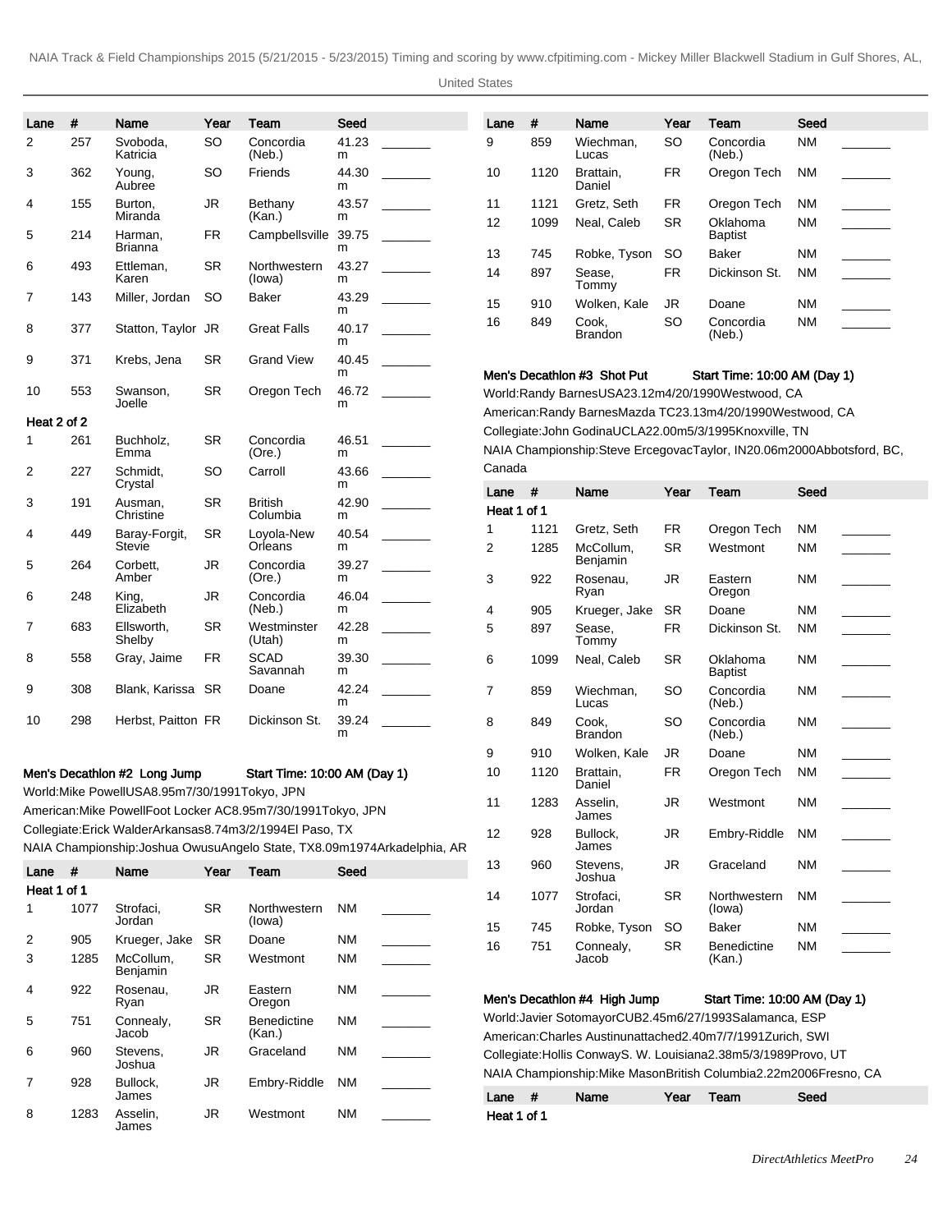| Lane | # | Name | Year | Team | Seed | |
|---|---|---|---|---|---|---|
| 2 | 257 | Svoboda, Katricia | SO | Concordia (Neb.) | 41.23 m | _______ |
| 3 | 362 | Young, Aubree | SO | Friends | 44.30 m | _______ |
| 4 | 155 | Burton, Miranda | JR | Bethany (Kan.) | 43.57 m | _______ |
| 5 | 214 | Harman, Brianna | FR | Campbellsville | 39.75 m | _______ |
| 6 | 493 | Ettleman, Karen | SR | Northwestern (Iowa) | 43.27 m | _______ |
| 7 | 143 | Miller, Jordan | SO | Baker | 43.29 m | _______ |
| 8 | 377 | Statton, Taylor | JR | Great Falls | 40.17 m | _______ |
| 9 | 371 | Krebs, Jena | SR | Grand View | 40.45 m | _______ |
| 10 | 553 | Swanson, Joelle | SR | Oregon Tech | 46.72 m | _______ |
| **Heat 2 of 2** | | | | | | |
| 1 | 261 | Buchholz, Emma | SR | Concordia (Ore.) | 46.51 m | _______ |
| 2 | 227 | Schmidt, Crystal | SO | Carroll | 43.66 m | _______ |
| 3 | 191 | Ausman, Christine | SR | British Columbia | 42.90 m | _______ |
| 4 | 449 | Baray-Forgit, Stevie | SR | Loyola-New Orleans | 40.54 m | _______ |
| 5 | 264 | Corbett, Amber | JR | Concordia (Ore.) | 39.27 m | _______ |
| 6 | 248 | King, Elizabeth | JR | Concordia (Neb.) | 46.04 m | _______ |
| 7 | 683 | Ellsworth, Shelby | SR | Westminster (Utah) | 42.28 m | _______ |
| 8 | 558 | Gray, Jaime | FR | SCAD Savannah | 39.30 m | _______ |
| 9 | 308 | Blank, Karissa | SR | Doane | 42.24 m | _______ |
| 10 | 298 | Herbst, Paitton | FR | Dickinson St. | 39.24 m | _______ |

### Men's Decathlon #2 Long Jump — Start Time: 10:00 AM (Day 1)

World:Mike PowellUSA8.95m7/30/1991Tokyo, JPN

American:Mike PowellFoot Locker AC8.95m7/30/1991Tokyo, JPN

Collegiate:Erick WalderArkansas8.74m3/2/1994El Paso, TX

NAIA Championship:Joshua OwusuAngelo State, TX8.09m1974Arkadelphia, AR

| Lane | # | Name | Year | Team | Seed | |
|---|---|---|---|---|---|---|
| **Heat 1 of 1** | | | | | | |
| 1 | 1077 | Strofaci, Jordan | SR | Northwestern (Iowa) | NM | _______ |
| 2 | 905 | Krueger, Jake | SR | Doane | NM | _______ |
| 3 | 1285 | McCollum, Benjamin | SR | Westmont | NM | _______ |
| 4 | 922 | Rosenau, Ryan | JR | Eastern Oregon | NM | _______ |
| 5 | 751 | Connealy, Jacob | SR | Benedictine (Kan.) | NM | _______ |
| 6 | 960 | Stevens, Joshua | JR | Graceland | NM | _______ |
| 7 | 928 | Bullock, James | JR | Embry-Riddle | NM | _______ |
| 8 | 1283 | Asselin, James | JR | Westmont | NM | _______ |
| 9 | 859 | Wiechman, Lucas | SO | Concordia (Neb.) | NM | _______ |
| 10 | 1120 | Brattain, Daniel | FR | Oregon Tech | NM | _______ |
| 11 | 1121 | Gretz, Seth | FR | Oregon Tech | NM | _______ |
| 12 | 1099 | Neal, Caleb | SR | Oklahoma Baptist | NM | _______ |
| 13 | 745 | Robke, Tyson | SO | Baker | NM | _______ |
| 14 | 897 | Sease, Tommy | FR | Dickinson St. | NM | _______ |
| 15 | 910 | Wolken, Kale | JR | Doane | NM | _______ |
| 16 | 849 | Cook, Brandon | SO | Concordia (Neb.) | NM | _______ |

### Men's Decathlon #3 Shot Put — Start Time: 10:00 AM (Day 1)

World:Randy BarnesUSA23.12m4/20/1990Westwood, CA

American:Randy BarnesMazda TC23.13m4/20/1990Westwood, CA

Collegiate:John GodinaUCLA22.00m5/3/1995Knoxville, TN

NAIA Championship:Steve ErcegovacTaylor, IN20.06m2000Abbotsford, BC, Canada

| Lane | # | Name | Year | Team | Seed | |
|---|---|---|---|---|---|---|
| **Heat 1 of 1** | | | | | | |
| 1 | 1121 | Gretz, Seth | FR | Oregon Tech | NM | _______ |
| 2 | 1285 | McCollum, Benjamin | SR | Westmont | NM | _______ |
| 3 | 922 | Rosenau, Ryan | JR | Eastern Oregon | NM | _______ |
| 4 | 905 | Krueger, Jake | SR | Doane | NM | _______ |
| 5 | 897 | Sease, Tommy | FR | Dickinson St. | NM | _______ |
| 6 | 1099 | Neal, Caleb | SR | Oklahoma Baptist | NM | _______ |
| 7 | 859 | Wiechman, Lucas | SO | Concordia (Neb.) | NM | _______ |
| 8 | 849 | Cook, Brandon | SO | Concordia (Neb.) | NM | _______ |
| 9 | 910 | Wolken, Kale | JR | Doane | NM | _______ |
| 10 | 1120 | Brattain, Daniel | FR | Oregon Tech | NM | _______ |
| 11 | 1283 | Asselin, James | JR | Westmont | NM | _______ |
| 12 | 928 | Bullock, James | JR | Embry-Riddle | NM | _______ |
| 13 | 960 | Stevens, Joshua | JR | Graceland | NM | _______ |
| 14 | 1077 | Strofaci, Jordan | SR | Northwestern (Iowa) | NM | _______ |
| 15 | 745 | Robke, Tyson | SO | Baker | NM | _______ |
| 16 | 751 | Connealy, Jacob | SR | Benedictine (Kan.) | NM | _______ |

### Men's Decathlon #4 High Jump — Start Time: 10:00 AM (Day 1)

World:Javier SotomayorCUB2.45m6/27/1993Salamanca, ESP

American:Charles Austinunattached2.40m7/7/1991Zurich, SWI

Collegiate:Hollis ConwayS. W. Louisiana2.38m5/3/1989Provo, UT

NAIA Championship:Mike MasonBritish Columbia2.22m2006Fresno, CA

| Lane | # | Name | Year | Team | Seed |
|---|---|---|---|---|---|
| **Heat 1 of 1** | | | | | |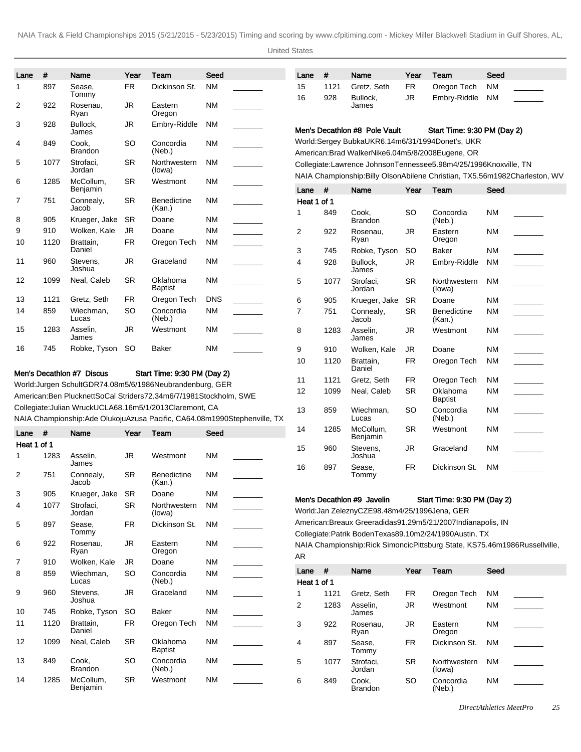| Lane | # | Name | Year | Team | Seed | |
|---|---|---|---|---|---|---|
| 1 | 897 | Sease, Tommy | FR | Dickinson St. | NM | _______ |
| 2 | 922 | Rosenau, Ryan | JR | Eastern Oregon | NM | _______ |
| 3 | 928 | Bullock, James | JR | Embry-Riddle | NM | _______ |
| 4 | 849 | Cook, Brandon | SO | Concordia (Neb.) | NM | _______ |
| 5 | 1077 | Strofaci, Jordan | SR | Northwestern (Iowa) | NM | _______ |
| 6 | 1285 | McCollum, Benjamin | SR | Westmont | NM | _______ |
| 7 | 751 | Connealy, Jacob | SR | Benedictine (Kan.) | NM | _______ |
| 8 | 905 | Krueger, Jake | SR | Doane | NM | _______ |
| 9 | 910 | Wolken, Kale | JR | Doane | NM | _______ |
| 10 | 1120 | Brattain, Daniel | FR | Oregon Tech | NM | _______ |
| 11 | 960 | Stevens, Joshua | JR | Graceland | NM | _______ |
| 12 | 1099 | Neal, Caleb | SR | Oklahoma Baptist | NM | _______ |
| 13 | 1121 | Gretz, Seth | FR | Oregon Tech | DNS | _______ |
| 14 | 859 | Wiechman, Lucas | SO | Concordia (Neb.) | NM | _______ |
| 15 | 1283 | Asselin, James | JR | Westmont | NM | _______ |
| 16 | 745 | Robke, Tyson | SO | Baker | NM | _______ |

### Men's Decathlon #7 Discus — Start Time: 9:30 PM (Day 2)

World:Jurgen SchultGDR74.08m5/6/1986Neubrandenburg, GER

American:Ben PlucknettSoCal Striders72.34m6/7/1981Stockholm, SWE

Collegiate:Julian WruckUCLA68.16m5/1/2013Claremont, CA

NAIA Championship:Ade OlukojuAzusa Pacific, CA64.08m1990Stephenville, TX

| Lane | # | Name | Year | Team | Seed | |
|---|---|---|---|---|---|---|
| Heat 1 of 1 | | | | | | |
| 1 | 1283 | Asselin, James | JR | Westmont | NM | _______ |
| 2 | 751 | Connealy, Jacob | SR | Benedictine (Kan.) | NM | _______ |
| 3 | 905 | Krueger, Jake | SR | Doane | NM | _______ |
| 4 | 1077 | Strofaci, Jordan | SR | Northwestern (Iowa) | NM | _______ |
| 5 | 897 | Sease, Tommy | FR | Dickinson St. | NM | _______ |
| 6 | 922 | Rosenau, Ryan | JR | Eastern Oregon | NM | _______ |
| 7 | 910 | Wolken, Kale | JR | Doane | NM | _______ |
| 8 | 859 | Wiechman, Lucas | SO | Concordia (Neb.) | NM | _______ |
| 9 | 960 | Stevens, Joshua | JR | Graceland | NM | _______ |
| 10 | 745 | Robke, Tyson | SO | Baker | NM | _______ |
| 11 | 1120 | Brattain, Daniel | FR | Oregon Tech | NM | _______ |
| 12 | 1099 | Neal, Caleb | SR | Oklahoma Baptist | NM | _______ |
| 13 | 849 | Cook, Brandon | SO | Concordia (Neb.) | NM | _______ |
| 14 | 1285 | McCollum, Benjamin | SR | Westmont | NM | _______ |
| 15 | 1121 | Gretz, Seth | FR | Oregon Tech | NM | _______ |
| 16 | 928 | Bullock, James | JR | Embry-Riddle | NM | _______ |

### Men's Decathlon #8 Pole Vault — Start Time: 9:30 PM (Day 2)

World:Sergey BubkaUKR6.14m6/31/1994Donet's, UKR

American:Brad WalkerNike6.04m5/8/2008Eugene, OR

Collegiate:Lawrence JohnsonTennessee5.98m4/25/1996Knoxville, TN

NAIA Championship:Billy OlsonAbilene Christian, TX5.56m1982Charleston, WV

| Lane | # | Name | Year | Team | Seed | |
|---|---|---|---|---|---|---|
| Heat 1 of 1 | | | | | | |
| 1 | 849 | Cook, Brandon | SO | Concordia (Neb.) | NM | _______ |
| 2 | 922 | Rosenau, Ryan | JR | Eastern Oregon | NM | _______ |
| 3 | 745 | Robke, Tyson | SO | Baker | NM | _______ |
| 4 | 928 | Bullock, James | JR | Embry-Riddle | NM | _______ |
| 5 | 1077 | Strofaci, Jordan | SR | Northwestern (Iowa) | NM | _______ |
| 6 | 905 | Krueger, Jake | SR | Doane | NM | _______ |
| 7 | 751 | Connealy, Jacob | SR | Benedictine (Kan.) | NM | _______ |
| 8 | 1283 | Asselin, James | JR | Westmont | NM | _______ |
| 9 | 910 | Wolken, Kale | JR | Doane | NM | _______ |
| 10 | 1120 | Brattain, Daniel | FR | Oregon Tech | NM | _______ |
| 11 | 1121 | Gretz, Seth | FR | Oregon Tech | NM | _______ |
| 12 | 1099 | Neal, Caleb | SR | Oklahoma Baptist | NM | _______ |
| 13 | 859 | Wiechman, Lucas | SO | Concordia (Neb.) | NM | _______ |
| 14 | 1285 | McCollum, Benjamin | SR | Westmont | NM | _______ |
| 15 | 960 | Stevens, Joshua | JR | Graceland | NM | _______ |
| 16 | 897 | Sease, Tommy | FR | Dickinson St. | NM | _______ |

### Men's Decathlon #9 Javelin — Start Time: 9:30 PM (Day 2)

World:Jan ZeleznyCZE98.48m4/25/1996Jena, GER

American:Breaux Greeradidas91.29m5/21/2007Indianapolis, IN

Collegiate:Patrik BodenTexas89.10m2/24/1990Austin, TX

NAIA Championship:Rick SimoncicPittsburg State, KS75.46m1986Russellville, AR

| Lane | # | Name | Year | Team | Seed | |
|---|---|---|---|---|---|---|
| Heat 1 of 1 | | | | | | |
| 1 | 1121 | Gretz, Seth | FR | Oregon Tech | NM | _______ |
| 2 | 1283 | Asselin, James | JR | Westmont | NM | _______ |
| 3 | 922 | Rosenau, Ryan | JR | Eastern Oregon | NM | _______ |
| 4 | 897 | Sease, Tommy | FR | Dickinson St. | NM | _______ |
| 5 | 1077 | Strofaci, Jordan | SR | Northwestern (Iowa) | NM | _______ |
| 6 | 849 | Cook, Brandon | SO | Concordia (Neb.) | NM | _______ |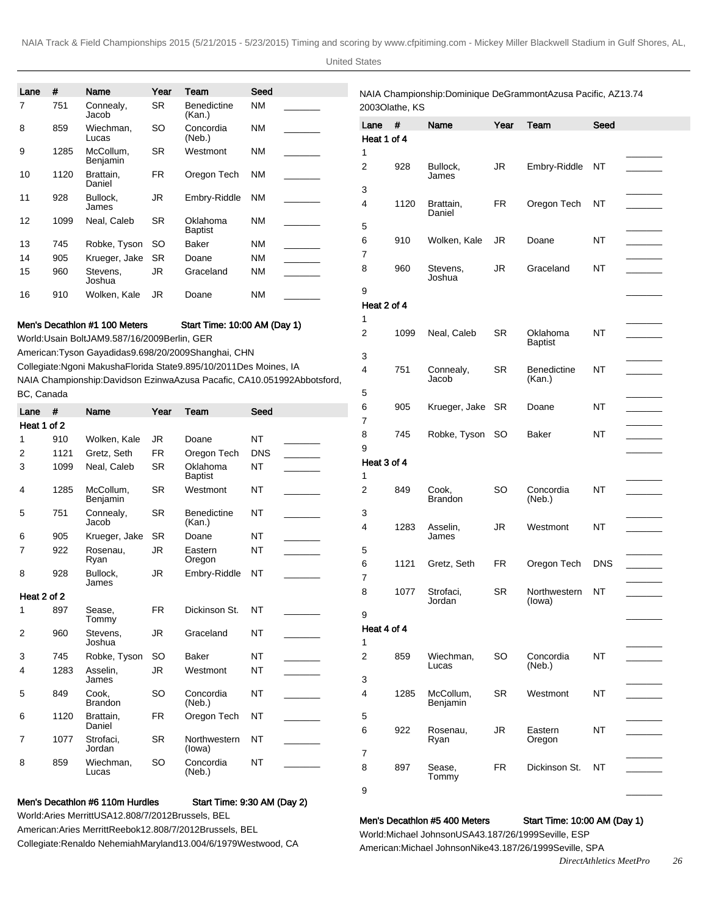| Lane | # | Name | Year | Team | Seed | |
|---|---|---|---|---|---|---|
| 7 | 751 | Connealy, Jacob | SR | Benedictine (Kan.) | NM | _______ |
| 8 | 859 | Wiechman, Lucas | SO | Concordia (Neb.) | NM | _______ |
| 9 | 1285 | McCollum, Benjamin | SR | Westmont | NM | _______ |
| 10 | 1120 | Brattain, Daniel | FR | Oregon Tech | NM | _______ |
| 11 | 928 | Bullock, James | JR | Embry-Riddle | NM | _______ |
| 12 | 1099 | Neal, Caleb | SR | Oklahoma Baptist | NM | _______ |
| 13 | 745 | Robke, Tyson | SO | Baker | NM | _______ |
| 14 | 905 | Krueger, Jake | SR | Doane | NM | _______ |
| 15 | 960 | Stevens, Joshua | JR | Graceland | NM | _______ |
| 16 | 910 | Wolken, Kale | JR | Doane | NM | _______ |

**Men's Decathlon #1 100 Meters** **Start Time: 10:00 AM (Day 1)**

World:Usain BoltJAM9.587/16/2009Berlin, GER

American:Tyson Gayadidas9.698/20/2009Shanghai, CHN

Collegiate:Ngoni MakushaFlorida State9.895/10/2011Des Moines, IA

NAIA Championship:Davidson EzinwaAzusa Pacafic, CA10.051992Abbotsford, BC, Canada

| Lane | # | Name | Year | Team | Seed | |
|---|---|---|---|---|---|---|
| **Heat 1 of 2** | | | | | | |
| 1 | 910 | Wolken, Kale | JR | Doane | NT | _______ |
| 2 | 1121 | Gretz, Seth | FR | Oregon Tech | DNS | _______ |
| 3 | 1099 | Neal, Caleb | SR | Oklahoma Baptist | NT | _______ |
| 4 | 1285 | McCollum, Benjamin | SR | Westmont | NT | _______ |
| 5 | 751 | Connealy, Jacob | SR | Benedictine (Kan.) | NT | _______ |
| 6 | 905 | Krueger, Jake | SR | Doane | NT | _______ |
| 7 | 922 | Rosenau, Ryan | JR | Eastern Oregon | NT | _______ |
| 8 | 928 | Bullock, James | JR | Embry-Riddle | NT | _______ |
| **Heat 2 of 2** | | | | | | |
| 1 | 897 | Sease, Tommy | FR | Dickinson St. | NT | _______ |
| 2 | 960 | Stevens, Joshua | JR | Graceland | NT | _______ |
| 3 | 745 | Robke, Tyson | SO | Baker | NT | _______ |
| 4 | 1283 | Asselin, James | JR | Westmont | NT | _______ |
| 5 | 849 | Cook, Brandon | SO | Concordia (Neb.) | NT | _______ |
| 6 | 1120 | Brattain, Daniel | FR | Oregon Tech | NT | _______ |
| 7 | 1077 | Strofaci, Jordan | SR | Northwestern (Iowa) | NT | _______ |
| 8 | 859 | Wiechman, Lucas | SO | Concordia (Neb.) | NT | _______ |

**Men's Decathlon #6 110m Hurdles** **Start Time: 9:30 AM (Day 2)**

World:Aries MerrittUSA12.808/7/2012Brussels, BEL

American:Aries MerrittReebok12.808/7/2012Brussels, BEL

Collegiate:Renaldo NehemiahMaryland13.004/6/1979Westwood, CA

NAIA Championship:Dominique DeGrammontAzusa Pacific, AZ13.74 2003Olathe, KS

| Lane | # | Name | Year | Team | Seed | |
|---|---|---|---|---|---|---|
| **Heat 1 of 4** | | | | | | |
| 1 | | | | | | _______ |
| 2 | 928 | Bullock, James | JR | Embry-Riddle | NT | _______ |
| 3 | | | | | | _______ |
| 4 | 1120 | Brattain, Daniel | FR | Oregon Tech | NT | _______ |
| 5 | | | | | | _______ |
| 6 | 910 | Wolken, Kale | JR | Doane | NT | _______ |
| 7 | | | | | | _______ |
| 8 | 960 | Stevens, Joshua | JR | Graceland | NT | _______ |
| 9 | | | | | | _______ |
| **Heat 2 of 4** | | | | | | |
| 1 | | | | | | _______ |
| 2 | 1099 | Neal, Caleb | SR | Oklahoma Baptist | NT | _______ |
| 3 | | | | | | _______ |
| 4 | 751 | Connealy, Jacob | SR | Benedictine (Kan.) | NT | _______ |
| 5 | | | | | | _______ |
| 6 | 905 | Krueger, Jake | SR | Doane | NT | _______ |
| 7 | | | | | | _______ |
| 8 | 745 | Robke, Tyson | SO | Baker | NT | _______ |
| 9 | | | | | | _______ |
| **Heat 3 of 4** | | | | | | |
| 1 | | | | | | _______ |
| 2 | 849 | Cook, Brandon | SO | Concordia (Neb.) | NT | _______ |
| 3 | | | | | | _______ |
| 4 | 1283 | Asselin, James | JR | Westmont | NT | _______ |
| 5 | | | | | | _______ |
| 6 | 1121 | Gretz, Seth | FR | Oregon Tech | DNS | _______ |
| 7 | | | | | | _______ |
| 8 | 1077 | Strofaci, Jordan | SR | Northwestern (Iowa) | NT | _______ |
| 9 | | | | | | _______ |
| **Heat 4 of 4** | | | | | | |
| 1 | | | | | | _______ |
| 2 | 859 | Wiechman, Lucas | SO | Concordia (Neb.) | NT | _______ |
| 3 | | | | | | _______ |
| 4 | 1285 | McCollum, Benjamin | SR | Westmont | NT | _______ |
| 5 | | | | | | _______ |
| 6 | 922 | Rosenau, Ryan | JR | Eastern Oregon | NT | _______ |
| 7 | | | | | | _______ |
| 8 | 897 | Sease, Tommy | FR | Dickinson St. | NT | _______ |
| 9 | | | | | | _______ |

**Men's Decathlon #5 400 Meters** **Start Time: 10:00 AM (Day 1)**

World:Michael JohnsonUSA43.187/26/1999Seville, ESP

American:Michael JohnsonNike43.187/26/1999Seville, SPA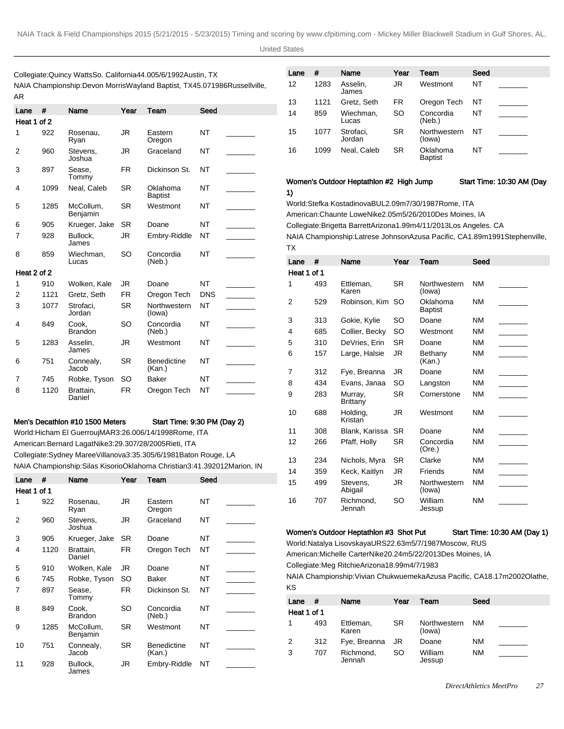Collegiate:Quincy WattsSo. California44.005/6/1992Austin, TX

NAIA Championship:Devon MorrisWayland Baptist, TX45.071986Russellville, AR

| Lane | # | Name | Year | Team | Seed | |
|---|---|---|---|---|---|---|
| **Heat 1 of 2** | | | | | | |
| 1 | 922 | Rosenau, Ryan | JR | Eastern Oregon | NT | _______ |
| 2 | 960 | Stevens, Joshua | JR | Graceland | NT | _______ |
| 3 | 897 | Sease, Tommy | FR | Dickinson St. | NT | _______ |
| 4 | 1099 | Neal, Caleb | SR | Oklahoma Baptist | NT | _______ |
| 5 | 1285 | McCollum, Benjamin | SR | Westmont | NT | _______ |
| 6 | 905 | Krueger, Jake | SR | Doane | NT | _______ |
| 7 | 928 | Bullock, James | JR | Embry-Riddle | NT | _______ |
| 8 | 859 | Wiechman, Lucas | SO | Concordia (Neb.) | NT | _______ |
| **Heat 2 of 2** | | | | | | |
| 1 | 910 | Wolken, Kale | JR | Doane | NT | _______ |
| 2 | 1121 | Gretz, Seth | FR | Oregon Tech | DNS | _______ |
| 3 | 1077 | Strofaci, Jordan | SR | Northwestern (Iowa) | NT | _______ |
| 4 | 849 | Cook, Brandon | SO | Concordia (Neb.) | NT | _______ |
| 5 | 1283 | Asselin, James | JR | Westmont | NT | _______ |
| 6 | 751 | Connealy, Jacob | SR | Benedictine (Kan.) | NT | _______ |
| 7 | 745 | Robke, Tyson | SO | Baker | NT | _______ |
| 8 | 1120 | Brattain, Daniel | FR | Oregon Tech | NT | _______ |

**Men's Decathlon #10 1500 Meters** Start Time: 9:30 PM (Day 2)

World:Hicham El GuerroujMAR3:26.006/14/1998Rome, ITA

American:Bernard LagatNike3:29.307/28/2005Rieti, ITA

Collegiate:Sydney MareeVillanova3:35.305/6/1981Baton Rouge, LA

NAIA Championship:Silas KisorioOklahoma Christian3:41.392012Marion, IN

| Lane | # | Name | Year | Team | Seed | |
|---|---|---|---|---|---|---|
| **Heat 1 of 1** | | | | | | |
| 1 | 922 | Rosenau, Ryan | JR | Eastern Oregon | NT | _______ |
| 2 | 960 | Stevens, Joshua | JR | Graceland | NT | _______ |
| 3 | 905 | Krueger, Jake | SR | Doane | NT | _______ |
| 4 | 1120 | Brattain, Daniel | FR | Oregon Tech | NT | _______ |
| 5 | 910 | Wolken, Kale | JR | Doane | NT | _______ |
| 6 | 745 | Robke, Tyson | SO | Baker | NT | _______ |
| 7 | 897 | Sease, Tommy | FR | Dickinson St. | NT | _______ |
| 8 | 849 | Cook, Brandon | SO | Concordia (Neb.) | NT | _______ |
| 9 | 1285 | McCollum, Benjamin | SR | Westmont | NT | _______ |
| 10 | 751 | Connealy, Jacob | SR | Benedictine (Kan.) | NT | _______ |
| 11 | 928 | Bullock, James | JR | Embry-Riddle | NT | _______ |
| 12 | 1283 | Asselin, James | JR | Westmont | NT | _______ |
| 13 | 1121 | Gretz, Seth | FR | Oregon Tech | NT | _______ |
| 14 | 859 | Wiechman, Lucas | SO | Concordia (Neb.) | NT | _______ |
| 15 | 1077 | Strofaci, Jordan | SR | Northwestern (Iowa) | NT | _______ |
| 16 | 1099 | Neal, Caleb | SR | Oklahoma Baptist | NT | _______ |

**Women's Outdoor Heptathlon #2 High Jump** Start Time: 10:30 AM (Day 1)

World:Stefka KostadinovaBUL2.09m7/30/1987Rome, ITA

American:Chaunte LoweNike2.05m5/26/2010Des Moines, IA

Collegiate:Brigetta BarrettArizona1.99m4/11/2013Los Angeles. CA

NAIA Championship:Latrese JohnsonAzusa Pacific, CA1.89m1991Stephenville, TX

| Lane | # | Name | Year | Team | Seed | |
|---|---|---|---|---|---|---|
| **Heat 1 of 1** | | | | | | |
| 1 | 493 | Ettleman, Karen | SR | Northwestern (Iowa) | NM | _______ |
| 2 | 529 | Robinson, Kim | SO | Oklahoma Baptist | NM | _______ |
| 3 | 313 | Gokie, Kylie | SO | Doane | NM | _______ |
| 4 | 685 | Collier, Becky | SO | Westmont | NM | _______ |
| 5 | 310 | DeVries, Erin | SR | Doane | NM | _______ |
| 6 | 157 | Large, Halsie | JR | Bethany (Kan.) | NM | _______ |
| 7 | 312 | Fye, Breanna | JR | Doane | NM | _______ |
| 8 | 434 | Evans, Janaa | SO | Langston | NM | _______ |
| 9 | 283 | Murray, Brittany | SR | Cornerstone | NM | _______ |
| 10 | 688 | Holding, Kristan | JR | Westmont | NM | _______ |
| 11 | 308 | Blank, Karissa | SR | Doane | NM | _______ |
| 12 | 266 | Pfaff, Holly | SR | Concordia (Ore.) | NM | _______ |
| 13 | 234 | Nichols, Myra | SR | Clarke | NM | _______ |
| 14 | 359 | Keck, Kaitlyn | JR | Friends | NM | _______ |
| 15 | 499 | Stevens, Abigail | JR | Northwestern (Iowa) | NM | _______ |
| 16 | 707 | Richmond, Jennah | SO | William Jessup | NM | _______ |

**Women's Outdoor Heptathlon #3 Shot Put** Start Time: 10:30 AM (Day 1)

World:Natalya LisovskayaURS22.63m5/7/1987Moscow, RUS

American:Michelle CarterNike20.24m5/22/2013Des Moines, IA

Collegiate:Meg RitchieArizona18.99m4/7/1983

NAIA Championship:Vivian ChukwuemekaAzusa Pacific, CA18.17m2002Olathe, KS

| Lane | # | Name | Year | Team | Seed | |
|---|---|---|---|---|---|---|
| **Heat 1 of 1** | | | | | | |
| 1 | 493 | Ettleman, Karen | SR | Northwestern (Iowa) | NM | _______ |
| 2 | 312 | Fye, Breanna | JR | Doane | NM | _______ |
| 3 | 707 | Richmond, Jennah | SO | William Jessup | NM | _______ |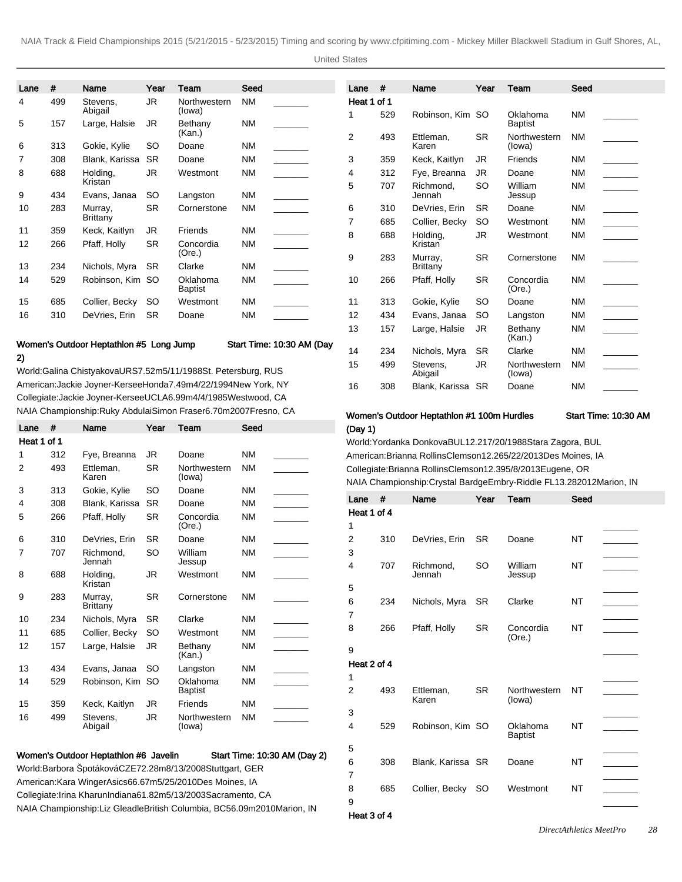| Lane | # | Name | Year | Team | Seed | |
|---|---|---|---|---|---|---|
| 4 | 499 | Stevens, Abigail | JR | Northwestern (Iowa) | NM | _______ |
| 5 | 157 | Large, Halsie | JR | Bethany (Kan.) | NM | _______ |
| 6 | 313 | Gokie, Kylie | SO | Doane | NM | _______ |
| 7 | 308 | Blank, Karissa | SR | Doane | NM | _______ |
| 8 | 688 | Holding, Kristan | JR | Westmont | NM | _______ |
| 9 | 434 | Evans, Janaa | SO | Langston | NM | _______ |
| 10 | 283 | Murray, Brittany | SR | Cornerstone | NM | _______ |
| 11 | 359 | Keck, Kaitlyn | JR | Friends | NM | _______ |
| 12 | 266 | Pfaff, Holly | SR | Concordia (Ore.) | NM | _______ |
| 13 | 234 | Nichols, Myra | SR | Clarke | NM | _______ |
| 14 | 529 | Robinson, Kim | SO | Oklahoma Baptist | NM | _______ |
| 15 | 685 | Collier, Becky | SO | Westmont | NM | _______ |
| 16 | 310 | DeVries, Erin | SR | Doane | NM | _______ |

**Women's Outdoor Heptathlon #5 Long Jump** **Start Time: 10:30 AM (Day 2)**

World:Galina ChistyakovaURS7.52m5/11/1988St. Petersburg, RUS
American:Jackie Joyner-KerseeHonda7.49m4/22/1994New York, NY
Collegiate:Jackie Joyner-KerseeUCLA6.99m4/4/1985Westwood, CA
NAIA Championship:Ruky AbdulaiSimon Fraser6.70m2007Fresno, CA

| Lane | # | Name | Year | Team | Seed | |
|---|---|---|---|---|---|---|
| **Heat 1 of 1** | | | | | | |
| 1 | 312 | Fye, Breanna | JR | Doane | NM | _______ |
| 2 | 493 | Ettleman, Karen | SR | Northwestern (Iowa) | NM | _______ |
| 3 | 313 | Gokie, Kylie | SO | Doane | NM | _______ |
| 4 | 308 | Blank, Karissa | SR | Doane | NM | _______ |
| 5 | 266 | Pfaff, Holly | SR | Concordia (Ore.) | NM | _______ |
| 6 | 310 | DeVries, Erin | SR | Doane | NM | _______ |
| 7 | 707 | Richmond, Jennah | SO | William Jessup | NM | _______ |
| 8 | 688 | Holding, Kristan | JR | Westmont | NM | _______ |
| 9 | 283 | Murray, Brittany | SR | Cornerstone | NM | _______ |
| 10 | 234 | Nichols, Myra | SR | Clarke | NM | _______ |
| 11 | 685 | Collier, Becky | SO | Westmont | NM | _______ |
| 12 | 157 | Large, Halsie | JR | Bethany (Kan.) | NM | _______ |
| 13 | 434 | Evans, Janaa | SO | Langston | NM | _______ |
| 14 | 529 | Robinson, Kim | SO | Oklahoma Baptist | NM | _______ |
| 15 | 359 | Keck, Kaitlyn | JR | Friends | NM | _______ |
| 16 | 499 | Stevens, Abigail | JR | Northwestern (Iowa) | NM | _______ |

**Women's Outdoor Heptathlon #6 Javelin** **Start Time: 10:30 AM (Day 2)**

World:Barbora ŠpotákováCZE72.28m8/13/2008Stuttgart, GER
American:Kara WingerAsics66.67m5/25/2010Des Moines, IA
Collegiate:Irina KharunIndiana61.82m5/13/2003Sacramento, CA
NAIA Championship:Liz GleadleBritish Columbia, BC56.09m2010Marion, IN

| Lane | # | Name | Year | Team | Seed | |
|---|---|---|---|---|---|---|
| **Heat 1 of 1** | | | | | | |
| 1 | 529 | Robinson, Kim | SO | Oklahoma Baptist | NM | _______ |
| 2 | 493 | Ettleman, Karen | SR | Northwestern (Iowa) | NM | _______ |
| 3 | 359 | Keck, Kaitlyn | JR | Friends | NM | _______ |
| 4 | 312 | Fye, Breanna | JR | Doane | NM | _______ |
| 5 | 707 | Richmond, Jennah | SO | William Jessup | NM | _______ |
| 6 | 310 | DeVries, Erin | SR | Doane | NM | _______ |
| 7 | 685 | Collier, Becky | SO | Westmont | NM | _______ |
| 8 | 688 | Holding, Kristan | JR | Westmont | NM | _______ |
| 9 | 283 | Murray, Brittany | SR | Cornerstone | NM | _______ |
| 10 | 266 | Pfaff, Holly | SR | Concordia (Ore.) | NM | _______ |
| 11 | 313 | Gokie, Kylie | SO | Doane | NM | _______ |
| 12 | 434 | Evans, Janaa | SO | Langston | NM | _______ |
| 13 | 157 | Large, Halsie | JR | Bethany (Kan.) | NM | _______ |
| 14 | 234 | Nichols, Myra | SR | Clarke | NM | _______ |
| 15 | 499 | Stevens, Abigail | JR | Northwestern (Iowa) | NM | _______ |
| 16 | 308 | Blank, Karissa | SR | Doane | NM | _______ |

**Women's Outdoor Heptathlon #1 100m Hurdles** **Start Time: 10:30 AM (Day 1)**

World:Yordanka DonkovaBUL12.217/20/1988Stara Zagora, BUL
American:Brianna RollinsClemson12.265/22/2013Des Moines, IA
Collegiate:Brianna RollinsClemson12.395/8/2013Eugene, OR
NAIA Championship:Crystal BardgeEmbry-Riddle FL13.282012Marion, IN

| Lane | # | Name | Year | Team | Seed | |
|---|---|---|---|---|---|---|
| **Heat 1 of 4** | | | | | | |
| 1 | | | | | | _______ |
| 2 | 310 | DeVries, Erin | SR | Doane | NT | _______ |
| 3 | | | | | | _______ |
| 4 | 707 | Richmond, Jennah | SO | William Jessup | NT | _______ |
| 5 | | | | | | _______ |
| 6 | 234 | Nichols, Myra | SR | Clarke | NT | _______ |
| 7 | | | | | | _______ |
| 8 | 266 | Pfaff, Holly | SR | Concordia (Ore.) | NT | _______ |
| 9 | | | | | | _______ |
| **Heat 2 of 4** | | | | | | |
| 1 | | | | | | _______ |
| 2 | 493 | Ettleman, Karen | SR | Northwestern (Iowa) | NT | _______ |
| 3 | | | | | | _______ |
| 4 | 529 | Robinson, Kim | SO | Oklahoma Baptist | NT | _______ |
| 5 | | | | | | _______ |
| 6 | 308 | Blank, Karissa | SR | Doane | NT | _______ |
| 7 | | | | | | _______ |
| 8 | 685 | Collier, Becky | SO | Westmont | NT | _______ |
| 9 | | | | | | _______ |
| **Heat 3 of 4** | | | | | | |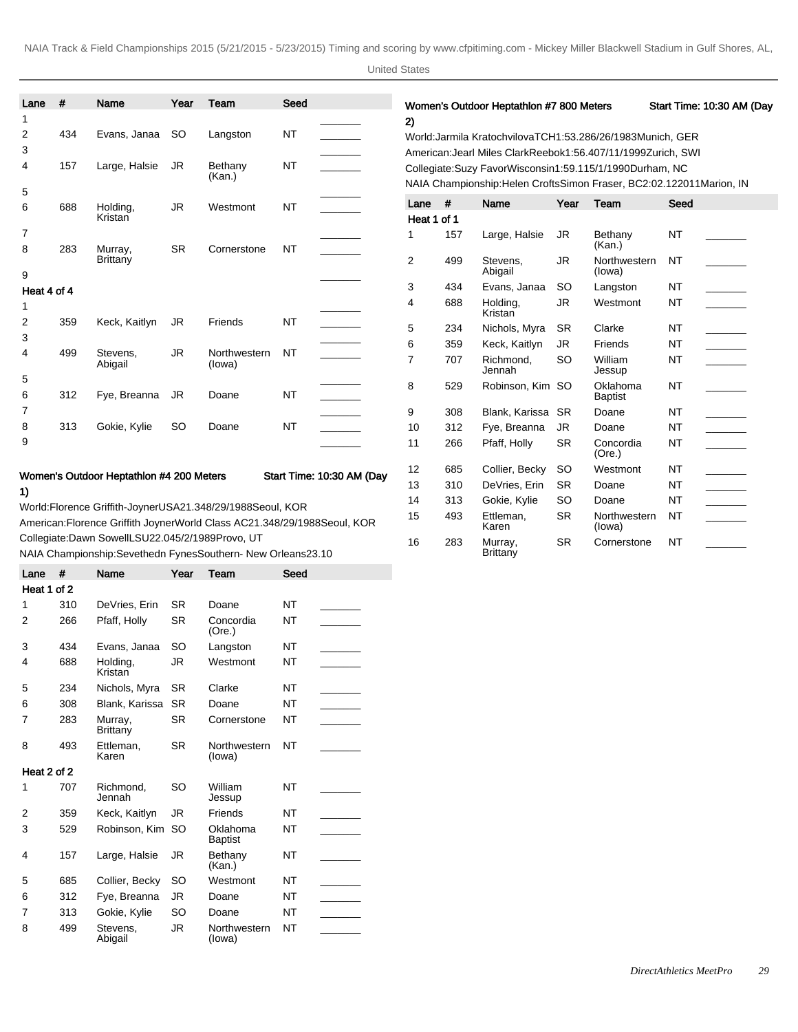| Lane | # | Name | Year | Team | Seed | |
|---|---|---|---|---|---|---|
| 1 | | | | | | _______ |
| 2 | 434 | Evans, Janaa | SO | Langston | NT | _______ |
| 3 | | | | | | _______ |
| 4 | 157 | Large, Halsie | JR | Bethany (Kan.) | NT | _______ |
| 5 | | | | | | _______ |
| 6 | 688 | Holding, Kristan | JR | Westmont | NT | _______ |
| 7 | | | | | | _______ |
| 8 | 283 | Murray, Brittany | SR | Cornerstone | NT | _______ |
| 9 | | | | | | _______ |
| **Heat 4 of 4** | | | | | | |
| 1 | | | | | | _______ |
| 2 | 359 | Keck, Kaitlyn | JR | Friends | NT | _______ |
| 3 | | | | | | _______ |
| 4 | 499 | Stevens, Abigail | JR | Northwestern (Iowa) | NT | _______ |
| 5 | | | | | | _______ |
| 6 | 312 | Fye, Breanna | JR | Doane | NT | _______ |
| 7 | | | | | | _______ |
| 8 | 313 | Gokie, Kylie | SO | Doane | NT | _______ |
| 9 | | | | | | _______ |

### Women's Outdoor Heptathlon #4 200 Meters — Start Time: 10:30 AM (Day 1)

World:Florence Griffith-JoynerUSA21.348/29/1988Seoul, KOR
American:Florence Griffith JoynerWorld Class AC21.348/29/1988Seoul, KOR
Collegiate:Dawn SowellLSU22.045/2/1989Provo, UT
NAIA Championship:Sevethedn FynesSouthern- New Orleans23.10

| Lane | # | Name | Year | Team | Seed | |
|---|---|---|---|---|---|---|
| **Heat 1 of 2** | | | | | | |
| 1 | 310 | DeVries, Erin | SR | Doane | NT | _______ |
| 2 | 266 | Pfaff, Holly | SR | Concordia (Ore.) | NT | _______ |
| 3 | 434 | Evans, Janaa | SO | Langston | NT | _______ |
| 4 | 688 | Holding, Kristan | JR | Westmont | NT | _______ |
| 5 | 234 | Nichols, Myra | SR | Clarke | NT | _______ |
| 6 | 308 | Blank, Karissa | SR | Doane | NT | _______ |
| 7 | 283 | Murray, Brittany | SR | Cornerstone | NT | _______ |
| 8 | 493 | Ettleman, Karen | SR | Northwestern (Iowa) | NT | _______ |
| **Heat 2 of 2** | | | | | | |
| 1 | 707 | Richmond, Jennah | SO | William Jessup | NT | _______ |
| 2 | 359 | Keck, Kaitlyn | JR | Friends | NT | _______ |
| 3 | 529 | Robinson, Kim | SO | Oklahoma Baptist | NT | _______ |
| 4 | 157 | Large, Halsie | JR | Bethany (Kan.) | NT | _______ |
| 5 | 685 | Collier, Becky | SO | Westmont | NT | _______ |
| 6 | 312 | Fye, Breanna | JR | Doane | NT | _______ |
| 7 | 313 | Gokie, Kylie | SO | Doane | NT | _______ |
| 8 | 499 | Stevens, Abigail | JR | Northwestern (Iowa) | NT | _______ |

### Women's Outdoor Heptathlon #7 800 Meters — Start Time: 10:30 AM (Day 2)

World:Jarmila KratochvilovaTCH1:53.286/26/1983Munich, GER
American:Jearl Miles ClarkReebok1:56.407/11/1999Zurich, SWI
Collegiate:Suzy FavorWisconsin1:59.115/1/1990Durham, NC
NAIA Championship:Helen CroftsSimon Fraser, BC2:02.122011Marion, IN

| Lane | # | Name | Year | Team | Seed | |
|---|---|---|---|---|---|---|
| **Heat 1 of 1** | | | | | | |
| 1 | 157 | Large, Halsie | JR | Bethany (Kan.) | NT | _______ |
| 2 | 499 | Stevens, Abigail | JR | Northwestern (Iowa) | NT | _______ |
| 3 | 434 | Evans, Janaa | SO | Langston | NT | _______ |
| 4 | 688 | Holding, Kristan | JR | Westmont | NT | _______ |
| 5 | 234 | Nichols, Myra | SR | Clarke | NT | _______ |
| 6 | 359 | Keck, Kaitlyn | JR | Friends | NT | _______ |
| 7 | 707 | Richmond, Jennah | SO | William Jessup | NT | _______ |
| 8 | 529 | Robinson, Kim | SO | Oklahoma Baptist | NT | _______ |
| 9 | 308 | Blank, Karissa | SR | Doane | NT | _______ |
| 10 | 312 | Fye, Breanna | JR | Doane | NT | _______ |
| 11 | 266 | Pfaff, Holly | SR | Concordia (Ore.) | NT | _______ |
| 12 | 685 | Collier, Becky | SO | Westmont | NT | _______ |
| 13 | 310 | DeVries, Erin | SR | Doane | NT | _______ |
| 14 | 313 | Gokie, Kylie | SO | Doane | NT | _______ |
| 15 | 493 | Ettleman, Karen | SR | Northwestern (Iowa) | NT | _______ |
| 16 | 283 | Murray, Brittany | SR | Cornerstone | NT | _______ |